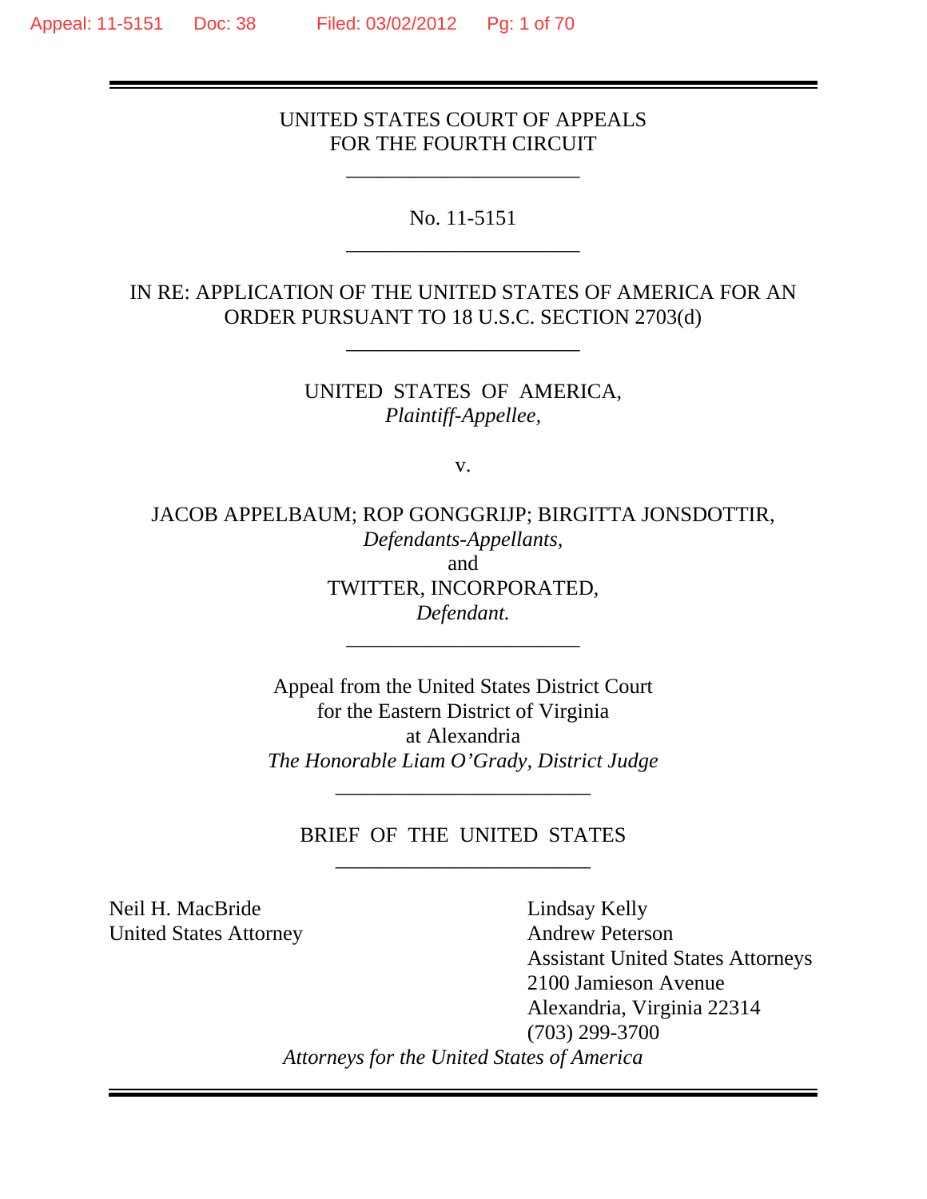UNITED STATES COURT OF APPEALS
FOR THE FOURTH CIRCUIT

---

No. 11-5151

---

IN RE: APPLICATION OF THE UNITED STATES OF AMERICA FOR AN ORDER PURSUANT TO 18 U.S.C. SECTION 2703(d)

---

UNITED STATES OF AMERICA,
*Plaintiff-Appellee,*

v.

JACOB APPELBAUM; ROP GONGGRIJP; BIRGITTA JONSDOTTIR,
*Defendants-Appellants,*
and
TWITTER, INCORPORATED,
*Defendant.*

---

Appeal from the United States District Court
for the Eastern District of Virginia
at Alexandria
*The Honorable Liam O'Grady, District Judge*

---

BRIEF OF THE UNITED STATES

---

Neil H. MacBride
United States Attorney

Lindsay Kelly
Andrew Peterson
Assistant United States Attorneys
2100 Jamieson Avenue
Alexandria, Virginia 22314
(703) 299-3700

*Attorneys for the United States of America*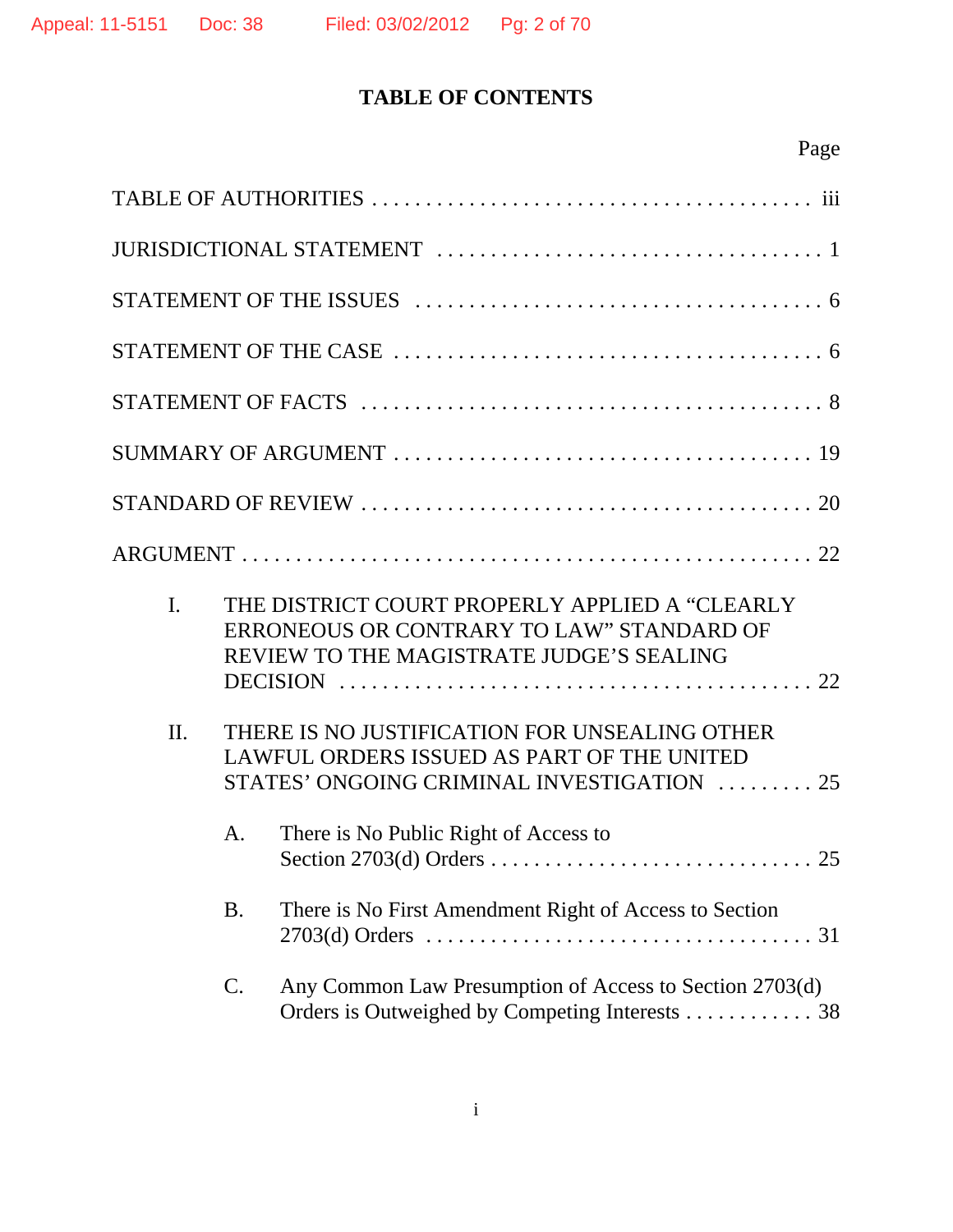# TABLE OF CONTENTS

Page

TABLE OF AUTHORITIES . . . . . . . . . . . . . . . . . . . . . . . . . . . . . . . . . . . . . . . . . . . iii

JURISDICTIONAL STATEMENT . . . . . . . . . . . . . . . . . . . . . . . . . . . . . . . . . . . . 1

STATEMENT OF THE ISSUES . . . . . . . . . . . . . . . . . . . . . . . . . . . . . . . . . . . . . 6

STATEMENT OF THE CASE . . . . . . . . . . . . . . . . . . . . . . . . . . . . . . . . . . . . . . . 6

STATEMENT OF FACTS . . . . . . . . . . . . . . . . . . . . . . . . . . . . . . . . . . . . . . . . . . 8

SUMMARY OF ARGUMENT . . . . . . . . . . . . . . . . . . . . . . . . . . . . . . . . . . . . . . 19

STANDARD OF REVIEW . . . . . . . . . . . . . . . . . . . . . . . . . . . . . . . . . . . . . . . . . 20

ARGUMENT . . . . . . . . . . . . . . . . . . . . . . . . . . . . . . . . . . . . . . . . . . . . . . . . . . . . 22

I. THE DISTRICT COURT PROPERLY APPLIED A "CLEARLY ERRONEOUS OR CONTRARY TO LAW" STANDARD OF REVIEW TO THE MAGISTRATE JUDGE'S SEALING DECISION . . . . . . . . . . . . . . . . . . . . . . . . . . . . . . . . . . . . . . . . . . 22

II. THERE IS NO JUSTIFICATION FOR UNSEALING OTHER LAWFUL ORDERS ISSUED AS PART OF THE UNITED STATES' ONGOING CRIMINAL INVESTIGATION . . . . . . . . . 25

A. There is No Public Right of Access to Section 2703(d) Orders . . . . . . . . . . . . . . . . . . . . . . . . . . . . . . . 25

B. There is No First Amendment Right of Access to Section 2703(d) Orders . . . . . . . . . . . . . . . . . . . . . . . . . . . . . . . . . . . . 31

C. Any Common Law Presumption of Access to Section 2703(d) Orders is Outweighed by Competing Interests . . . . . . . . . . . . 38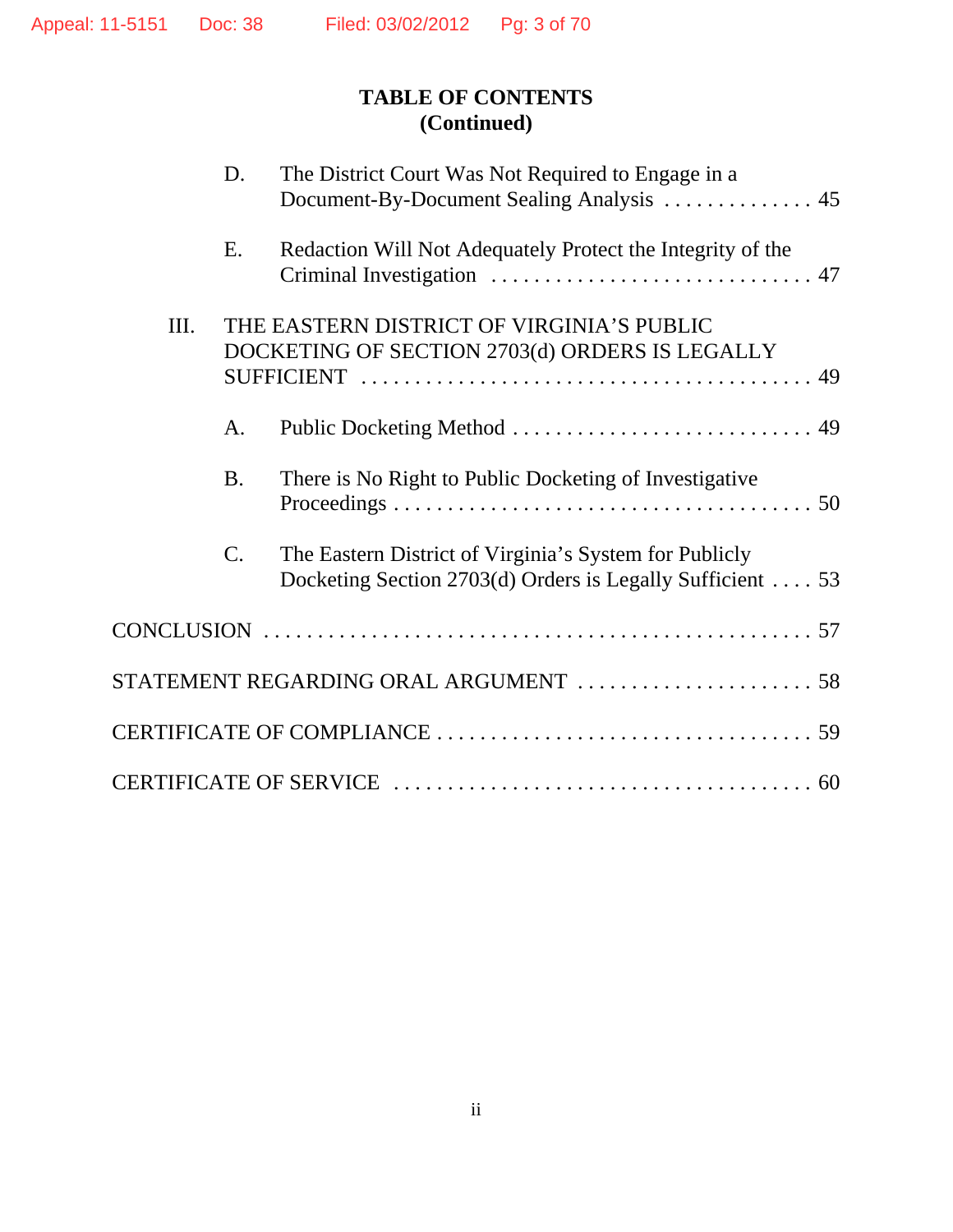**TABLE OF CONTENTS**
**(Continued)**

D. The District Court Was Not Required to Engage in a Document-By-Document Sealing Analysis . . . . . . . . . . . . . . 45

E. Redaction Will Not Adequately Protect the Integrity of the Criminal Investigation . . . . . . . . . . . . . . . . . . . . . . . . . . . . . . 47

III. THE EASTERN DISTRICT OF VIRGINIA'S PUBLIC DOCKETING OF SECTION 2703(d) ORDERS IS LEGALLY SUFFICIENT . . . . . . . . . . . . . . . . . . . . . . . . . . . . . . . . . . . . . . . . . 49

A. Public Docketing Method . . . . . . . . . . . . . . . . . . . . . . . . . . . . 49

B. There is No Right to Public Docketing of Investigative Proceedings . . . . . . . . . . . . . . . . . . . . . . . . . . . . . . . . . . . . . . . 50

C. The Eastern District of Virginia's System for Publicly Docketing Section 2703(d) Orders is Legally Sufficient . . . . 53

CONCLUSION . . . . . . . . . . . . . . . . . . . . . . . . . . . . . . . . . . . . . . . . . . . . . . . . 57

STATEMENT REGARDING ORAL ARGUMENT . . . . . . . . . . . . . . . . . . . . . . 58

CERTIFICATE OF COMPLIANCE . . . . . . . . . . . . . . . . . . . . . . . . . . . . . . . . . 59

CERTIFICATE OF SERVICE . . . . . . . . . . . . . . . . . . . . . . . . . . . . . . . . . . . . . 60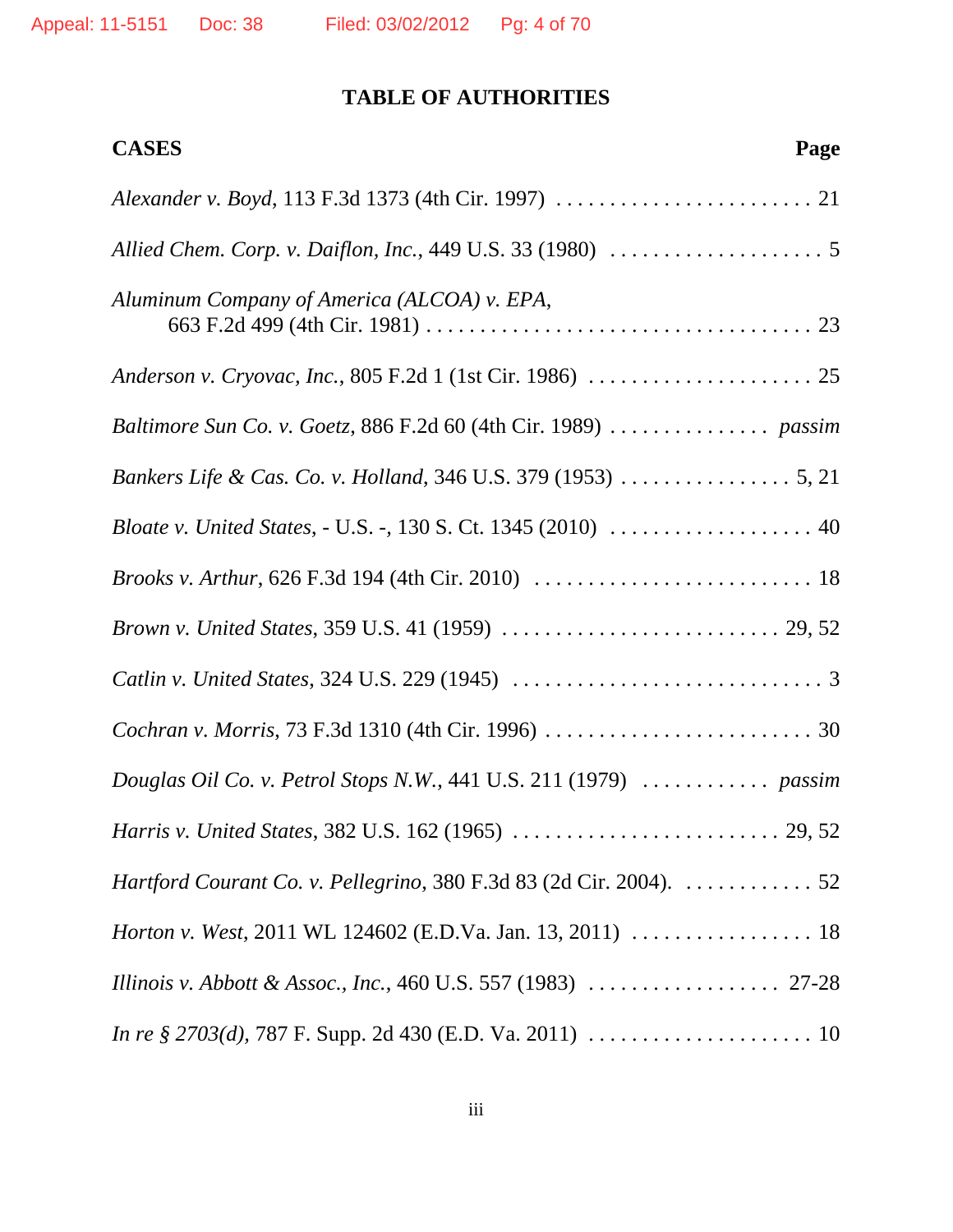# TABLE OF AUTHORITIES

| CASES | Page |
|---|---|
| *Alexander v. Boyd*, 113 F.3d 1373 (4th Cir. 1997) | 21 |
| *Allied Chem. Corp. v. Daiflon, Inc.*, 449 U.S. 33 (1980) | 5 |
| *Aluminum Company of America (ALCOA) v. EPA*, 663 F.2d 499 (4th Cir. 1981) | 23 |
| *Anderson v. Cryovac, Inc.*, 805 F.2d 1 (1st Cir. 1986) | 25 |
| *Baltimore Sun Co. v. Goetz,* 886 F.2d 60 (4th Cir. 1989) | *passim* |
| *Bankers Life & Cas. Co. v. Holland*, 346 U.S. 379 (1953) | 5, 21 |
| *Bloate v. United States*, - U.S. -, 130 S. Ct. 1345 (2010) | 40 |
| *Brooks v. Arthur*, 626 F.3d 194 (4th Cir. 2010) | 18 |
| *Brown v. United States*, 359 U.S. 41 (1959) | 29, 52 |
| *Catlin v. United States*, 324 U.S. 229 (1945) | 3 |
| *Cochran v. Morris*, 73 F.3d 1310 (4th Cir. 1996) | 30 |
| *Douglas Oil Co. v. Petrol Stops N.W.*, 441 U.S. 211 (1979) | *passim* |
| *Harris v. United States*, 382 U.S. 162 (1965) | 29, 52 |
| *Hartford Courant Co. v. Pellegrino*, 380 F.3d 83 (2d Cir. 2004). | 52 |
| *Horton v. West*, 2011 WL 124602 (E.D.Va. Jan. 13, 2011) | 18 |
| *Illinois v. Abbott & Assoc., Inc.*, 460 U.S. 557 (1983) | 27-28 |
| *In re § 2703(d),* 787 F. Supp. 2d 430 (E.D. Va. 2011) | 10 |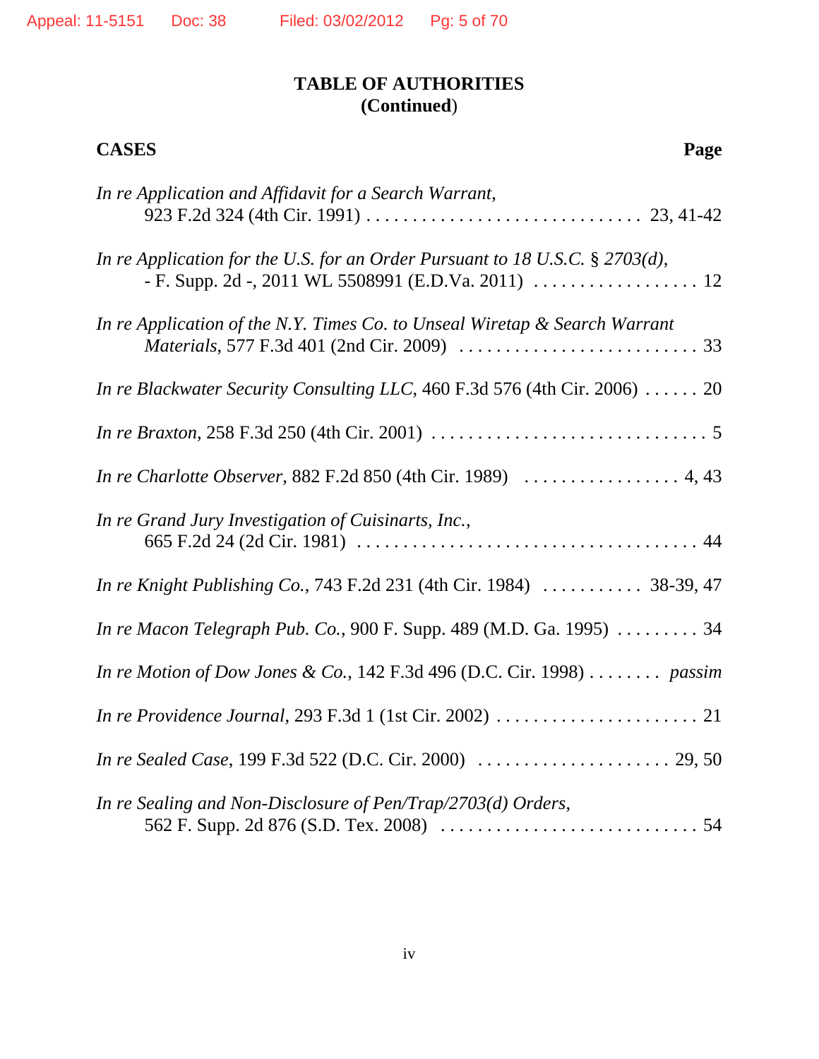## TABLE OF AUTHORITIES
## (Continued)

**CASES** **Page**

*In re Application and Affidavit for a Search Warrant*, 923 F.2d 324 (4th Cir. 1991) . . . . . . . . . . . . . . . . . . . . . . . . . . . . . 23, 41-42

*In re Application for the U.S. for an Order Pursuant to 18 U.S.C. § 2703(d)*, - F. Supp. 2d -, 2011 WL 5508991 (E.D.Va. 2011) . . . . . . . . . . . . . . . . . . 12

*In re Application of the N.Y. Times Co. to Unseal Wiretap & Search Warrant Materials*, 577 F.3d 401 (2nd Cir. 2009) . . . . . . . . . . . . . . . . . . . . . . . . . . . 33

*In re Blackwater Security Consulting LLC*, 460 F.3d 576 (4th Cir. 2006) . . . . . . 20

*In re Braxton*, 258 F.3d 250 (4th Cir. 2001) . . . . . . . . . . . . . . . . . . . . . . . . . . . . . . . 5

*In re Charlotte Observer*, 882 F.2d 850 (4th Cir. 1989) . . . . . . . . . . . . . . . . . 4, 43

*In re Grand Jury Investigation of Cuisinarts, Inc.*, 665 F.2d 24 (2d Cir. 1981) . . . . . . . . . . . . . . . . . . . . . . . . . . . . . . . . . . . . 44

*In re Knight Publishing Co.*, 743 F.2d 231 (4th Cir. 1984) . . . . . . . . . . . 38-39, 47

*In re Macon Telegraph Pub. Co.*, 900 F. Supp. 489 (M.D. Ga. 1995) . . . . . . . . . 34

*In re Motion of Dow Jones & Co.*, 142 F.3d 496 (D.C. Cir. 1998) . . . . . . . . *passim*

*In re Providence Journal*, 293 F.3d 1 (1st Cir. 2002) . . . . . . . . . . . . . . . . . . . . . . 21

*In re Sealed Case*, 199 F.3d 522 (D.C. Cir. 2000) . . . . . . . . . . . . . . . . . . . . . 29, 50

*In re Sealing and Non-Disclosure of Pen/Trap/2703(d) Orders*, 562 F. Supp. 2d 876 (S.D. Tex. 2008) . . . . . . . . . . . . . . . . . . . . . . . . . . . . 54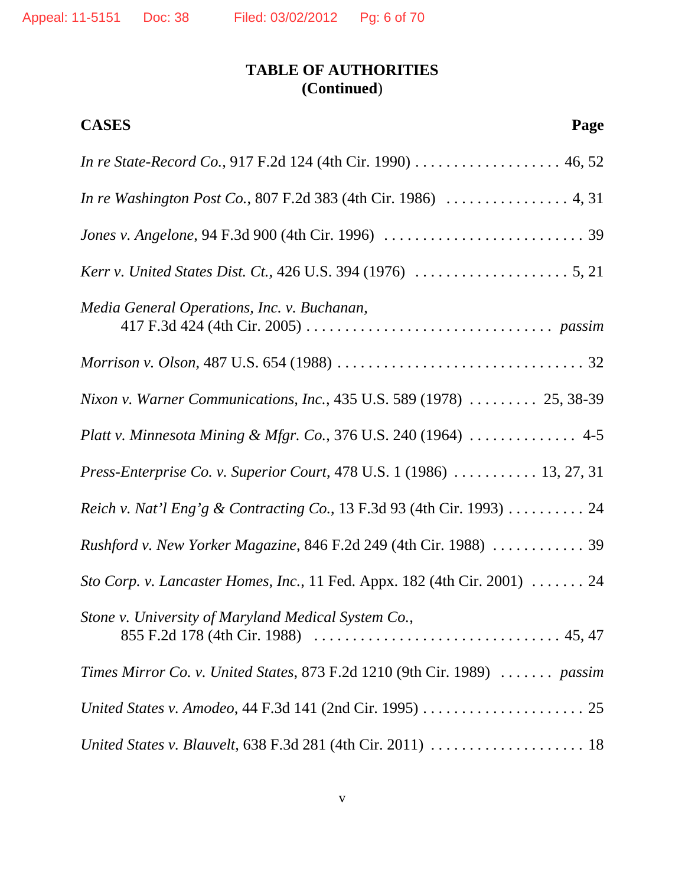**TABLE OF AUTHORITIES**
**(Continued)**

| **CASES** | **Page** |
|---|---|
| *In re State-Record Co.*, 917 F.2d 124 (4th Cir. 1990) | 46, 52 |
| *In re Washington Post Co.*, 807 F.2d 383 (4th Cir. 1986) | 4, 31 |
| *Jones v. Angelone*, 94 F.3d 900 (4th Cir. 1996) | 39 |
| *Kerr v. United States Dist. Ct.*, 426 U.S. 394 (1976) | 5, 21 |
| *Media General Operations, Inc. v. Buchanan*, 417 F.3d 424 (4th Cir. 2005) | *passim* |
| *Morrison v. Olson*, 487 U.S. 654 (1988) | 32 |
| *Nixon v. Warner Communications, Inc.*, 435 U.S. 589 (1978) | 25, 38-39 |
| *Platt v. Minnesota Mining & Mfgr. Co.*, 376 U.S. 240 (1964) | 4-5 |
| *Press-Enterprise Co. v. Superior Court*, 478 U.S. 1 (1986) | 13, 27, 31 |
| *Reich v. Nat'l Eng'g & Contracting Co.*, 13 F.3d 93 (4th Cir. 1993) | 24 |
| *Rushford v. New Yorker Magazine*, 846 F.2d 249 (4th Cir. 1988) | 39 |
| *Sto Corp. v. Lancaster Homes, Inc.*, 11 Fed. Appx. 182 (4th Cir. 2001) | 24 |
| *Stone v. University of Maryland Medical System Co.*, 855 F.2d 178 (4th Cir. 1988) | 45, 47 |
| *Times Mirror Co. v. United States*, 873 F.2d 1210 (9th Cir. 1989) | *passim* |
| *United States v. Amodeo*, 44 F.3d 141 (2nd Cir. 1995) | 25 |
| *United States v. Blauvelt*, 638 F.3d 281 (4th Cir. 2011) | 18 |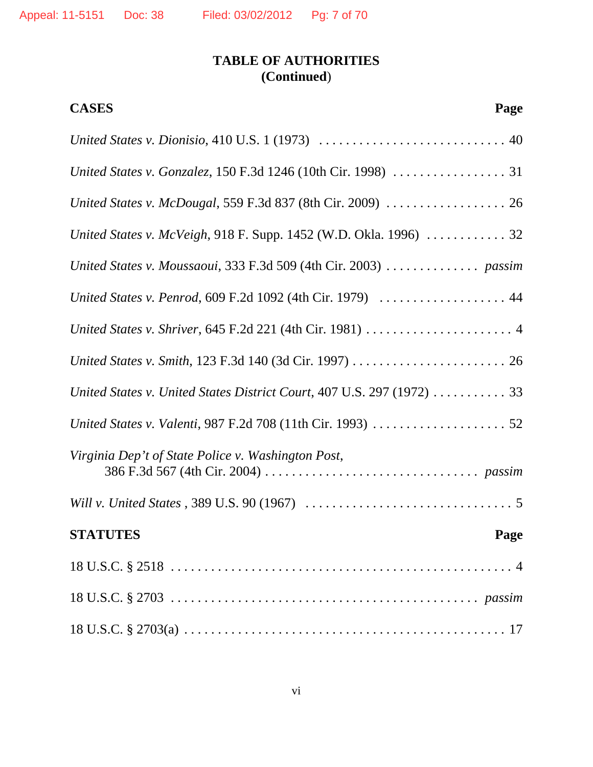# TABLE OF AUTHORITIES
## (Continued)

| CASES | Page |
|---|---|
| *United States v. Dionisio*, 410 U.S. 1 (1973) | 40 |
| *United States v. Gonzalez*, 150 F.3d 1246 (10th Cir. 1998) | 31 |
| *United States v. McDougal*, 559 F.3d 837 (8th Cir. 2009) | 26 |
| *United States v. McVeigh*, 918 F. Supp. 1452 (W.D. Okla. 1996) | 32 |
| *United States v. Moussaoui*, 333 F.3d 509 (4th Cir. 2003) | *passim* |
| *United States v. Penrod*, 609 F.2d 1092 (4th Cir. 1979) | 44 |
| *United States v. Shriver*, 645 F.2d 221 (4th Cir. 1981) | 4 |
| *United States v. Smith*, 123 F.3d 140 (3d Cir. 1997) | 26 |
| *United States v. United States District Court*, 407 U.S. 297 (1972) | 33 |
| *United States v. Valenti*, 987 F.2d 708 (11th Cir. 1993) | 52 |
| *Virginia Dep't of State Police v. Washington Post*, 386 F.3d 567 (4th Cir. 2004) | *passim* |
| *Will v. United States* , 389 U.S. 90 (1967) | 5 |

| STATUTES | Page |
|---|---|
| 18 U.S.C. § 2518 | 4 |
| 18 U.S.C. § 2703 | *passim* |
| 18 U.S.C. § 2703(a) | 17 |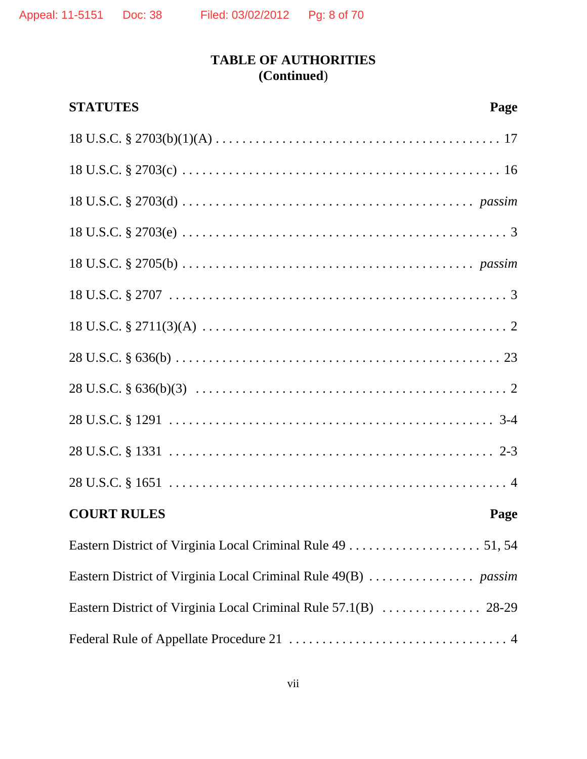## TABLE OF AUTHORITIES
## (Continued)

| STATUTES | Page |
|---|---|
| 18 U.S.C. § 2703(b)(1)(A) | 17 |
| 18 U.S.C. § 2703(c) | 16 |
| 18 U.S.C. § 2703(d) | *passim* |
| 18 U.S.C. § 2703(e) | 3 |
| 18 U.S.C. § 2705(b) | *passim* |
| 18 U.S.C. § 2707 | 3 |
| 18 U.S.C. § 2711(3)(A) | 2 |
| 28 U.S.C. § 636(b) | 23 |
| 28 U.S.C. § 636(b)(3) | 2 |
| 28 U.S.C. § 1291 | 3-4 |
| 28 U.S.C. § 1331 | 2-3 |
| 28 U.S.C. § 1651 | 4 |

| COURT RULES | Page |
|---|---|
| Eastern District of Virginia Local Criminal Rule 49 | 51, 54 |
| Eastern District of Virginia Local Criminal Rule 49(B) | *passim* |
| Eastern District of Virginia Local Criminal Rule 57.1(B) | 28-29 |
| Federal Rule of Appellate Procedure 21 | 4 |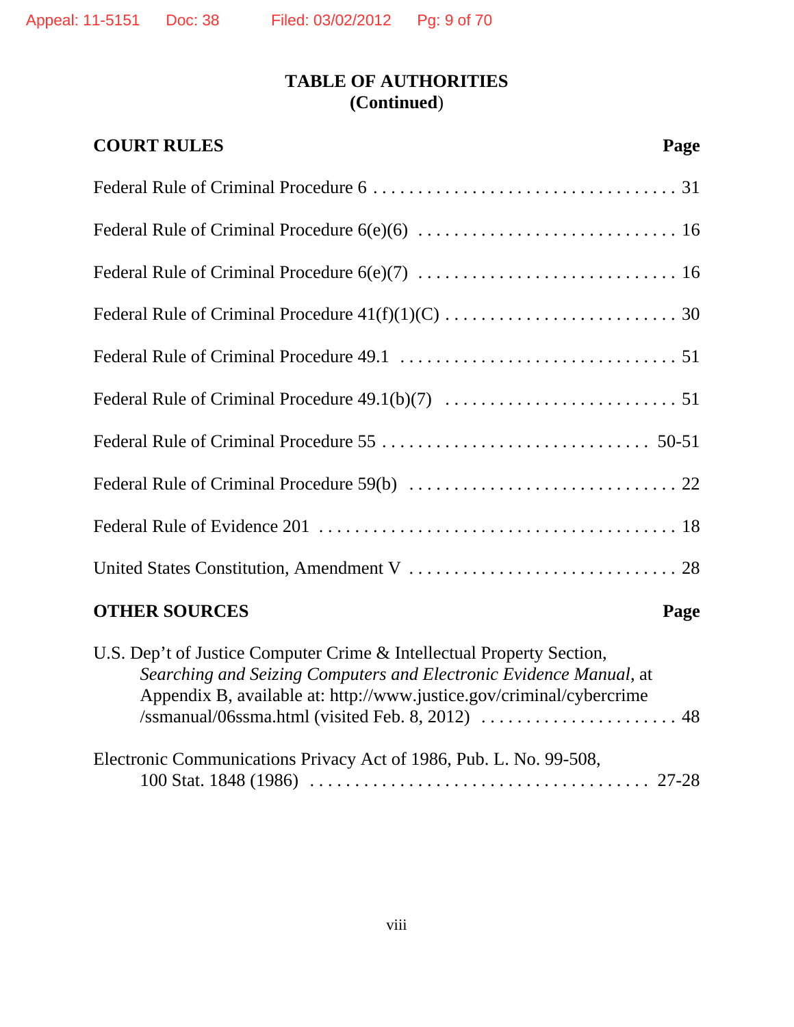## TABLE OF AUTHORITIES
## (Continued)

| COURT RULES | Page |
|---|---|
| Federal Rule of Criminal Procedure 6 | 31 |
| Federal Rule of Criminal Procedure 6(e)(6) | 16 |
| Federal Rule of Criminal Procedure 6(e)(7) | 16 |
| Federal Rule of Criminal Procedure 41(f)(1)(C) | 30 |
| Federal Rule of Criminal Procedure 49.1 | 51 |
| Federal Rule of Criminal Procedure 49.1(b)(7) | 51 |
| Federal Rule of Criminal Procedure 55 | 50-51 |
| Federal Rule of Criminal Procedure 59(b) | 22 |
| Federal Rule of Evidence 201 | 18 |
| United States Constitution, Amendment V | 28 |

| OTHER SOURCES | Page |
|---|---|
| U.S. Dep't of Justice Computer Crime & Intellectual Property Section, *Searching and Seizing Computers and Electronic Evidence Manual*, at Appendix B, available at: http://www.justice.gov/criminal/cybercrime/ssmanual/06ssma.html (visited Feb. 8, 2012) | 48 |
| Electronic Communications Privacy Act of 1986, Pub. L. No. 99-508, 100 Stat. 1848 (1986) | 27-28 |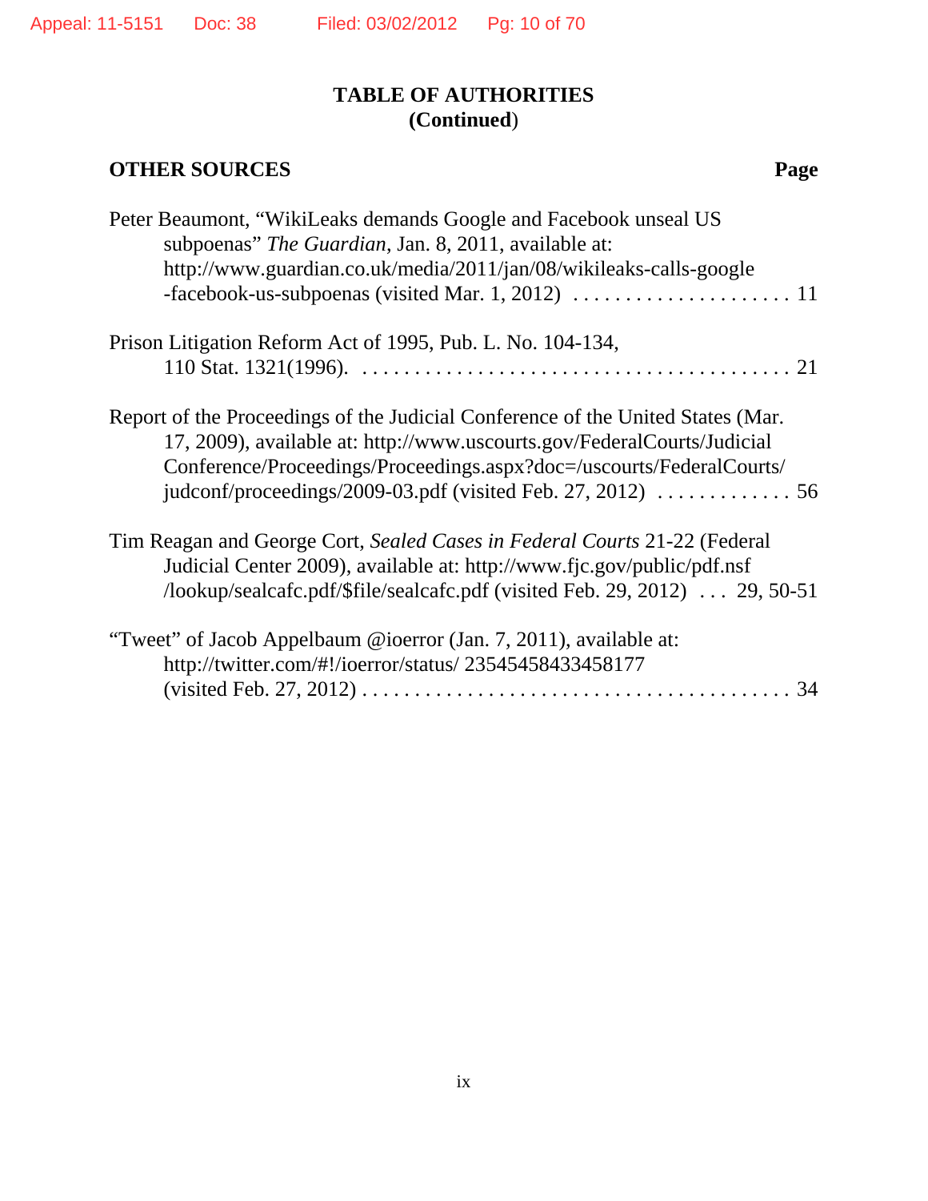## TABLE OF AUTHORITIES (Continued)

**OTHER SOURCES** **Page**

Peter Beaumont, "WikiLeaks demands Google and Facebook unseal US subpoenas" *The Guardian*, Jan. 8, 2011, available at: http://www.guardian.co.uk/media/2011/jan/08/wikileaks-calls-google-facebook-us-subpoenas (visited Mar. 1, 2012) . . . . . . . . . . . . . . . . . . . . . . 11

Prison Litigation Reform Act of 1995, Pub. L. No. 104-134, 110 Stat. 1321(1996). . . . . . . . . . . . . . . . . . . . . . . . . . . . . . . . . . . . . . . . . 21

Report of the Proceedings of the Judicial Conference of the United States (Mar. 17, 2009), available at: http://www.uscourts.gov/FederalCourts/JudicialConference/Proceedings/Proceedings.aspx?doc=/uscourts/FederalCourts/judconf/proceedings/2009-03.pdf (visited Feb. 27, 2012) . . . . . . . . . . . . . 56

Tim Reagan and George Cort, *Sealed Cases in Federal Courts* 21-22 (Federal Judicial Center 2009), available at: http://www.fjc.gov/public/pdf.nsf/lookup/sealcafc.pdf/$file/sealcafc.pdf (visited Feb. 29, 2012) . . . 29, 50-51

"Tweet" of Jacob Appelbaum @ioerror (Jan. 7, 2011), available at: http://twitter.com/#!/ioerror/status/ 23545458433458177 (visited Feb. 27, 2012) . . . . . . . . . . . . . . . . . . . . . . . . . . . . . . . . . . . . . . . . . 34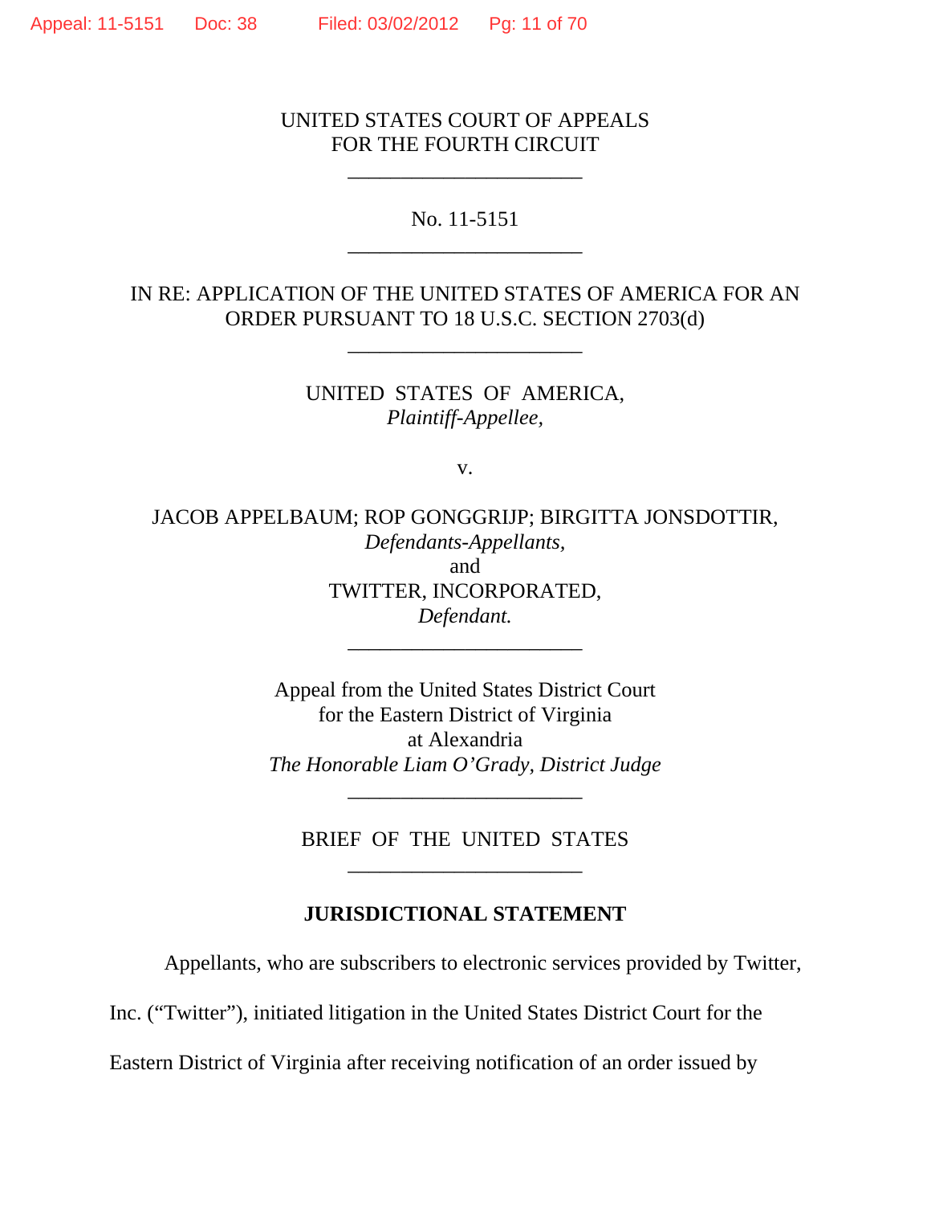UNITED STATES COURT OF APPEALS
FOR THE FOURTH CIRCUIT

---

No. 11-5151

---

IN RE: APPLICATION OF THE UNITED STATES OF AMERICA FOR AN ORDER PURSUANT TO 18 U.S.C. SECTION 2703(d)

---

UNITED STATES OF AMERICA,
*Plaintiff-Appellee,*

v.

JACOB APPELBAUM; ROP GONGGRIJP; BIRGITTA JONSDOTTIR,
*Defendants-Appellants,*
and
TWITTER, INCORPORATED,
*Defendant.*

---

Appeal from the United States District Court
for the Eastern District of Virginia
at Alexandria
*The Honorable Liam O'Grady, District Judge*

---

BRIEF OF THE UNITED STATES

---

**JURISDICTIONAL STATEMENT**

Appellants, who are subscribers to electronic services provided by Twitter, Inc. ("Twitter"), initiated litigation in the United States District Court for the Eastern District of Virginia after receiving notification of an order issued by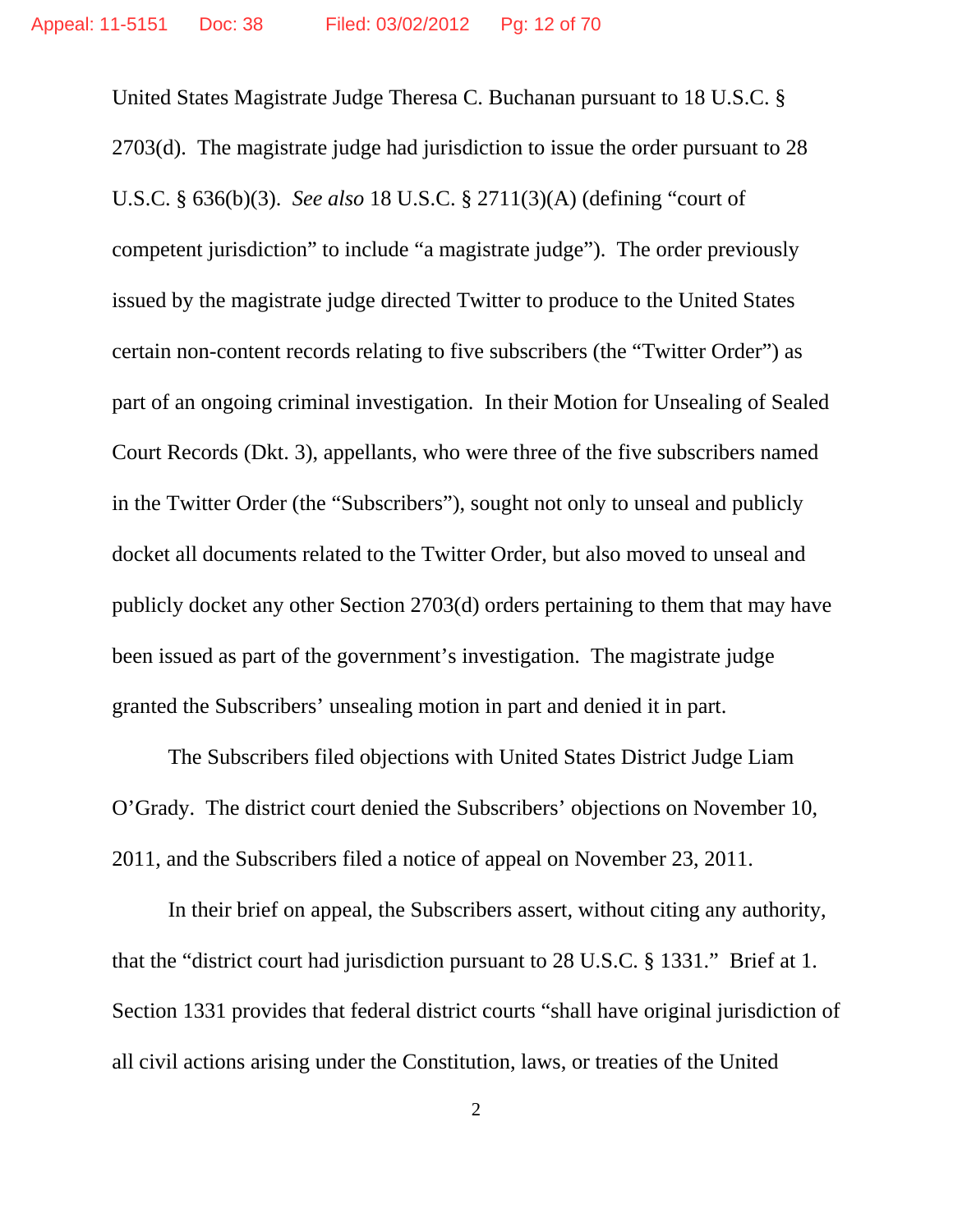United States Magistrate Judge Theresa C. Buchanan pursuant to 18 U.S.C. § 2703(d). The magistrate judge had jurisdiction to issue the order pursuant to 28 U.S.C. § 636(b)(3). *See also* 18 U.S.C. § 2711(3)(A) (defining "court of competent jurisdiction" to include "a magistrate judge"). The order previously issued by the magistrate judge directed Twitter to produce to the United States certain non-content records relating to five subscribers (the "Twitter Order") as part of an ongoing criminal investigation. In their Motion for Unsealing of Sealed Court Records (Dkt. 3), appellants, who were three of the five subscribers named in the Twitter Order (the "Subscribers"), sought not only to unseal and publicly docket all documents related to the Twitter Order, but also moved to unseal and publicly docket any other Section 2703(d) orders pertaining to them that may have been issued as part of the government's investigation. The magistrate judge granted the Subscribers' unsealing motion in part and denied it in part.

The Subscribers filed objections with United States District Judge Liam O'Grady. The district court denied the Subscribers' objections on November 10, 2011, and the Subscribers filed a notice of appeal on November 23, 2011.

In their brief on appeal, the Subscribers assert, without citing any authority, that the "district court had jurisdiction pursuant to 28 U.S.C. § 1331." Brief at 1. Section 1331 provides that federal district courts "shall have original jurisdiction of all civil actions arising under the Constitution, laws, or treaties of the United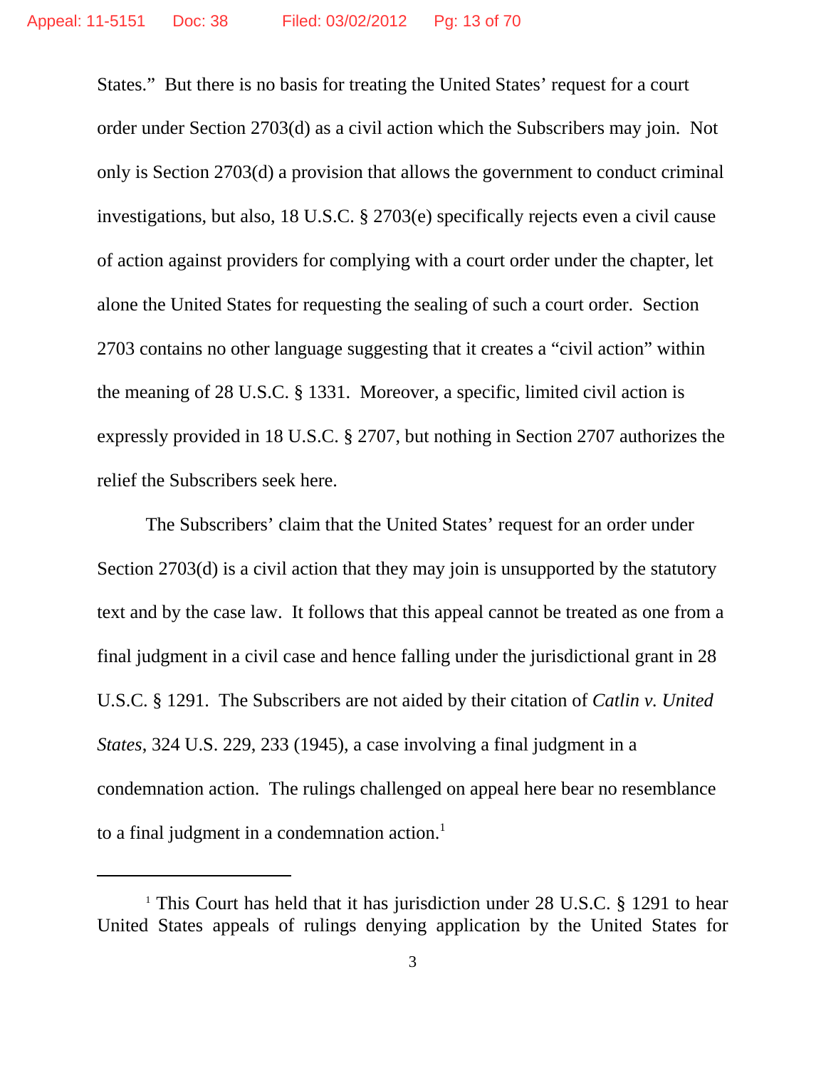States." But there is no basis for treating the United States' request for a court order under Section 2703(d) as a civil action which the Subscribers may join. Not only is Section 2703(d) a provision that allows the government to conduct criminal investigations, but also, 18 U.S.C. § 2703(e) specifically rejects even a civil cause of action against providers for complying with a court order under the chapter, let alone the United States for requesting the sealing of such a court order. Section 2703 contains no other language suggesting that it creates a "civil action" within the meaning of 28 U.S.C. § 1331. Moreover, a specific, limited civil action is expressly provided in 18 U.S.C. § 2707, but nothing in Section 2707 authorizes the relief the Subscribers seek here.

The Subscribers' claim that the United States' request for an order under Section 2703(d) is a civil action that they may join is unsupported by the statutory text and by the case law. It follows that this appeal cannot be treated as one from a final judgment in a civil case and hence falling under the jurisdictional grant in 28 U.S.C. § 1291. The Subscribers are not aided by their citation of *Catlin v. United States*, 324 U.S. 229, 233 (1945), a case involving a final judgment in a condemnation action. The rulings challenged on appeal here bear no resemblance to a final judgment in a condemnation action.[1]

---

[1] This Court has held that it has jurisdiction under 28 U.S.C. § 1291 to hear United States appeals of rulings denying application by the United States for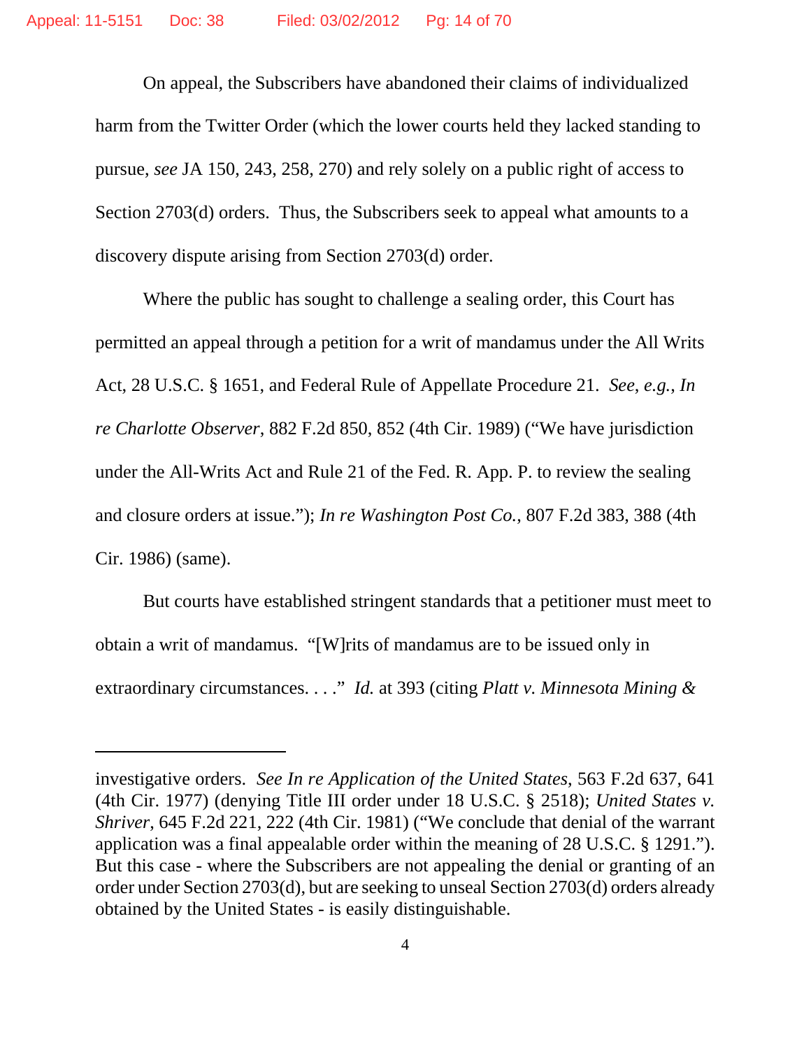On appeal, the Subscribers have abandoned their claims of individualized harm from the Twitter Order (which the lower courts held they lacked standing to pursue, *see* JA 150, 243, 258, 270) and rely solely on a public right of access to Section 2703(d) orders. Thus, the Subscribers seek to appeal what amounts to a discovery dispute arising from Section 2703(d) order.

Where the public has sought to challenge a sealing order, this Court has permitted an appeal through a petition for a writ of mandamus under the All Writs Act, 28 U.S.C. § 1651, and Federal Rule of Appellate Procedure 21. *See, e.g.*, *In re Charlotte Observer*, 882 F.2d 850, 852 (4th Cir. 1989) ("We have jurisdiction under the All-Writs Act and Rule 21 of the Fed. R. App. P. to review the sealing and closure orders at issue."); *In re Washington Post Co.*, 807 F.2d 383, 388 (4th Cir. 1986) (same).

But courts have established stringent standards that a petitioner must meet to obtain a writ of mandamus. "[W]rits of mandamus are to be issued only in extraordinary circumstances. . . ." *Id.* at 393 (citing *Platt v. Minnesota Mining &*

---

investigative orders. *See In re Application of the United States*, 563 F.2d 637, 641 (4th Cir. 1977) (denying Title III order under 18 U.S.C. § 2518); *United States v. Shriver*, 645 F.2d 221, 222 (4th Cir. 1981) ("We conclude that denial of the warrant application was a final appealable order within the meaning of 28 U.S.C. § 1291."). But this case - where the Subscribers are not appealing the denial or granting of an order under Section 2703(d), but are seeking to unseal Section 2703(d) orders already obtained by the United States - is easily distinguishable.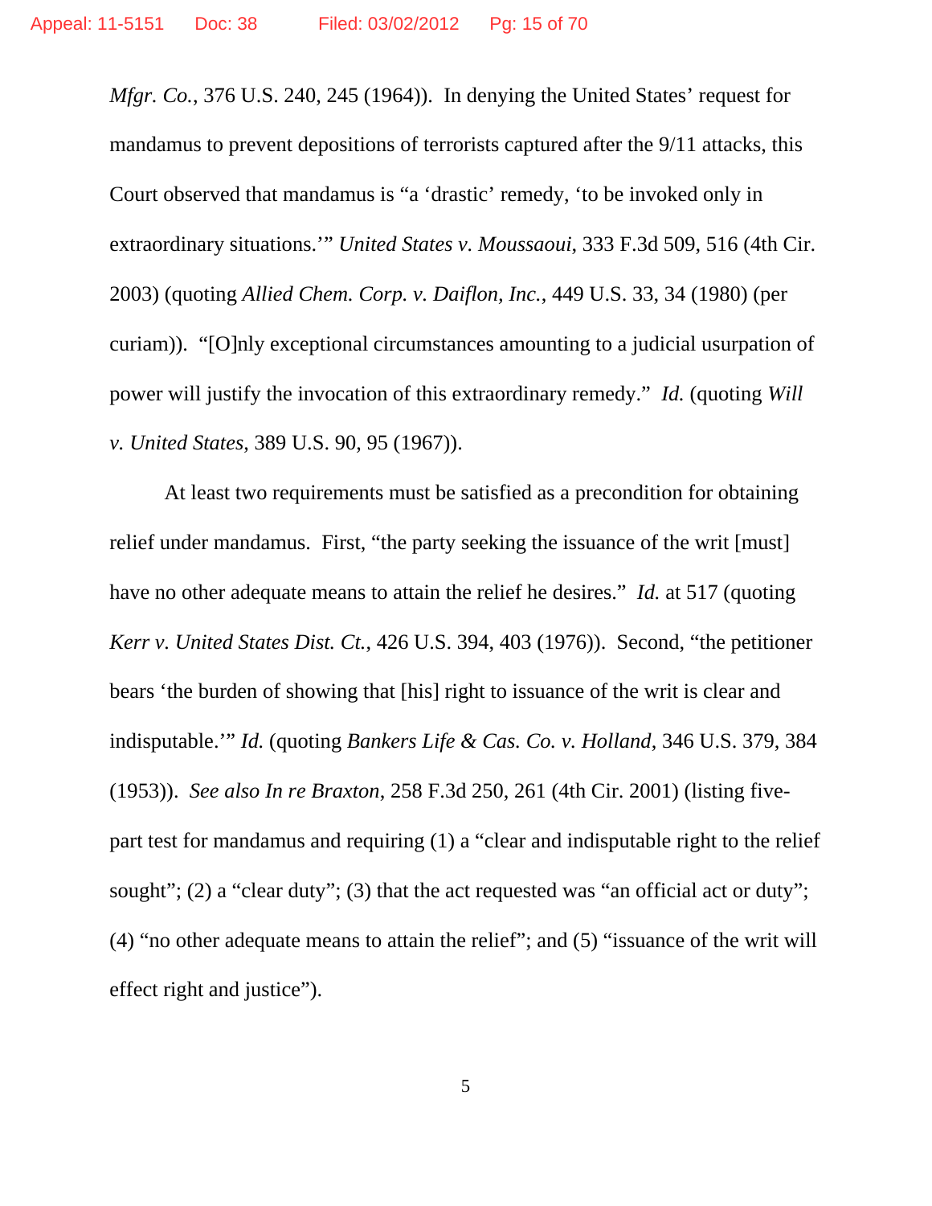*Mfgr. Co.*, 376 U.S. 240, 245 (1964)). In denying the United States' request for mandamus to prevent depositions of terrorists captured after the 9/11 attacks, this Court observed that mandamus is "a 'drastic' remedy, 'to be invoked only in extraordinary situations.'" *United States v. Moussaoui*, 333 F.3d 509, 516 (4th Cir. 2003) (quoting *Allied Chem. Corp. v. Daiflon, Inc.*, 449 U.S. 33, 34 (1980) (per curiam)). "[O]nly exceptional circumstances amounting to a judicial usurpation of power will justify the invocation of this extraordinary remedy." *Id.* (quoting *Will v. United States*, 389 U.S. 90, 95 (1967)).

At least two requirements must be satisfied as a precondition for obtaining relief under mandamus. First, "the party seeking the issuance of the writ [must] have no other adequate means to attain the relief he desires." *Id.* at 517 (quoting *Kerr v. United States Dist. Ct.*, 426 U.S. 394, 403 (1976)). Second, "the petitioner bears 'the burden of showing that [his] right to issuance of the writ is clear and indisputable.'" *Id.* (quoting *Bankers Life & Cas. Co. v. Holland*, 346 U.S. 379, 384 (1953)). *See also In re Braxton*, 258 F.3d 250, 261 (4th Cir. 2001) (listing five-part test for mandamus and requiring (1) a "clear and indisputable right to the relief sought"; (2) a "clear duty"; (3) that the act requested was "an official act or duty"; (4) "no other adequate means to attain the relief"; and (5) "issuance of the writ will effect right and justice").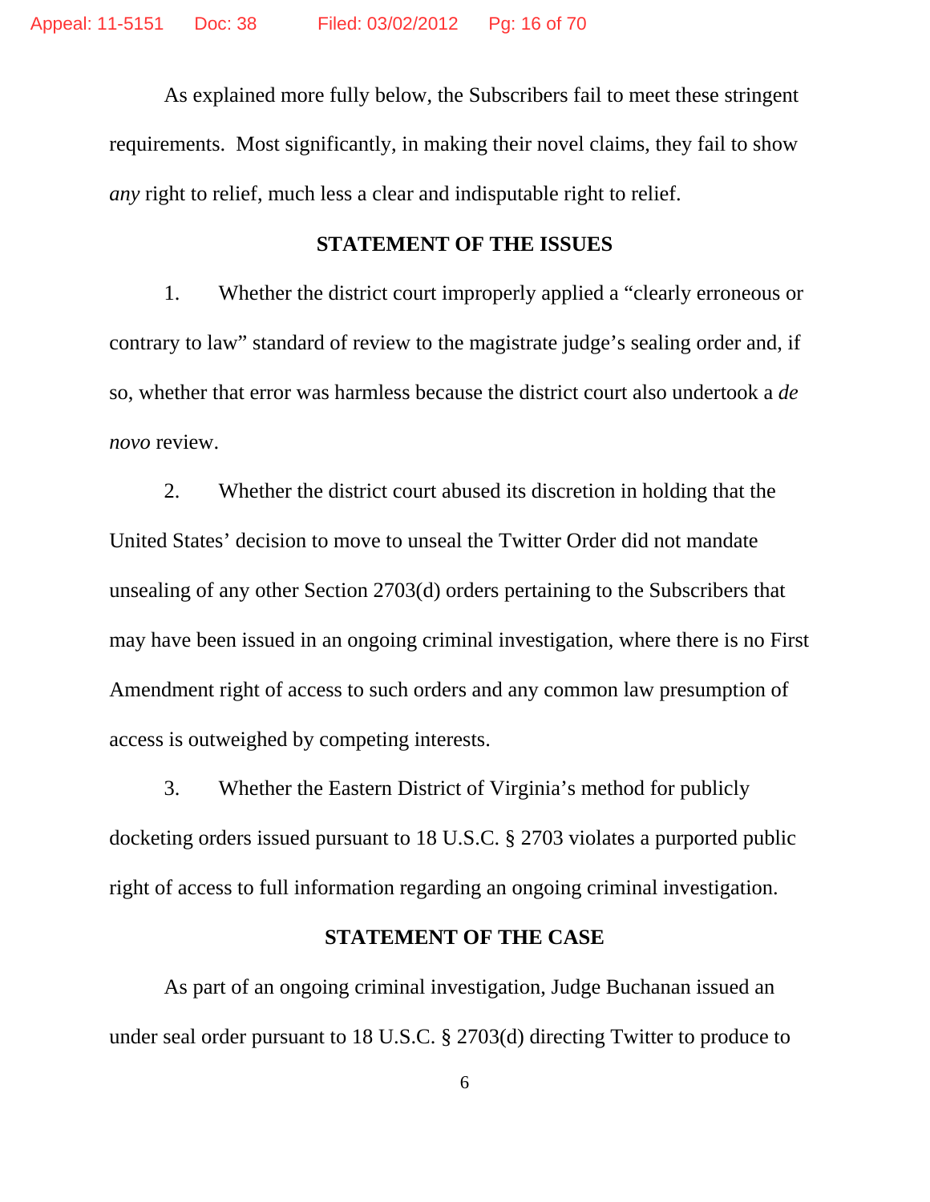As explained more fully below, the Subscribers fail to meet these stringent requirements. Most significantly, in making their novel claims, they fail to show *any* right to relief, much less a clear and indisputable right to relief.

## STATEMENT OF THE ISSUES

1. Whether the district court improperly applied a "clearly erroneous or contrary to law" standard of review to the magistrate judge's sealing order and, if so, whether that error was harmless because the district court also undertook a *de novo* review.

2. Whether the district court abused its discretion in holding that the United States' decision to move to unseal the Twitter Order did not mandate unsealing of any other Section 2703(d) orders pertaining to the Subscribers that may have been issued in an ongoing criminal investigation, where there is no First Amendment right of access to such orders and any common law presumption of access is outweighed by competing interests.

3. Whether the Eastern District of Virginia's method for publicly docketing orders issued pursuant to 18 U.S.C. § 2703 violates a purported public right of access to full information regarding an ongoing criminal investigation.

## STATEMENT OF THE CASE

As part of an ongoing criminal investigation, Judge Buchanan issued an under seal order pursuant to 18 U.S.C. § 2703(d) directing Twitter to produce to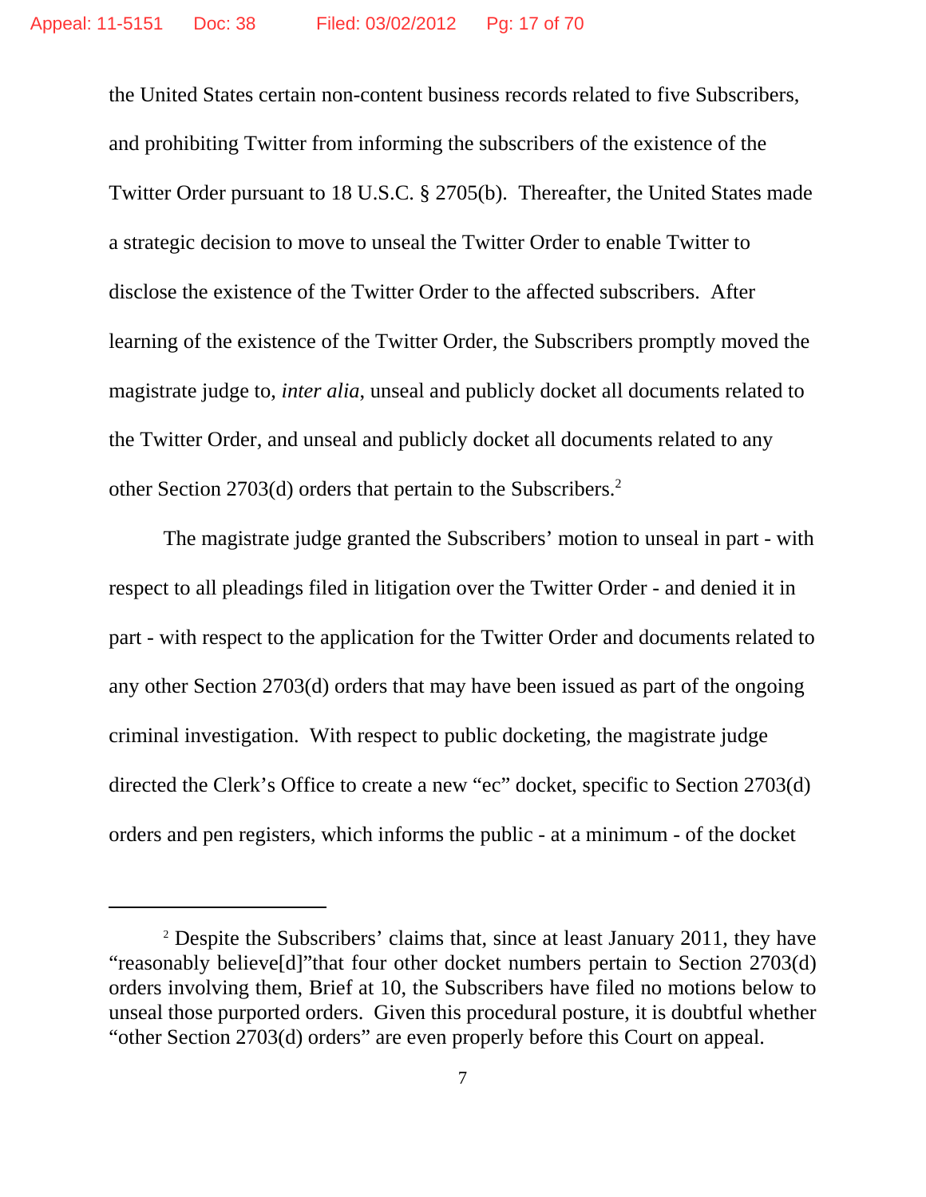the United States certain non-content business records related to five Subscribers, and prohibiting Twitter from informing the subscribers of the existence of the Twitter Order pursuant to 18 U.S.C. § 2705(b). Thereafter, the United States made a strategic decision to move to unseal the Twitter Order to enable Twitter to disclose the existence of the Twitter Order to the affected subscribers. After learning of the existence of the Twitter Order, the Subscribers promptly moved the magistrate judge to, *inter alia*, unseal and publicly docket all documents related to the Twitter Order, and unseal and publicly docket all documents related to any other Section 2703(d) orders that pertain to the Subscribers.[2]

The magistrate judge granted the Subscribers' motion to unseal in part - with respect to all pleadings filed in litigation over the Twitter Order - and denied it in part - with respect to the application for the Twitter Order and documents related to any other Section 2703(d) orders that may have been issued as part of the ongoing criminal investigation. With respect to public docketing, the magistrate judge directed the Clerk's Office to create a new "ec" docket, specific to Section 2703(d) orders and pen registers, which informs the public - at a minimum - of the docket

---

[2] Despite the Subscribers' claims that, since at least January 2011, they have "reasonably believe[d]"that four other docket numbers pertain to Section 2703(d) orders involving them, Brief at 10, the Subscribers have filed no motions below to unseal those purported orders. Given this procedural posture, it is doubtful whether "other Section 2703(d) orders" are even properly before this Court on appeal.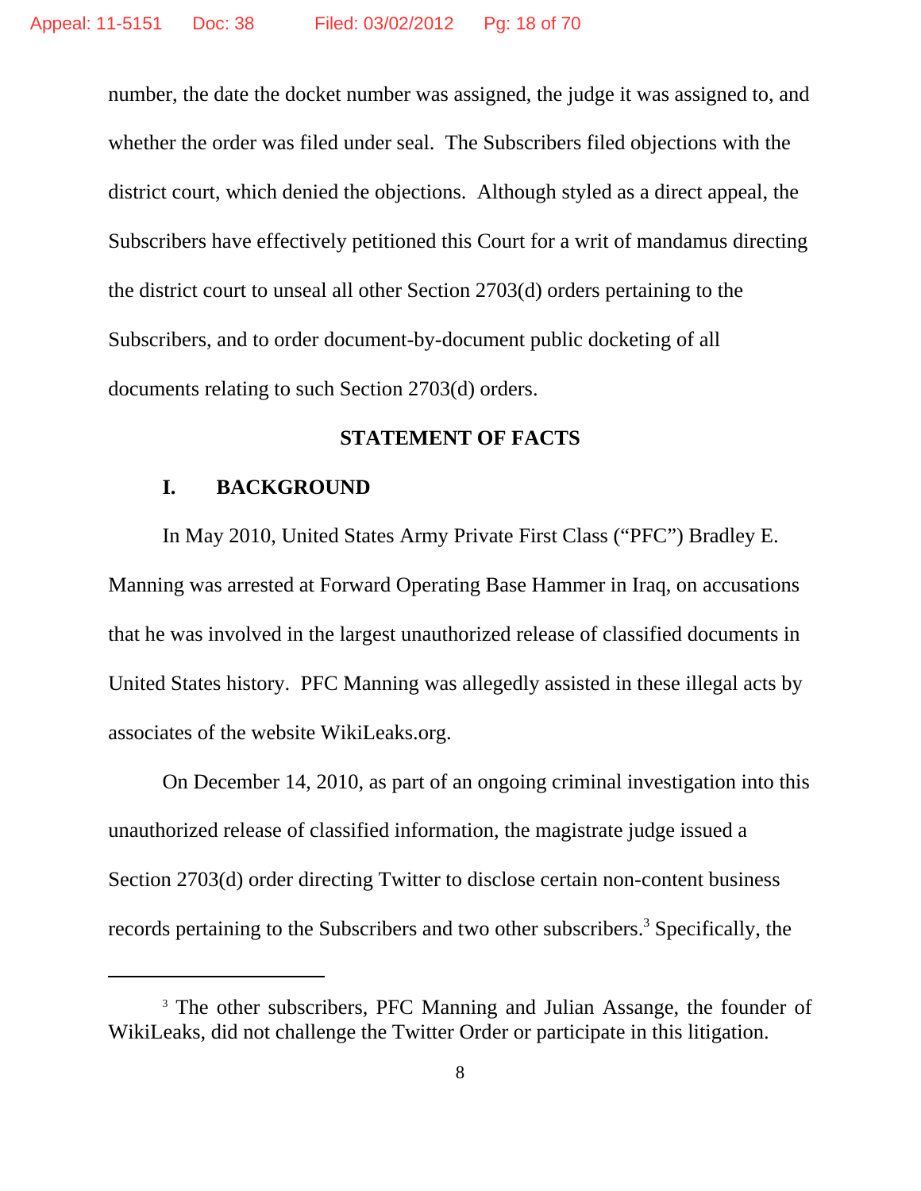number, the date the docket number was assigned, the judge it was assigned to, and whether the order was filed under seal. The Subscribers filed objections with the district court, which denied the objections. Although styled as a direct appeal, the Subscribers have effectively petitioned this Court for a writ of mandamus directing the district court to unseal all other Section 2703(d) orders pertaining to the Subscribers, and to order document-by-document public docketing of all documents relating to such Section 2703(d) orders.

## STATEMENT OF FACTS

### I. BACKGROUND

In May 2010, United States Army Private First Class ("PFC") Bradley E. Manning was arrested at Forward Operating Base Hammer in Iraq, on accusations that he was involved in the largest unauthorized release of classified documents in United States history. PFC Manning was allegedly assisted in these illegal acts by associates of the website WikiLeaks.org.

On December 14, 2010, as part of an ongoing criminal investigation into this unauthorized release of classified information, the magistrate judge issued a Section 2703(d) order directing Twitter to disclose certain non-content business records pertaining to the Subscribers and two other subscribers.[3] Specifically, the

[3] The other subscribers, PFC Manning and Julian Assange, the founder of WikiLeaks, did not challenge the Twitter Order or participate in this litigation.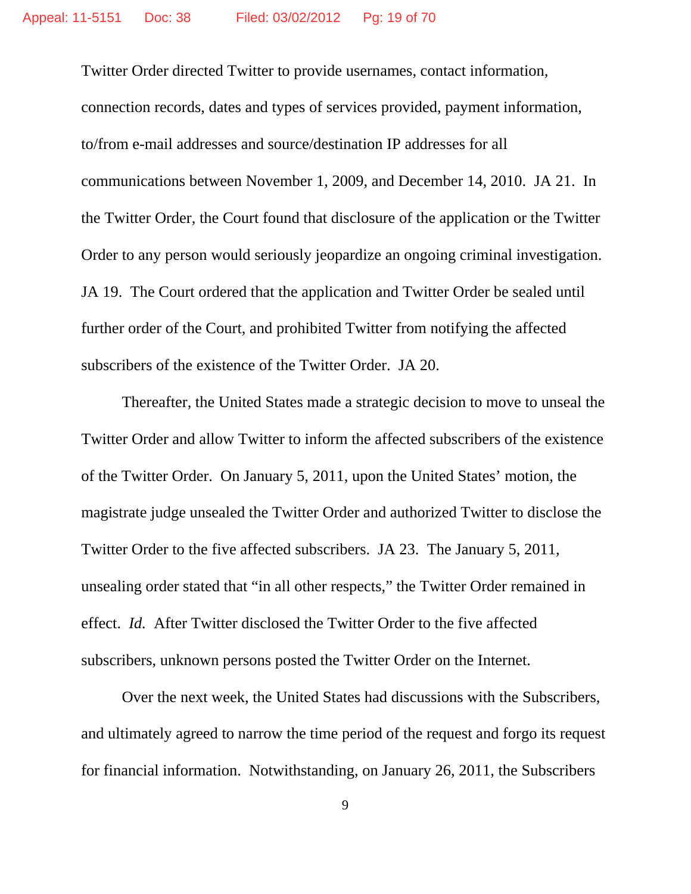Twitter Order directed Twitter to provide usernames, contact information, connection records, dates and types of services provided, payment information, to/from e-mail addresses and source/destination IP addresses for all communications between November 1, 2009, and December 14, 2010. JA 21. In the Twitter Order, the Court found that disclosure of the application or the Twitter Order to any person would seriously jeopardize an ongoing criminal investigation. JA 19. The Court ordered that the application and Twitter Order be sealed until further order of the Court, and prohibited Twitter from notifying the affected subscribers of the existence of the Twitter Order. JA 20.

Thereafter, the United States made a strategic decision to move to unseal the Twitter Order and allow Twitter to inform the affected subscribers of the existence of the Twitter Order. On January 5, 2011, upon the United States' motion, the magistrate judge unsealed the Twitter Order and authorized Twitter to disclose the Twitter Order to the five affected subscribers. JA 23. The January 5, 2011, unsealing order stated that "in all other respects," the Twitter Order remained in effect. *Id.* After Twitter disclosed the Twitter Order to the five affected subscribers, unknown persons posted the Twitter Order on the Internet.

Over the next week, the United States had discussions with the Subscribers, and ultimately agreed to narrow the time period of the request and forgo its request for financial information. Notwithstanding, on January 26, 2011, the Subscribers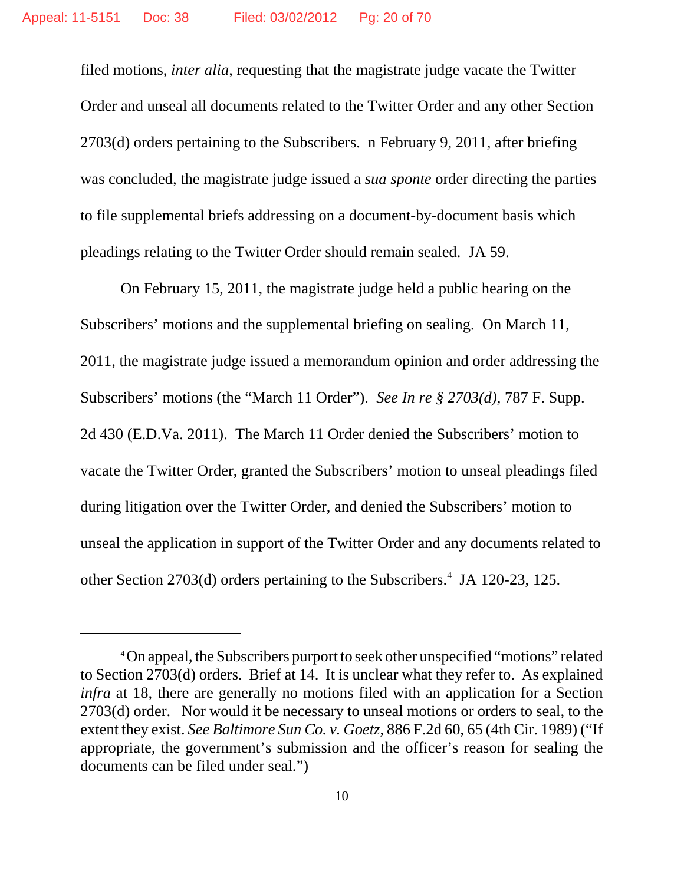filed motions, *inter alia*, requesting that the magistrate judge vacate the Twitter Order and unseal all documents related to the Twitter Order and any other Section 2703(d) orders pertaining to the Subscribers.  n February 9, 2011, after briefing was concluded, the magistrate judge issued a *sua sponte* order directing the parties to file supplemental briefs addressing on a document-by-document basis which pleadings relating to the Twitter Order should remain sealed.  JA 59.

On February 15, 2011, the magistrate judge held a public hearing on the Subscribers' motions and the supplemental briefing on sealing.  On March 11, 2011, the magistrate judge issued a memorandum opinion and order addressing the Subscribers' motions (the "March 11 Order").  *See In re § 2703(d)*, 787 F. Supp. 2d 430 (E.D.Va. 2011).  The March 11 Order denied the Subscribers' motion to vacate the Twitter Order, granted the Subscribers' motion to unseal pleadings filed during litigation over the Twitter Order, and denied the Subscribers' motion to unseal the application in support of the Twitter Order and any documents related to other Section 2703(d) orders pertaining to the Subscribers.[4]  JA 120-23, 125.

---

[4] On appeal, the Subscribers purport to seek other unspecified "motions" related to Section 2703(d) orders.  Brief at 14.  It is unclear what they refer to.  As explained *infra* at 18, there are generally no motions filed with an application for a Section 2703(d) order.  Nor would it be necessary to unseal motions or orders to seal, to the extent they exist. *See Baltimore Sun Co. v. Goetz*, 886 F.2d 60, 65 (4th Cir. 1989) ("If appropriate, the government's submission and the officer's reason for sealing the documents can be filed under seal.")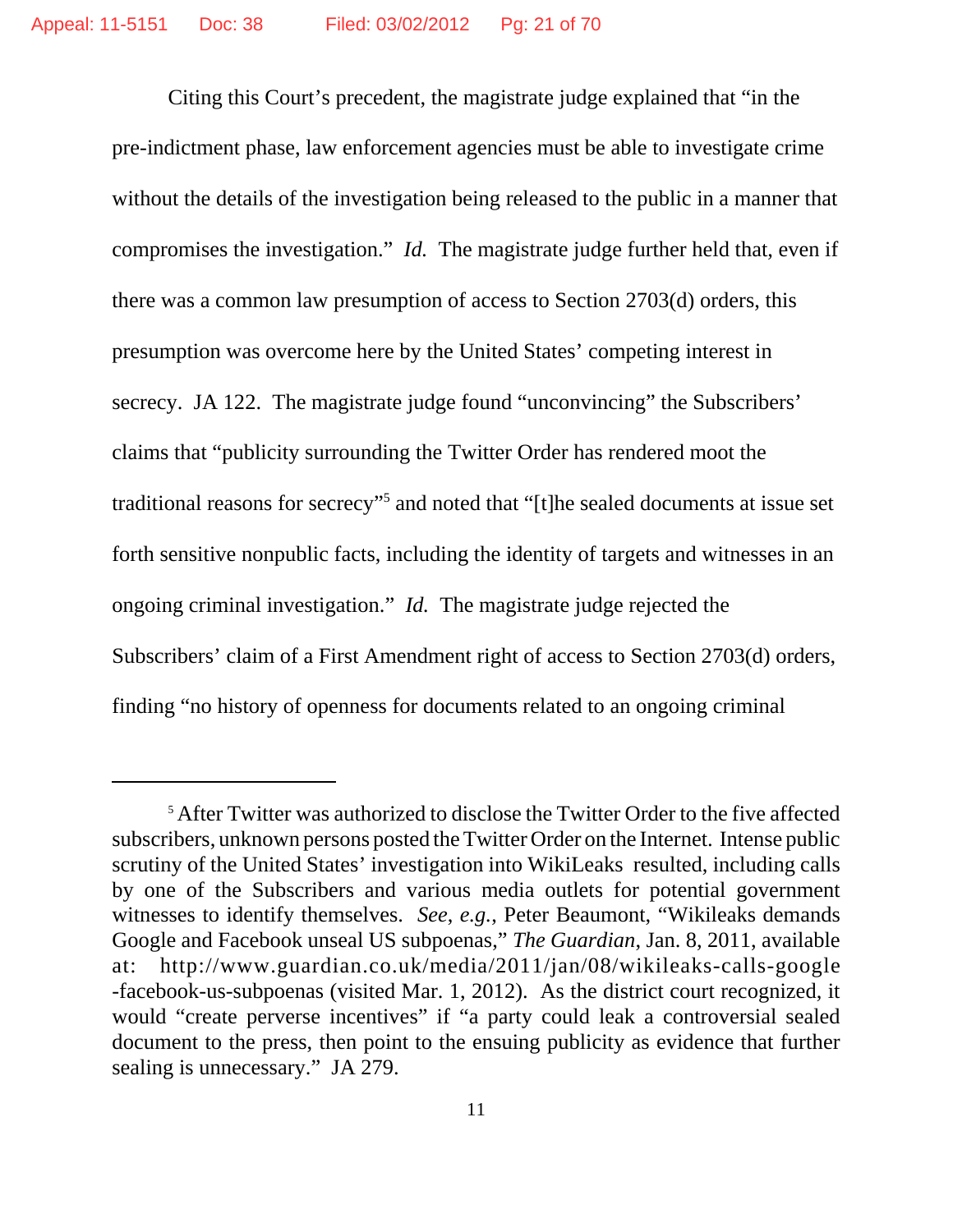Citing this Court's precedent, the magistrate judge explained that "in the pre-indictment phase, law enforcement agencies must be able to investigate crime without the details of the investigation being released to the public in a manner that compromises the investigation." *Id.* The magistrate judge further held that, even if there was a common law presumption of access to Section 2703(d) orders, this presumption was overcome here by the United States' competing interest in secrecy. JA 122. The magistrate judge found "unconvincing" the Subscribers' claims that "publicity surrounding the Twitter Order has rendered moot the traditional reasons for secrecy"[5] and noted that "[t]he sealed documents at issue set forth sensitive nonpublic facts, including the identity of targets and witnesses in an ongoing criminal investigation." *Id.* The magistrate judge rejected the Subscribers' claim of a First Amendment right of access to Section 2703(d) orders, finding "no history of openness for documents related to an ongoing criminal

---

[5] After Twitter was authorized to disclose the Twitter Order to the five affected subscribers, unknown persons posted the Twitter Order on the Internet. Intense public scrutiny of the United States' investigation into WikiLeaks resulted, including calls by one of the Subscribers and various media outlets for potential government witnesses to identify themselves. *See, e.g.*, Peter Beaumont, "Wikileaks demands Google and Facebook unseal US subpoenas," *The Guardian*, Jan. 8, 2011, available at: http://www.guardian.co.uk/media/2011/jan/08/wikileaks-calls-google-facebook-us-subpoenas (visited Mar. 1, 2012). As the district court recognized, it would "create perverse incentives" if "a party could leak a controversial sealed document to the press, then point to the ensuing publicity as evidence that further sealing is unnecessary." JA 279.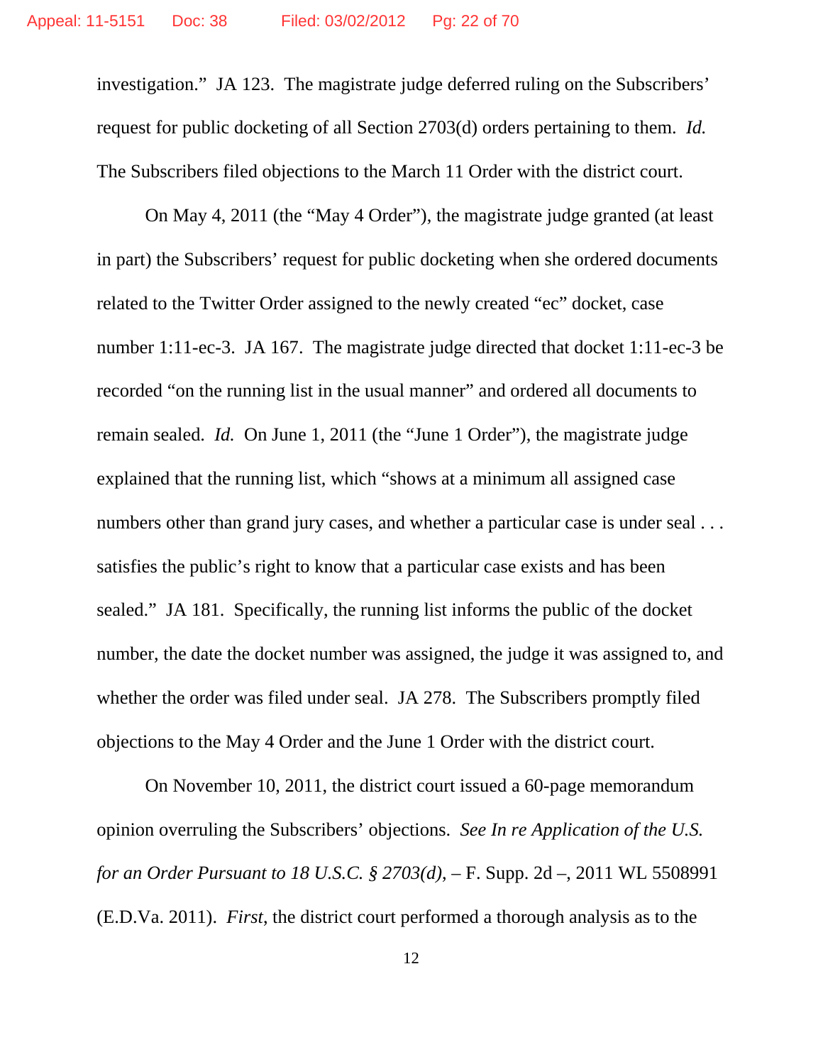investigation." JA 123. The magistrate judge deferred ruling on the Subscribers' request for public docketing of all Section 2703(d) orders pertaining to them. *Id.* The Subscribers filed objections to the March 11 Order with the district court.

On May 4, 2011 (the "May 4 Order"), the magistrate judge granted (at least in part) the Subscribers' request for public docketing when she ordered documents related to the Twitter Order assigned to the newly created "ec" docket, case number 1:11-ec-3. JA 167. The magistrate judge directed that docket 1:11-ec-3 be recorded "on the running list in the usual manner" and ordered all documents to remain sealed. *Id.* On June 1, 2011 (the "June 1 Order"), the magistrate judge explained that the running list, which "shows at a minimum all assigned case numbers other than grand jury cases, and whether a particular case is under seal . . . satisfies the public's right to know that a particular case exists and has been sealed." JA 181. Specifically, the running list informs the public of the docket number, the date the docket number was assigned, the judge it was assigned to, and whether the order was filed under seal. JA 278. The Subscribers promptly filed objections to the May 4 Order and the June 1 Order with the district court.

On November 10, 2011, the district court issued a 60-page memorandum opinion overruling the Subscribers' objections. *See In re Application of the U.S. for an Order Pursuant to 18 U.S.C. § 2703(d)*, – F. Supp. 2d –, 2011 WL 5508991 (E.D.Va. 2011). *First*, the district court performed a thorough analysis as to the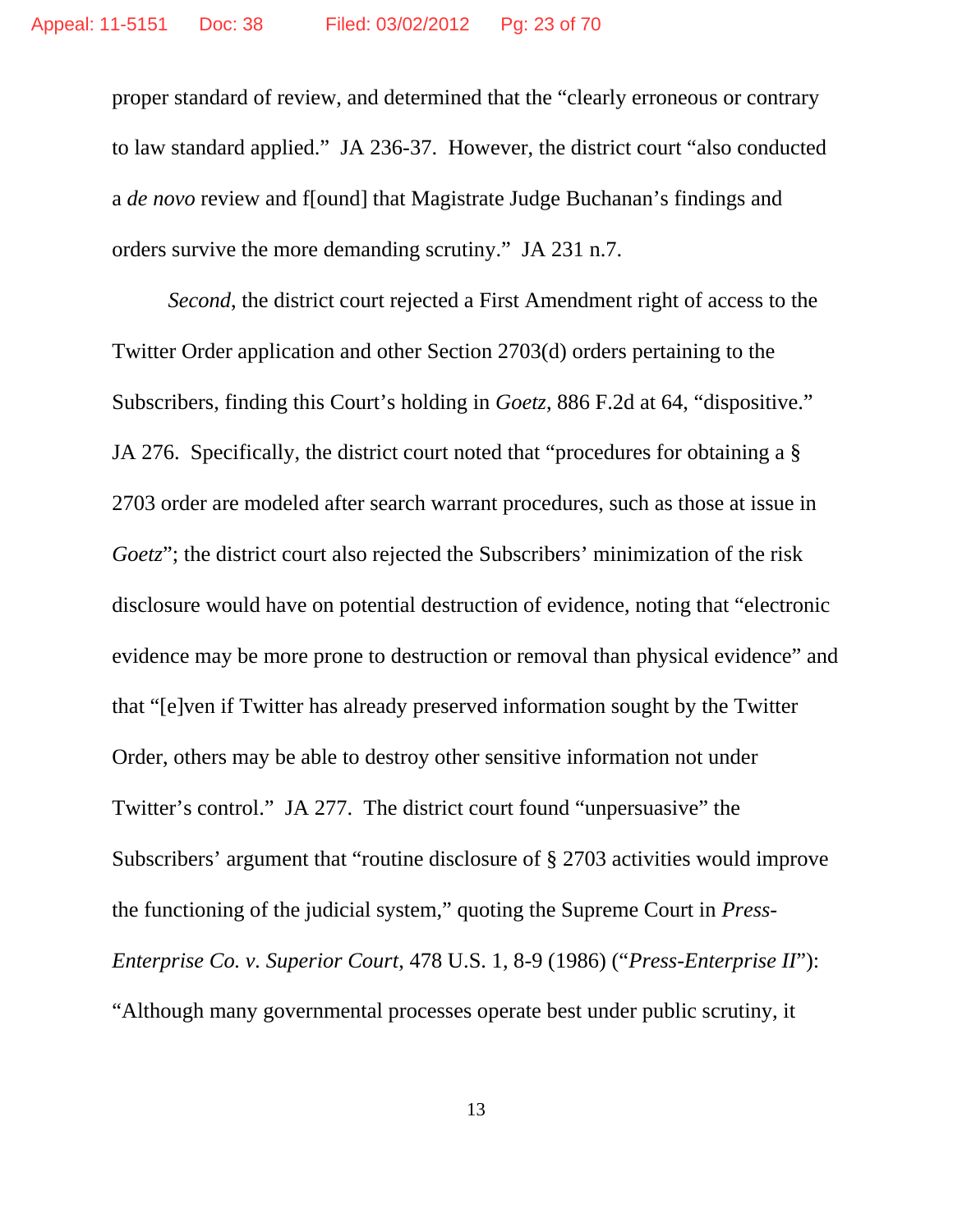proper standard of review, and determined that the "clearly erroneous or contrary to law standard applied." JA 236-37. However, the district court "also conducted a *de novo* review and f[ound] that Magistrate Judge Buchanan's findings and orders survive the more demanding scrutiny." JA 231 n.7.

*Second*, the district court rejected a First Amendment right of access to the Twitter Order application and other Section 2703(d) orders pertaining to the Subscribers, finding this Court's holding in *Goetz*, 886 F.2d at 64, "dispositive." JA 276. Specifically, the district court noted that "procedures for obtaining a § 2703 order are modeled after search warrant procedures, such as those at issue in *Goetz*"; the district court also rejected the Subscribers' minimization of the risk disclosure would have on potential destruction of evidence, noting that "electronic evidence may be more prone to destruction or removal than physical evidence" and that "[e]ven if Twitter has already preserved information sought by the Twitter Order, others may be able to destroy other sensitive information not under Twitter's control." JA 277. The district court found "unpersuasive" the Subscribers' argument that "routine disclosure of § 2703 activities would improve the functioning of the judicial system," quoting the Supreme Court in *Press-Enterprise Co. v. Superior Court*, 478 U.S. 1, 8-9 (1986) ("*Press-Enterprise II*"): "Although many governmental processes operate best under public scrutiny, it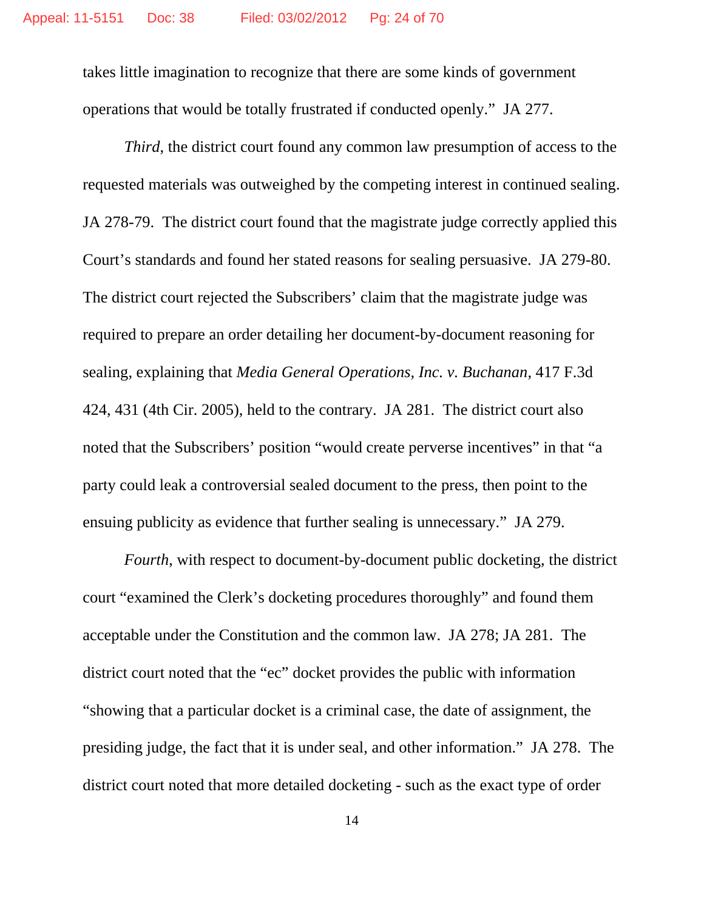takes little imagination to recognize that there are some kinds of government operations that would be totally frustrated if conducted openly." JA 277.

*Third*, the district court found any common law presumption of access to the requested materials was outweighed by the competing interest in continued sealing. JA 278-79. The district court found that the magistrate judge correctly applied this Court's standards and found her stated reasons for sealing persuasive. JA 279-80. The district court rejected the Subscribers' claim that the magistrate judge was required to prepare an order detailing her document-by-document reasoning for sealing, explaining that *Media General Operations, Inc. v. Buchanan*, 417 F.3d 424, 431 (4th Cir. 2005), held to the contrary. JA 281. The district court also noted that the Subscribers' position "would create perverse incentives" in that "a party could leak a controversial sealed document to the press, then point to the ensuing publicity as evidence that further sealing is unnecessary." JA 279.

*Fourth*, with respect to document-by-document public docketing, the district court "examined the Clerk's docketing procedures thoroughly" and found them acceptable under the Constitution and the common law. JA 278; JA 281. The district court noted that the "ec" docket provides the public with information "showing that a particular docket is a criminal case, the date of assignment, the presiding judge, the fact that it is under seal, and other information." JA 278. The district court noted that more detailed docketing - such as the exact type of order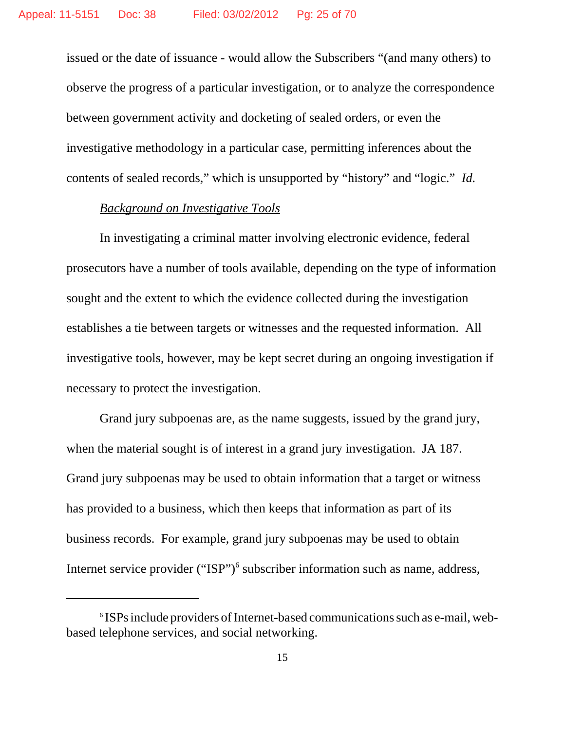issued or the date of issuance - would allow the Subscribers "(and many others) to observe the progress of a particular investigation, or to analyze the correspondence between government activity and docketing of sealed orders, or even the investigative methodology in a particular case, permitting inferences about the contents of sealed records," which is unsupported by "history" and "logic." *Id.*

*Background on Investigative Tools*

In investigating a criminal matter involving electronic evidence, federal prosecutors have a number of tools available, depending on the type of information sought and the extent to which the evidence collected during the investigation establishes a tie between targets or witnesses and the requested information. All investigative tools, however, may be kept secret during an ongoing investigation if necessary to protect the investigation.

Grand jury subpoenas are, as the name suggests, issued by the grand jury, when the material sought is of interest in a grand jury investigation. JA 187. Grand jury subpoenas may be used to obtain information that a target or witness has provided to a business, which then keeps that information as part of its business records. For example, grand jury subpoenas may be used to obtain Internet service provider ("ISP")[6] subscriber information such as name, address,

---

[6] ISPs include providers of Internet-based communications such as e-mail, web-based telephone services, and social networking.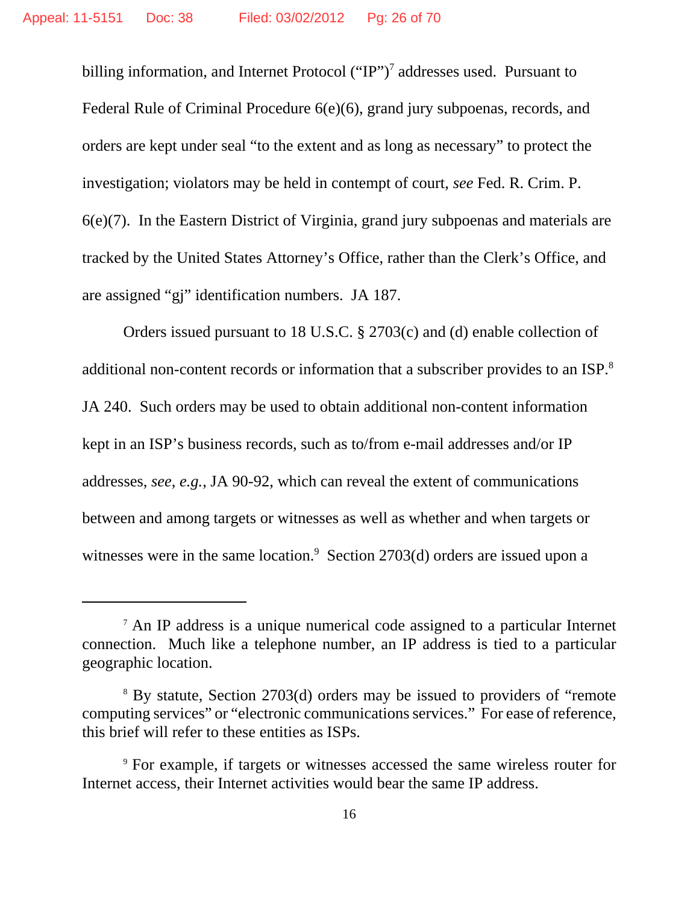billing information, and Internet Protocol ("IP")[7] addresses used. Pursuant to Federal Rule of Criminal Procedure 6(e)(6), grand jury subpoenas, records, and orders are kept under seal "to the extent and as long as necessary" to protect the investigation; violators may be held in contempt of court, *see* Fed. R. Crim. P. 6(e)(7). In the Eastern District of Virginia, grand jury subpoenas and materials are tracked by the United States Attorney's Office, rather than the Clerk's Office, and are assigned "gj" identification numbers. JA 187.

Orders issued pursuant to 18 U.S.C. § 2703(c) and (d) enable collection of additional non-content records or information that a subscriber provides to an ISP.[8] JA 240. Such orders may be used to obtain additional non-content information kept in an ISP's business records, such as to/from e-mail addresses and/or IP addresses, *see*, *e.g.*, JA 90-92, which can reveal the extent of communications between and among targets or witnesses as well as whether and when targets or witnesses were in the same location.[9] Section 2703(d) orders are issued upon a

---

[7] An IP address is a unique numerical code assigned to a particular Internet connection. Much like a telephone number, an IP address is tied to a particular geographic location.

[8] By statute, Section 2703(d) orders may be issued to providers of "remote computing services" or "electronic communications services." For ease of reference, this brief will refer to these entities as ISPs.

[9] For example, if targets or witnesses accessed the same wireless router for Internet access, their Internet activities would bear the same IP address.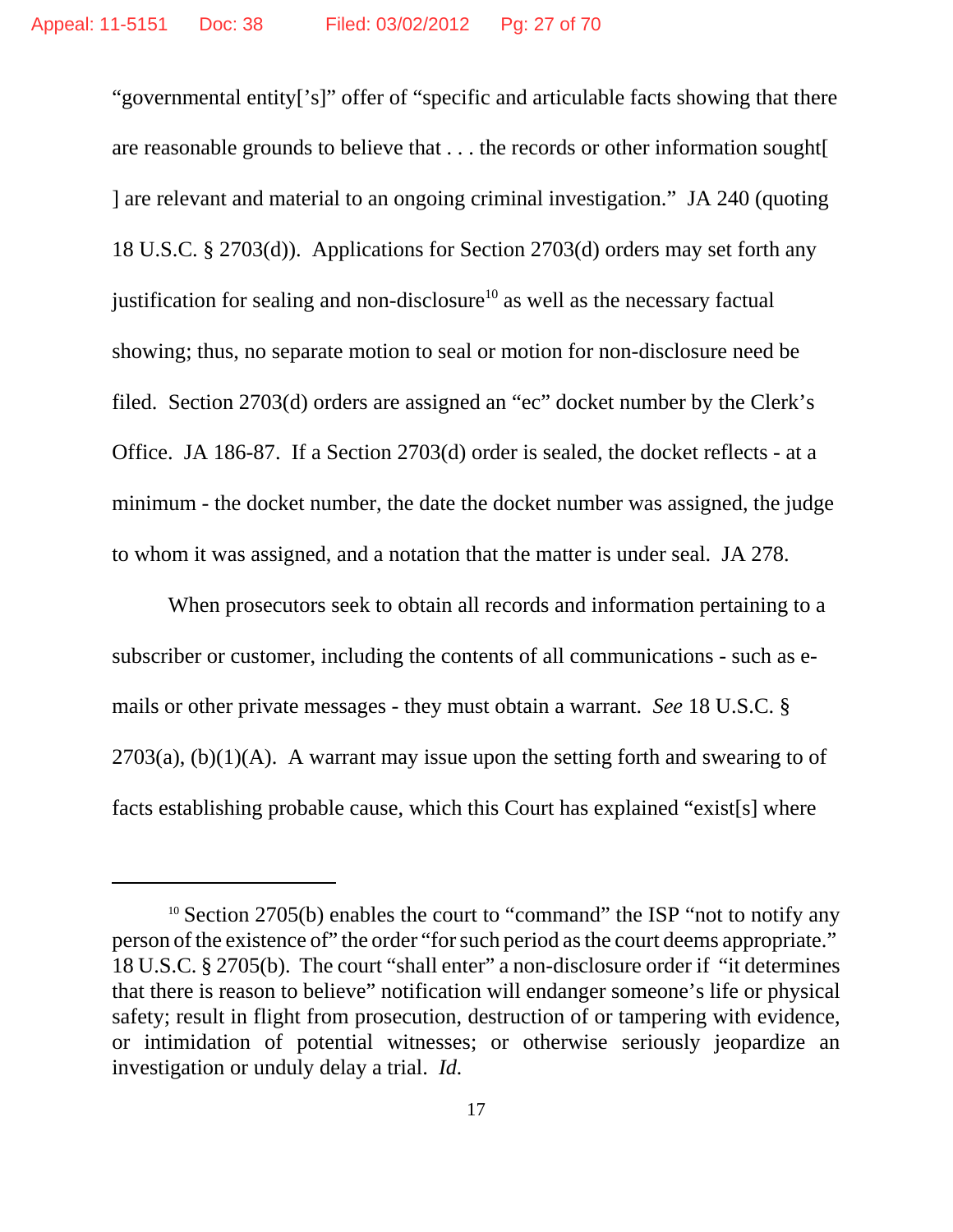"governmental entity['s]" offer of "specific and articulable facts showing that there are reasonable grounds to believe that . . . the records or other information sought[ ] are relevant and material to an ongoing criminal investigation." JA 240 (quoting 18 U.S.C. § 2703(d)). Applications for Section 2703(d) orders may set forth any justification for sealing and non-disclosure[10] as well as the necessary factual showing; thus, no separate motion to seal or motion for non-disclosure need be filed. Section 2703(d) orders are assigned an "ec" docket number by the Clerk's Office. JA 186-87. If a Section 2703(d) order is sealed, the docket reflects - at a minimum - the docket number, the date the docket number was assigned, the judge to whom it was assigned, and a notation that the matter is under seal. JA 278.

When prosecutors seek to obtain all records and information pertaining to a subscriber or customer, including the contents of all communications - such as e-mails or other private messages - they must obtain a warrant. *See* 18 U.S.C. § 2703(a), (b)(1)(A). A warrant may issue upon the setting forth and swearing to of facts establishing probable cause, which this Court has explained "exist[s] where

---

[10] Section 2705(b) enables the court to "command" the ISP "not to notify any person of the existence of" the order "for such period as the court deems appropriate." 18 U.S.C. § 2705(b). The court "shall enter" a non-disclosure order if "it determines that there is reason to believe" notification will endanger someone's life or physical safety; result in flight from prosecution, destruction of or tampering with evidence, or intimidation of potential witnesses; or otherwise seriously jeopardize an investigation or unduly delay a trial. *Id.*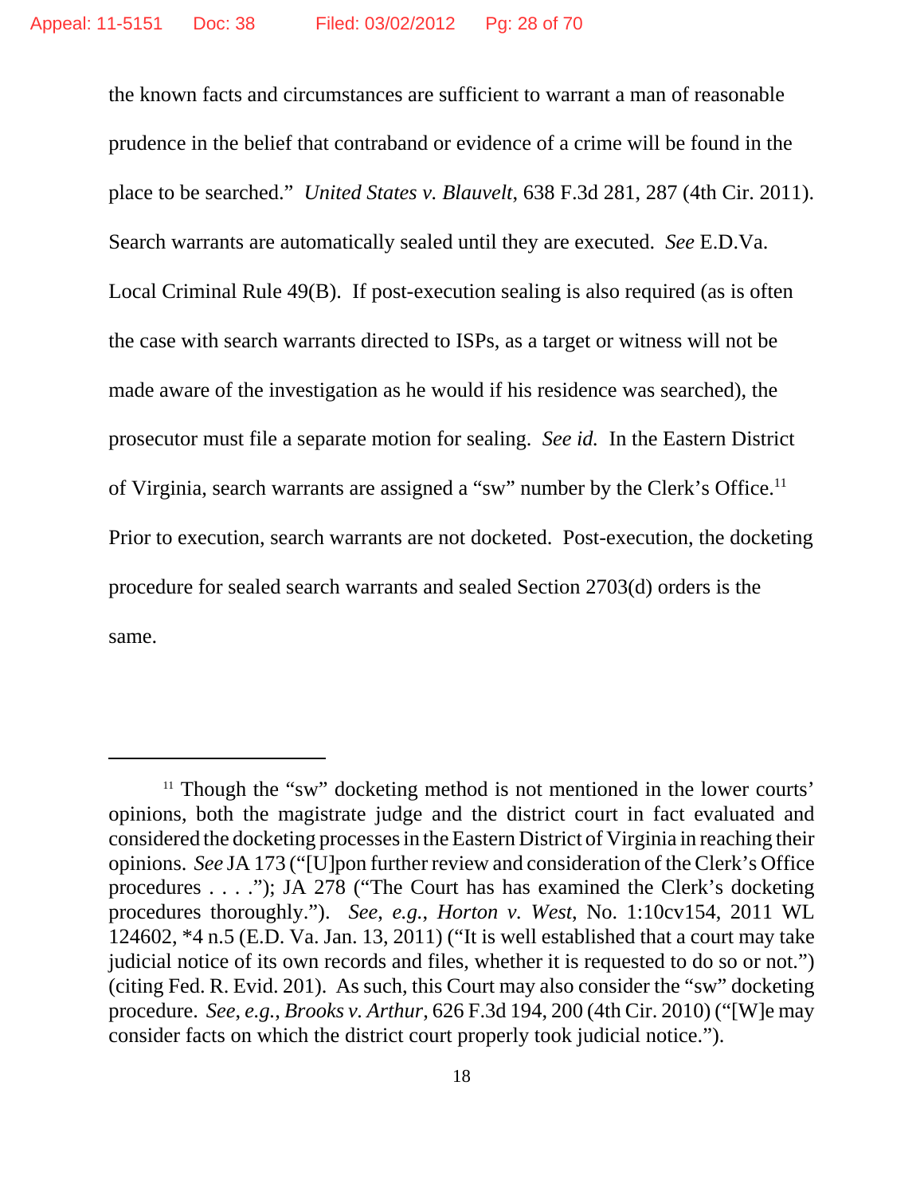the known facts and circumstances are sufficient to warrant a man of reasonable prudence in the belief that contraband or evidence of a crime will be found in the place to be searched." *United States v. Blauvelt*, 638 F.3d 281, 287 (4th Cir. 2011). Search warrants are automatically sealed until they are executed. *See* E.D.Va. Local Criminal Rule 49(B). If post-execution sealing is also required (as is often the case with search warrants directed to ISPs, as a target or witness will not be made aware of the investigation as he would if his residence was searched), the prosecutor must file a separate motion for sealing. *See id.* In the Eastern District of Virginia, search warrants are assigned a "sw" number by the Clerk's Office.[11] Prior to execution, search warrants are not docketed. Post-execution, the docketing procedure for sealed search warrants and sealed Section 2703(d) orders is the same.

---

[11] Though the "sw" docketing method is not mentioned in the lower courts' opinions, both the magistrate judge and the district court in fact evaluated and considered the docketing processes in the Eastern District of Virginia in reaching their opinions. *See* JA 173 ("[U]pon further review and consideration of the Clerk's Office procedures . . . ."); JA 278 ("The Court has has examined the Clerk's docketing procedures thoroughly."). *See, e.g., Horton v. West*, No. 1:10cv154, 2011 WL 124602, *4 n.5 (E.D. Va. Jan. 13, 2011) ("It is well established that a court may take judicial notice of its own records and files, whether it is requested to do so or not.") (citing Fed. R. Evid. 201). As such, this Court may also consider the "sw" docketing procedure. *See, e.g., Brooks v. Arthur*, 626 F.3d 194, 200 (4th Cir. 2010) ("[W]e may consider facts on which the district court properly took judicial notice.").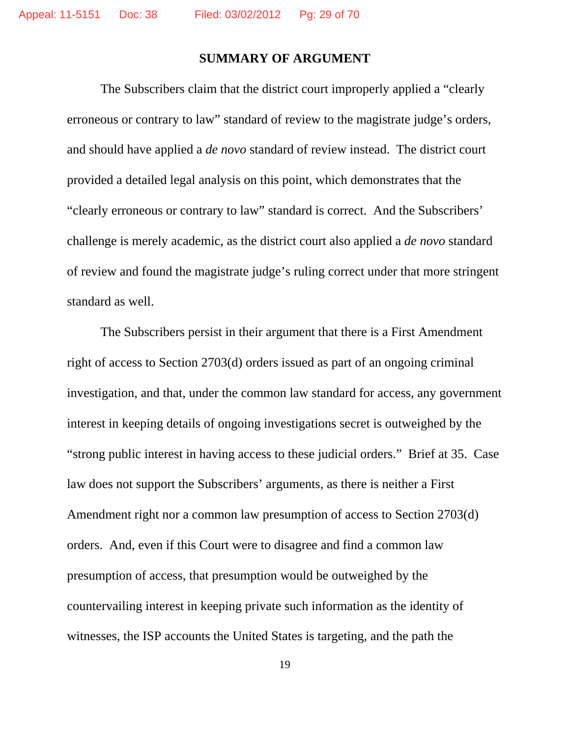## SUMMARY OF ARGUMENT

The Subscribers claim that the district court improperly applied a "clearly erroneous or contrary to law" standard of review to the magistrate judge's orders, and should have applied a *de novo* standard of review instead. The district court provided a detailed legal analysis on this point, which demonstrates that the "clearly erroneous or contrary to law" standard is correct. And the Subscribers' challenge is merely academic, as the district court also applied a *de novo* standard of review and found the magistrate judge's ruling correct under that more stringent standard as well.

The Subscribers persist in their argument that there is a First Amendment right of access to Section 2703(d) orders issued as part of an ongoing criminal investigation, and that, under the common law standard for access, any government interest in keeping details of ongoing investigations secret is outweighed by the "strong public interest in having access to these judicial orders." Brief at 35. Case law does not support the Subscribers' arguments, as there is neither a First Amendment right nor a common law presumption of access to Section 2703(d) orders. And, even if this Court were to disagree and find a common law presumption of access, that presumption would be outweighed by the countervailing interest in keeping private such information as the identity of witnesses, the ISP accounts the United States is targeting, and the path the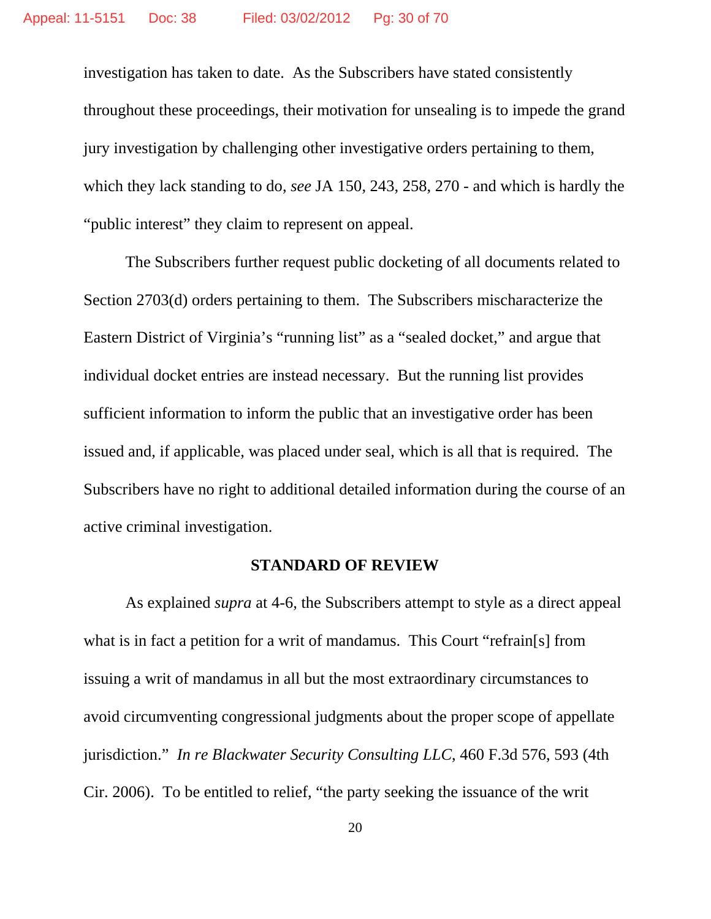investigation has taken to date. As the Subscribers have stated consistently throughout these proceedings, their motivation for unsealing is to impede the grand jury investigation by challenging other investigative orders pertaining to them, which they lack standing to do, *see* JA 150, 243, 258, 270 - and which is hardly the "public interest" they claim to represent on appeal.

The Subscribers further request public docketing of all documents related to Section 2703(d) orders pertaining to them. The Subscribers mischaracterize the Eastern District of Virginia's "running list" as a "sealed docket," and argue that individual docket entries are instead necessary. But the running list provides sufficient information to inform the public that an investigative order has been issued and, if applicable, was placed under seal, which is all that is required. The Subscribers have no right to additional detailed information during the course of an active criminal investigation.

## STANDARD OF REVIEW

As explained *supra* at 4-6, the Subscribers attempt to style as a direct appeal what is in fact a petition for a writ of mandamus. This Court "refrain[s] from issuing a writ of mandamus in all but the most extraordinary circumstances to avoid circumventing congressional judgments about the proper scope of appellate jurisdiction." *In re Blackwater Security Consulting LLC*, 460 F.3d 576, 593 (4th Cir. 2006). To be entitled to relief, "the party seeking the issuance of the writ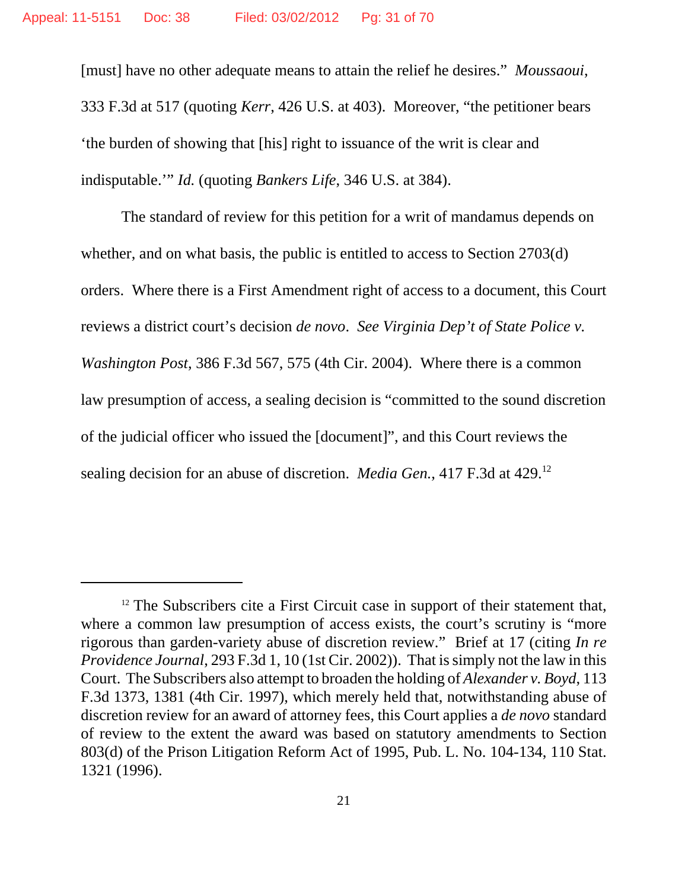[must] have no other adequate means to attain the relief he desires." *Moussaoui*, 333 F.3d at 517 (quoting *Kerr*, 426 U.S. at 403). Moreover, "the petitioner bears 'the burden of showing that [his] right to issuance of the writ is clear and indisputable.'" *Id.* (quoting *Bankers Life*, 346 U.S. at 384).

The standard of review for this petition for a writ of mandamus depends on whether, and on what basis, the public is entitled to access to Section 2703(d) orders. Where there is a First Amendment right of access to a document, this Court reviews a district court's decision *de novo*. *See Virginia Dep't of State Police v. Washington Post*, 386 F.3d 567, 575 (4th Cir. 2004). Where there is a common law presumption of access, a sealing decision is "committed to the sound discretion of the judicial officer who issued the [document]", and this Court reviews the sealing decision for an abuse of discretion. *Media Gen.*, 417 F.3d at 429.[12]

---

[12] The Subscribers cite a First Circuit case in support of their statement that, where a common law presumption of access exists, the court's scrutiny is "more rigorous than garden-variety abuse of discretion review." Brief at 17 (citing *In re Providence Journal*, 293 F.3d 1, 10 (1st Cir. 2002)). That is simply not the law in this Court. The Subscribers also attempt to broaden the holding of *Alexander v. Boyd*, 113 F.3d 1373, 1381 (4th Cir. 1997), which merely held that, notwithstanding abuse of discretion review for an award of attorney fees, this Court applies a *de novo* standard of review to the extent the award was based on statutory amendments to Section 803(d) of the Prison Litigation Reform Act of 1995, Pub. L. No. 104-134, 110 Stat. 1321 (1996).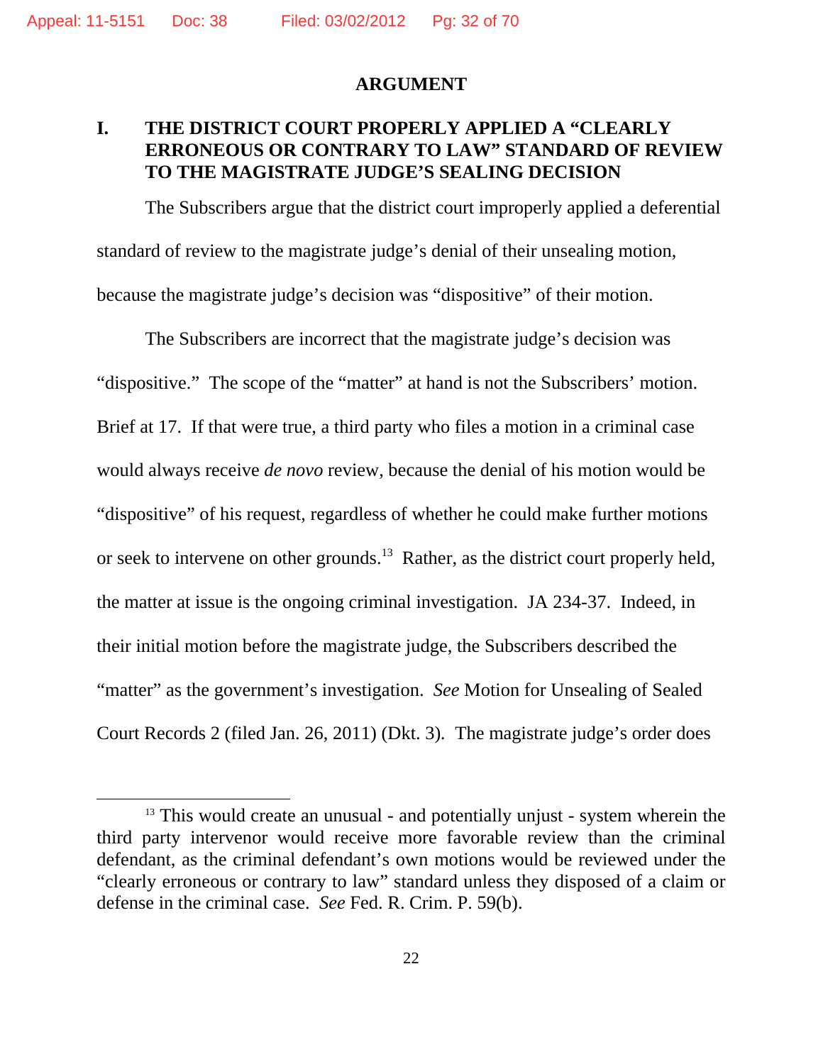## ARGUMENT

### I. THE DISTRICT COURT PROPERLY APPLIED A "CLEARLY ERRONEOUS OR CONTRARY TO LAW" STANDARD OF REVIEW TO THE MAGISTRATE JUDGE'S SEALING DECISION

The Subscribers argue that the district court improperly applied a deferential standard of review to the magistrate judge's denial of their unsealing motion, because the magistrate judge's decision was "dispositive" of their motion.

The Subscribers are incorrect that the magistrate judge's decision was "dispositive." The scope of the "matter" at hand is not the Subscribers' motion. Brief at 17. If that were true, a third party who files a motion in a criminal case would always receive *de novo* review, because the denial of his motion would be "dispositive" of his request, regardless of whether he could make further motions or seek to intervene on other grounds.[13] Rather, as the district court properly held, the matter at issue is the ongoing criminal investigation. JA 234-37. Indeed, in their initial motion before the magistrate judge, the Subscribers described the "matter" as the government's investigation. *See* Motion for Unsealing of Sealed Court Records 2 (filed Jan. 26, 2011) (Dkt. 3). The magistrate judge's order does

---

[13] This would create an unusual - and potentially unjust - system wherein the third party intervenor would receive more favorable review than the criminal defendant, as the criminal defendant's own motions would be reviewed under the "clearly erroneous or contrary to law" standard unless they disposed of a claim or defense in the criminal case. *See* Fed. R. Crim. P. 59(b).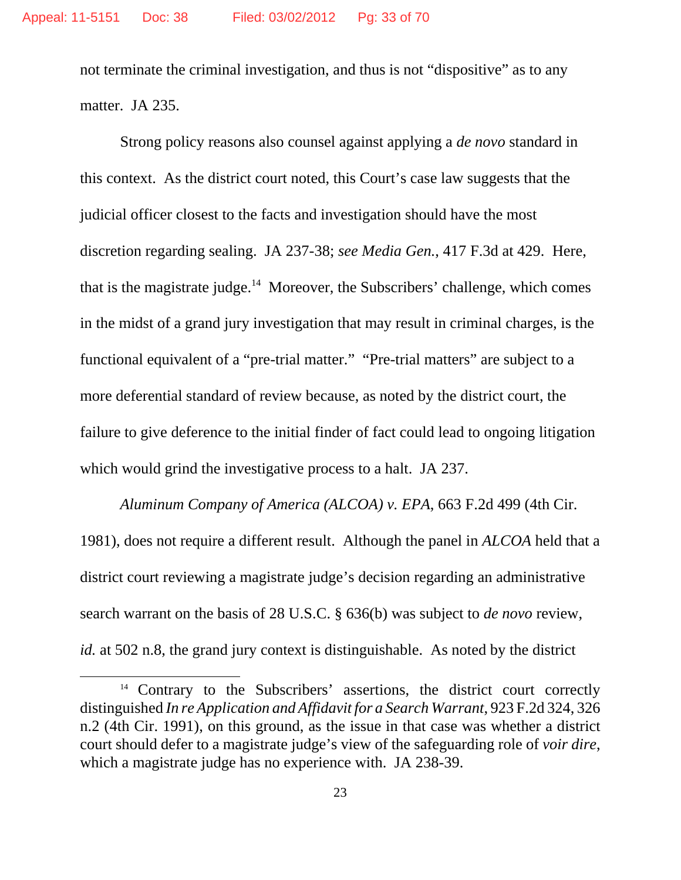not terminate the criminal investigation, and thus is not "dispositive" as to any matter. JA 235.

Strong policy reasons also counsel against applying a *de novo* standard in this context. As the district court noted, this Court's case law suggests that the judicial officer closest to the facts and investigation should have the most discretion regarding sealing. JA 237-38; *see Media Gen.*, 417 F.3d at 429. Here, that is the magistrate judge.[14] Moreover, the Subscribers' challenge, which comes in the midst of a grand jury investigation that may result in criminal charges, is the functional equivalent of a "pre-trial matter." "Pre-trial matters" are subject to a more deferential standard of review because, as noted by the district court, the failure to give deference to the initial finder of fact could lead to ongoing litigation which would grind the investigative process to a halt. JA 237.

*Aluminum Company of America (ALCOA) v. EPA*, 663 F.2d 499 (4th Cir. 1981), does not require a different result. Although the panel in *ALCOA* held that a district court reviewing a magistrate judge's decision regarding an administrative search warrant on the basis of 28 U.S.C. § 636(b) was subject to *de novo* review, *id.* at 502 n.8, the grand jury context is distinguishable. As noted by the district

---

[14] Contrary to the Subscribers' assertions, the district court correctly distinguished *In re Application and Affidavit for a Search Warrant*, 923 F.2d 324, 326 n.2 (4th Cir. 1991), on this ground, as the issue in that case was whether a district court should defer to a magistrate judge's view of the safeguarding role of *voir dire*, which a magistrate judge has no experience with. JA 238-39.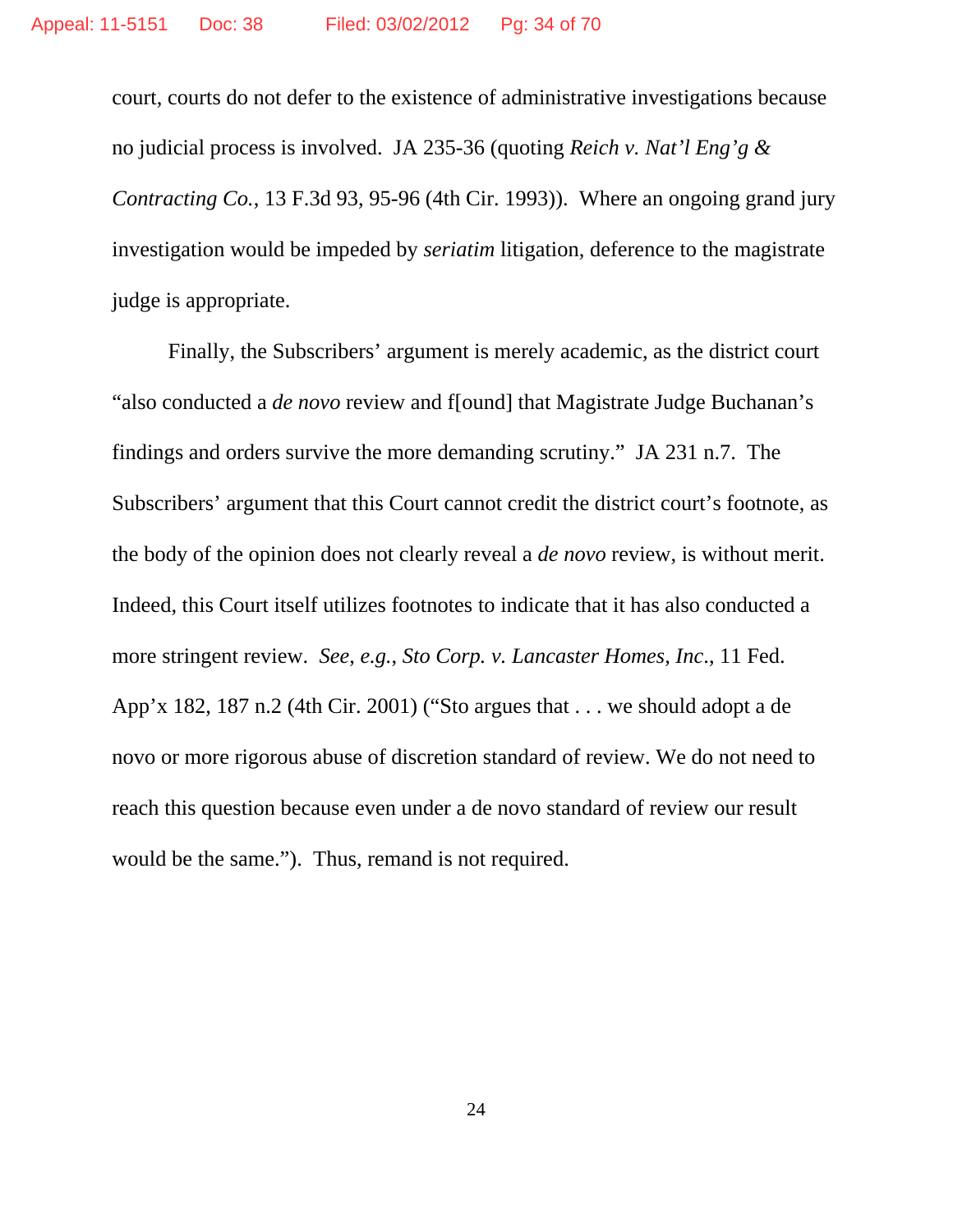court, courts do not defer to the existence of administrative investigations because no judicial process is involved. JA 235-36 (quoting *Reich v. Nat'l Eng'g & Contracting Co.*, 13 F.3d 93, 95-96 (4th Cir. 1993)). Where an ongoing grand jury investigation would be impeded by *seriatim* litigation, deference to the magistrate judge is appropriate.

Finally, the Subscribers' argument is merely academic, as the district court "also conducted a *de novo* review and f[ound] that Magistrate Judge Buchanan's findings and orders survive the more demanding scrutiny." JA 231 n.7. The Subscribers' argument that this Court cannot credit the district court's footnote, as the body of the opinion does not clearly reveal a *de novo* review, is without merit. Indeed, this Court itself utilizes footnotes to indicate that it has also conducted a more stringent review. *See, e.g.*, *Sto Corp. v. Lancaster Homes, Inc.*, 11 Fed. App'x 182, 187 n.2 (4th Cir. 2001) ("Sto argues that . . . we should adopt a de novo or more rigorous abuse of discretion standard of review. We do not need to reach this question because even under a de novo standard of review our result would be the same."). Thus, remand is not required.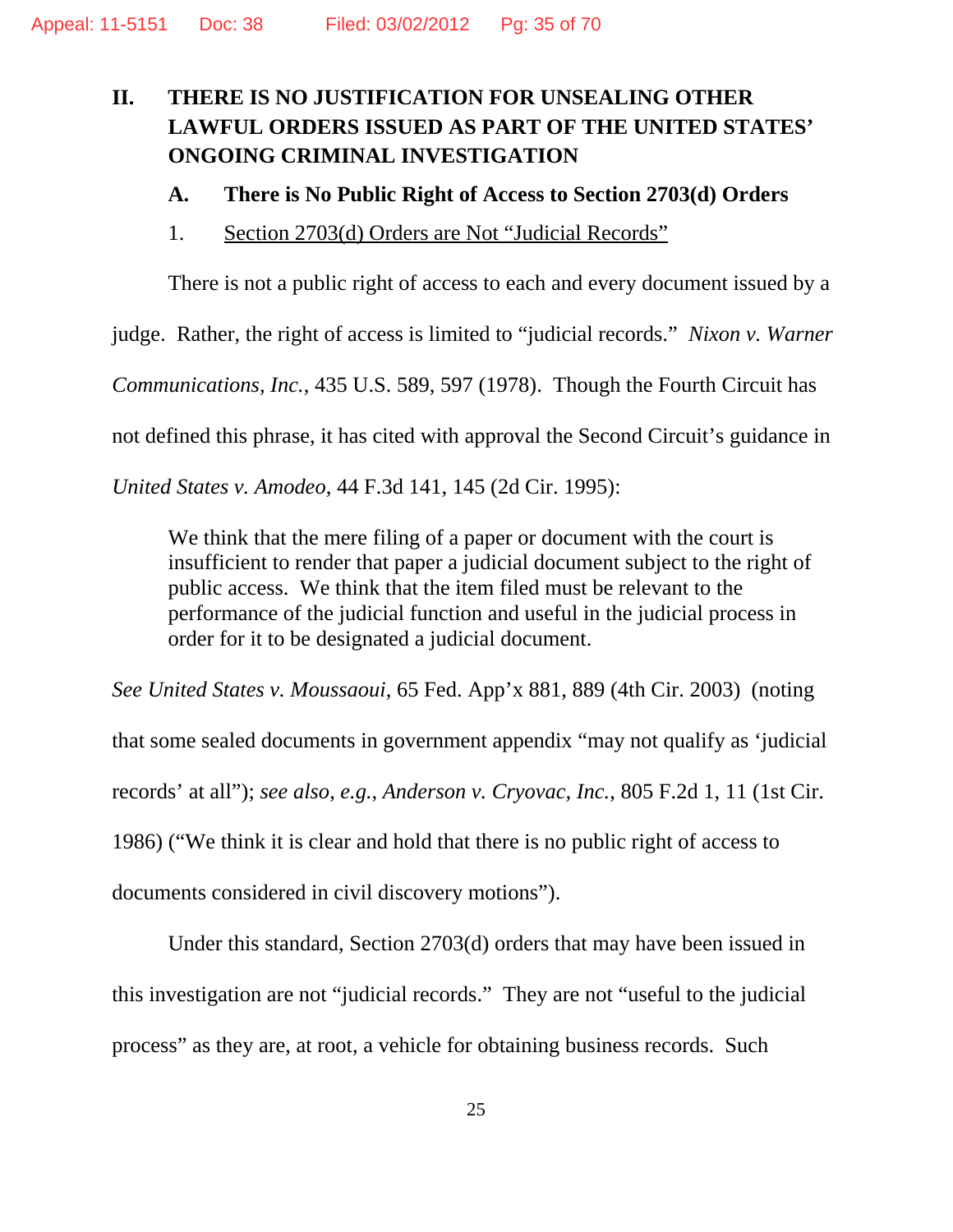## II. THERE IS NO JUSTIFICATION FOR UNSEALING OTHER LAWFUL ORDERS ISSUED AS PART OF THE UNITED STATES' ONGOING CRIMINAL INVESTIGATION

### A. There is No Public Right of Access to Section 2703(d) Orders

#### 1. Section 2703(d) Orders are Not "Judicial Records"

There is not a public right of access to each and every document issued by a judge. Rather, the right of access is limited to "judicial records." *Nixon v. Warner Communications, Inc.*, 435 U.S. 589, 597 (1978). Though the Fourth Circuit has not defined this phrase, it has cited with approval the Second Circuit's guidance in *United States v. Amodeo*, 44 F.3d 141, 145 (2d Cir. 1995):

> We think that the mere filing of a paper or document with the court is insufficient to render that paper a judicial document subject to the right of public access. We think that the item filed must be relevant to the performance of the judicial function and useful in the judicial process in order for it to be designated a judicial document.

*See United States v. Moussaoui*, 65 Fed. App'x 881, 889 (4th Cir. 2003) (noting that some sealed documents in government appendix "may not qualify as 'judicial records' at all"); *see also, e.g.*, *Anderson v. Cryovac, Inc.*, 805 F.2d 1, 11 (1st Cir. 1986) ("We think it is clear and hold that there is no public right of access to documents considered in civil discovery motions").

Under this standard, Section 2703(d) orders that may have been issued in this investigation are not "judicial records." They are not "useful to the judicial process" as they are, at root, a vehicle for obtaining business records. Such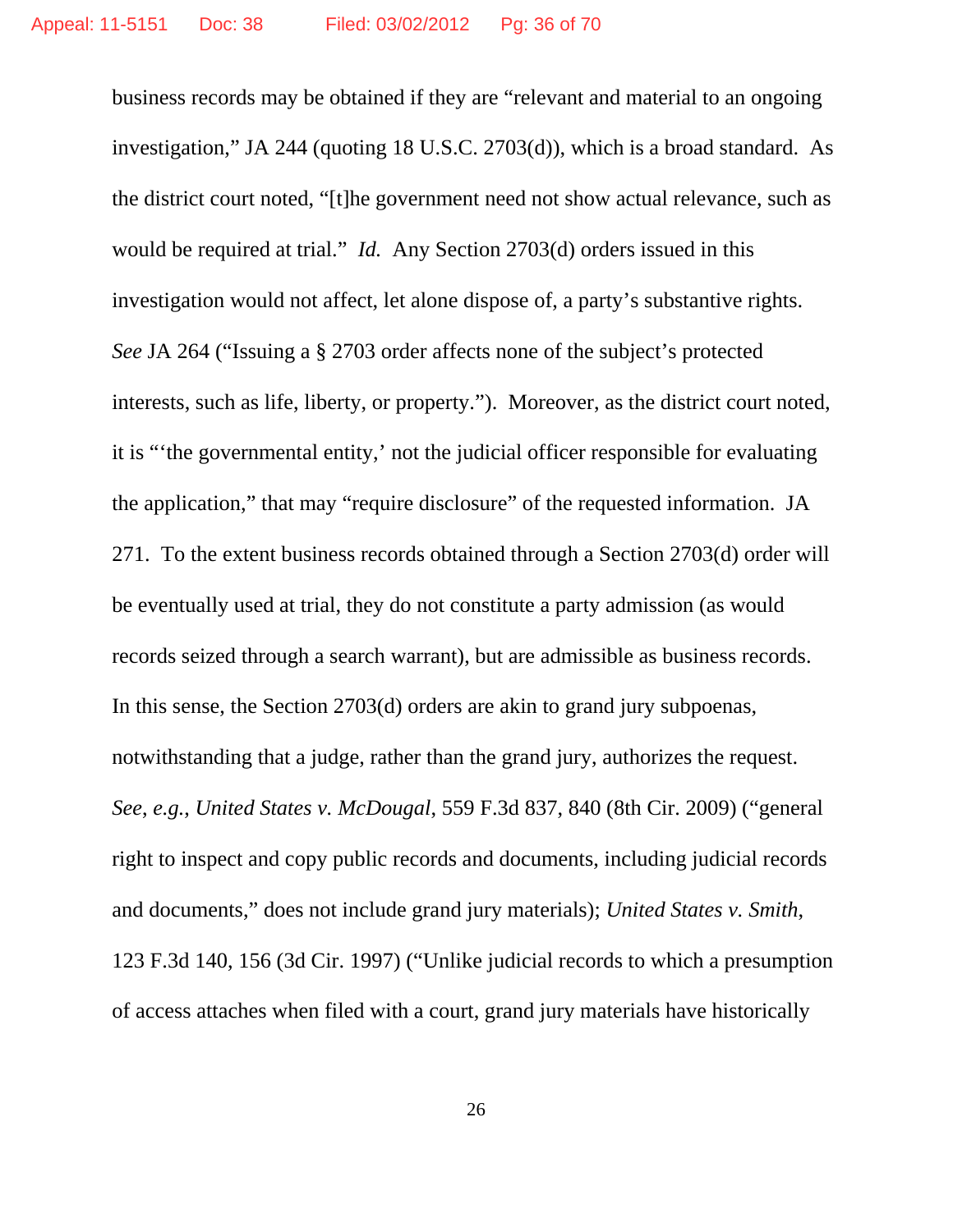business records may be obtained if they are "relevant and material to an ongoing investigation," JA 244 (quoting 18 U.S.C. 2703(d)), which is a broad standard. As the district court noted, "[t]he government need not show actual relevance, such as would be required at trial." *Id.* Any Section 2703(d) orders issued in this investigation would not affect, let alone dispose of, a party's substantive rights. *See* JA 264 ("Issuing a § 2703 order affects none of the subject's protected interests, such as life, liberty, or property."). Moreover, as the district court noted, it is "'the governmental entity,' not the judicial officer responsible for evaluating the application," that may "require disclosure" of the requested information. JA 271. To the extent business records obtained through a Section 2703(d) order will be eventually used at trial, they do not constitute a party admission (as would records seized through a search warrant), but are admissible as business records. In this sense, the Section 2703(d) orders are akin to grand jury subpoenas, notwithstanding that a judge, rather than the grand jury, authorizes the request. *See*, *e.g.*, *United States v. McDougal*, 559 F.3d 837, 840 (8th Cir. 2009) ("general right to inspect and copy public records and documents, including judicial records and documents," does not include grand jury materials); *United States v. Smith*, 123 F.3d 140, 156 (3d Cir. 1997) ("Unlike judicial records to which a presumption of access attaches when filed with a court, grand jury materials have historically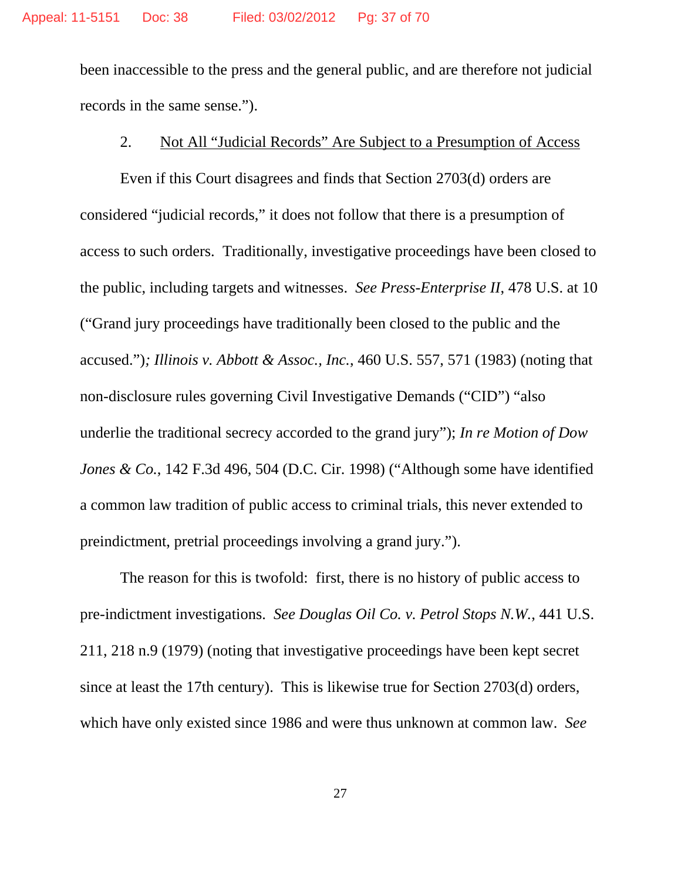been inaccessible to the press and the general public, and are therefore not judicial records in the same sense.").

2. Not All "Judicial Records" Are Subject to a Presumption of Access

Even if this Court disagrees and finds that Section 2703(d) orders are considered "judicial records," it does not follow that there is a presumption of access to such orders. Traditionally, investigative proceedings have been closed to the public, including targets and witnesses. *See Press-Enterprise II*, 478 U.S. at 10 ("Grand jury proceedings have traditionally been closed to the public and the accused."); *Illinois v. Abbott & Assoc., Inc.*, 460 U.S. 557, 571 (1983) (noting that non-disclosure rules governing Civil Investigative Demands ("CID") "also underlie the traditional secrecy accorded to the grand jury"); *In re Motion of Dow Jones & Co.*, 142 F.3d 496, 504 (D.C. Cir. 1998) ("Although some have identified a common law tradition of public access to criminal trials, this never extended to preindictment, pretrial proceedings involving a grand jury.").

The reason for this is twofold: first, there is no history of public access to pre-indictment investigations. *See Douglas Oil Co. v. Petrol Stops N.W.*, 441 U.S. 211, 218 n.9 (1979) (noting that investigative proceedings have been kept secret since at least the 17th century). This is likewise true for Section 2703(d) orders, which have only existed since 1986 and were thus unknown at common law. *See*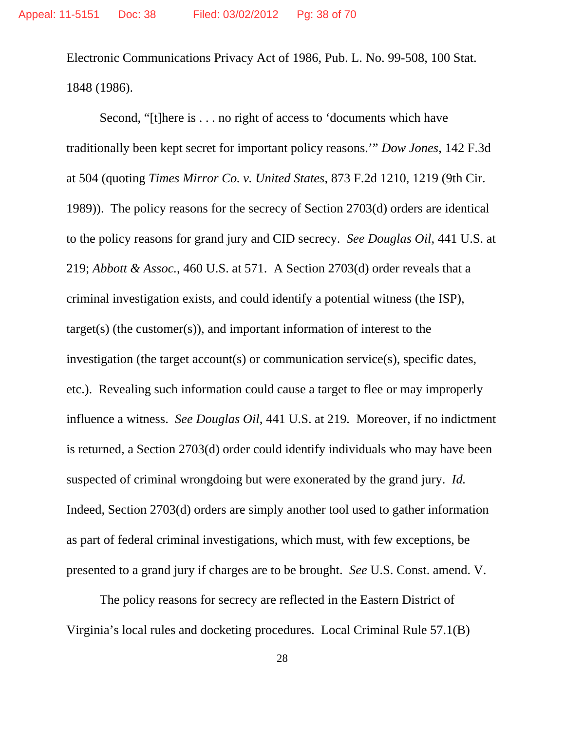Electronic Communications Privacy Act of 1986, Pub. L. No. 99-508, 100 Stat. 1848 (1986).

Second, "[t]here is . . . no right of access to 'documents which have traditionally been kept secret for important policy reasons.'" *Dow Jones*, 142 F.3d at 504 (quoting *Times Mirror Co. v. United States*, 873 F.2d 1210, 1219 (9th Cir. 1989)). The policy reasons for the secrecy of Section 2703(d) orders are identical to the policy reasons for grand jury and CID secrecy. *See Douglas Oil*, 441 U.S. at 219; *Abbott & Assoc.*, 460 U.S. at 571. A Section 2703(d) order reveals that a criminal investigation exists, and could identify a potential witness (the ISP), target(s) (the customer(s)), and important information of interest to the investigation (the target account(s) or communication service(s), specific dates, etc.). Revealing such information could cause a target to flee or may improperly influence a witness. *See Douglas Oil*, 441 U.S. at 219. Moreover, if no indictment is returned, a Section 2703(d) order could identify individuals who may have been suspected of criminal wrongdoing but were exonerated by the grand jury. *Id.* Indeed, Section 2703(d) orders are simply another tool used to gather information as part of federal criminal investigations, which must, with few exceptions, be presented to a grand jury if charges are to be brought. *See* U.S. Const. amend. V.

The policy reasons for secrecy are reflected in the Eastern District of Virginia's local rules and docketing procedures. Local Criminal Rule 57.1(B)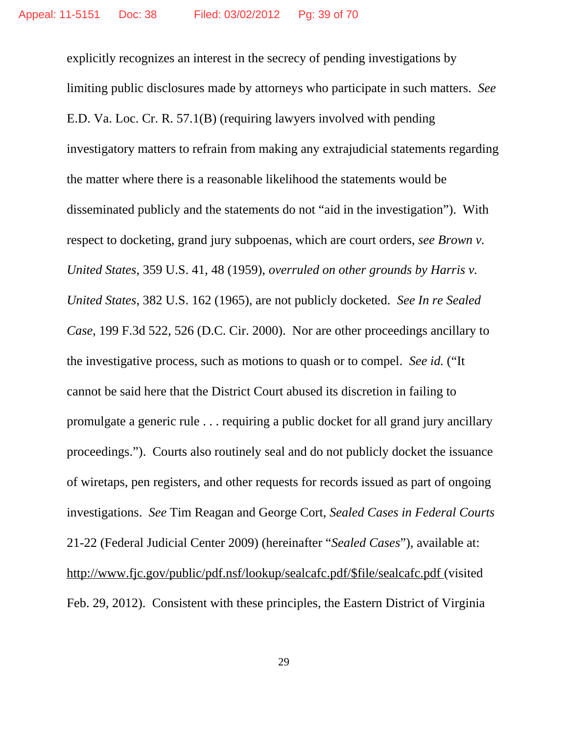explicitly recognizes an interest in the secrecy of pending investigations by limiting public disclosures made by attorneys who participate in such matters. *See* E.D. Va. Loc. Cr. R. 57.1(B) (requiring lawyers involved with pending investigatory matters to refrain from making any extrajudicial statements regarding the matter where there is a reasonable likelihood the statements would be disseminated publicly and the statements do not "aid in the investigation"). With respect to docketing, grand jury subpoenas, which are court orders, *see Brown v. United States*, 359 U.S. 41, 48 (1959), *overruled on other grounds by Harris v. United States*, 382 U.S. 162 (1965), are not publicly docketed. *See In re Sealed Case*, 199 F.3d 522, 526 (D.C. Cir. 2000). Nor are other proceedings ancillary to the investigative process, such as motions to quash or to compel. *See id.* ("It cannot be said here that the District Court abused its discretion in failing to promulgate a generic rule . . . requiring a public docket for all grand jury ancillary proceedings."). Courts also routinely seal and do not publicly docket the issuance of wiretaps, pen registers, and other requests for records issued as part of ongoing investigations. *See* Tim Reagan and George Cort, *Sealed Cases in Federal Courts* 21-22 (Federal Judicial Center 2009) (hereinafter "*Sealed Cases*"), available at: http://www.fjc.gov/public/pdf.nsf/lookup/sealcafc.pdf/$file/sealcafc.pdf (visited Feb. 29, 2012). Consistent with these principles, the Eastern District of Virginia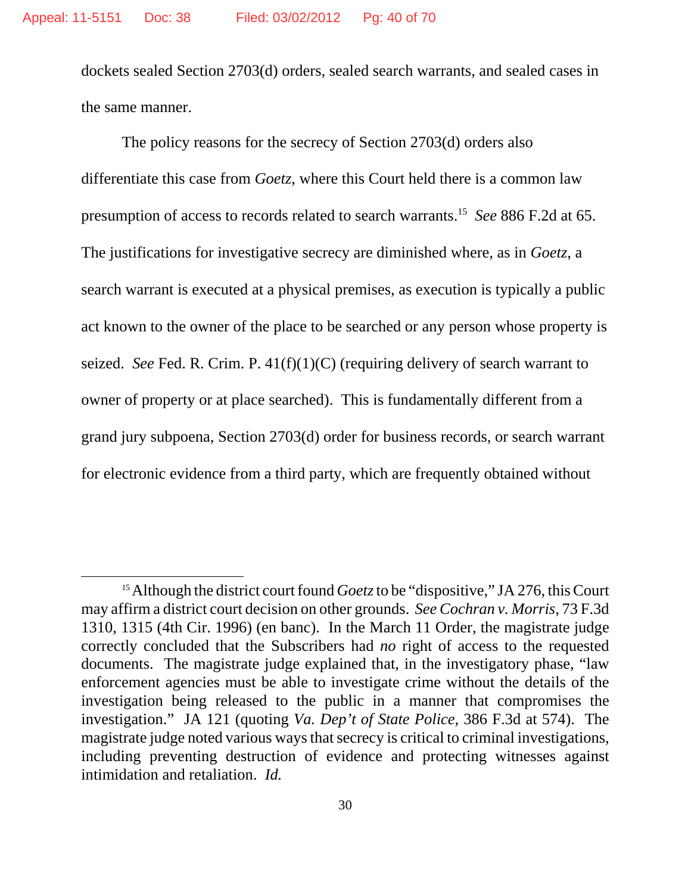dockets sealed Section 2703(d) orders, sealed search warrants, and sealed cases in the same manner.

The policy reasons for the secrecy of Section 2703(d) orders also differentiate this case from *Goetz*, where this Court held there is a common law presumption of access to records related to search warrants.[15] *See* 886 F.2d at 65. The justifications for investigative secrecy are diminished where, as in *Goetz*, a search warrant is executed at a physical premises, as execution is typically a public act known to the owner of the place to be searched or any person whose property is seized. *See* Fed. R. Crim. P. 41(f)(1)(C) (requiring delivery of search warrant to owner of property or at place searched). This is fundamentally different from a grand jury subpoena, Section 2703(d) order for business records, or search warrant for electronic evidence from a third party, which are frequently obtained without

---

[15] Although the district court found *Goetz* to be "dispositive," JA 276, this Court may affirm a district court decision on other grounds. *See Cochran v. Morris*, 73 F.3d 1310, 1315 (4th Cir. 1996) (en banc). In the March 11 Order, the magistrate judge correctly concluded that the Subscribers had *no* right of access to the requested documents. The magistrate judge explained that, in the investigatory phase, "law enforcement agencies must be able to investigate crime without the details of the investigation being released to the public in a manner that compromises the investigation." JA 121 (quoting *Va. Dep't of State Police*, 386 F.3d at 574). The magistrate judge noted various ways that secrecy is critical to criminal investigations, including preventing destruction of evidence and protecting witnesses against intimidation and retaliation. *Id.*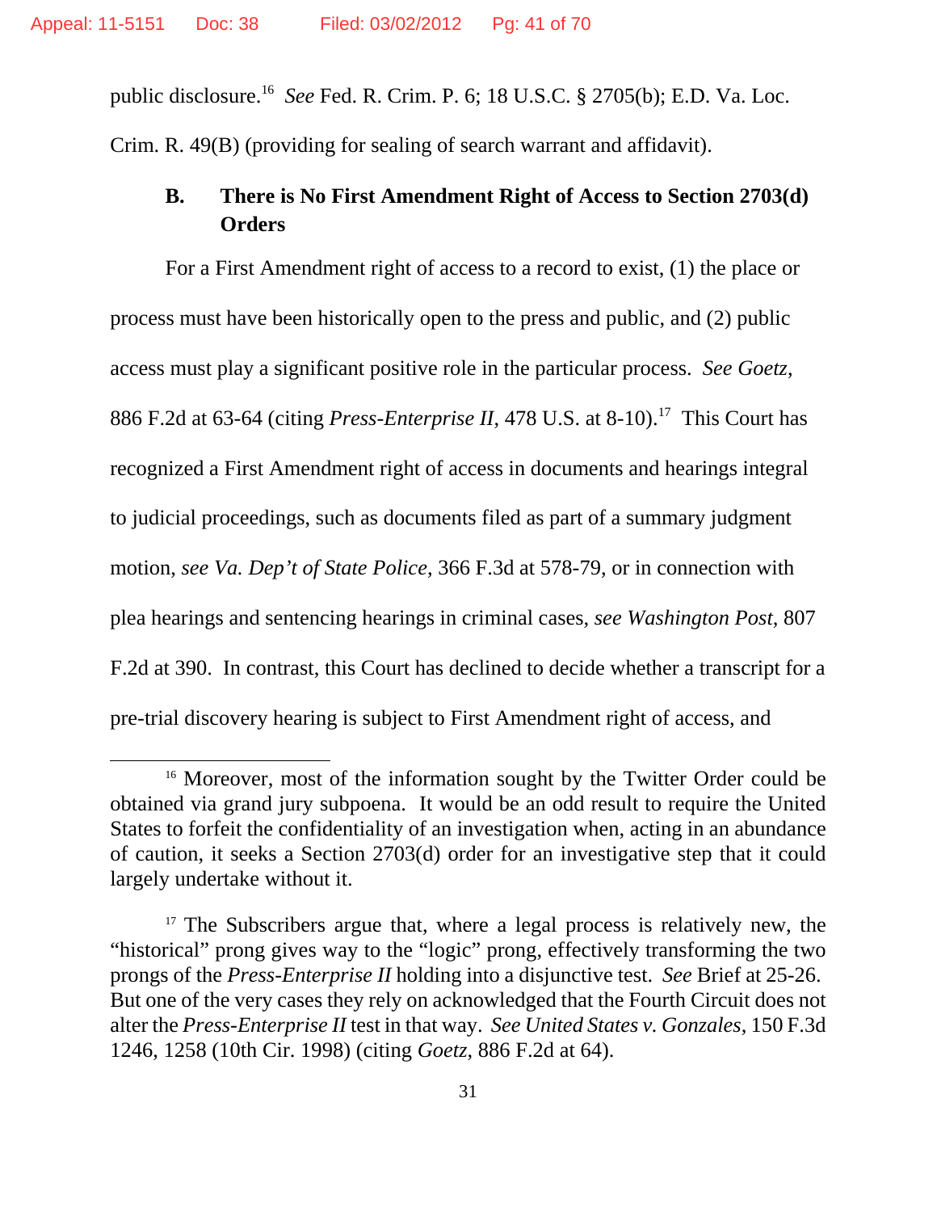public disclosure.[16] *See* Fed. R. Crim. P. 6; 18 U.S.C. § 2705(b); E.D. Va. Loc. Crim. R. 49(B) (providing for sealing of search warrant and affidavit).

### B. There is No First Amendment Right of Access to Section 2703(d) Orders

For a First Amendment right of access to a record to exist, (1) the place or process must have been historically open to the press and public, and (2) public access must play a significant positive role in the particular process. *See Goetz*, 886 F.2d at 63-64 (citing *Press-Enterprise II*, 478 U.S. at 8-10).[17] This Court has recognized a First Amendment right of access in documents and hearings integral to judicial proceedings, such as documents filed as part of a summary judgment motion, *see Va. Dep't of State Police*, 366 F.3d at 578-79, or in connection with plea hearings and sentencing hearings in criminal cases, *see Washington Post*, 807 F.2d at 390. In contrast, this Court has declined to decide whether a transcript for a pre-trial discovery hearing is subject to First Amendment right of access, and

---

[16] Moreover, most of the information sought by the Twitter Order could be obtained via grand jury subpoena. It would be an odd result to require the United States to forfeit the confidentiality of an investigation when, acting in an abundance of caution, it seeks a Section 2703(d) order for an investigative step that it could largely undertake without it.

[17] The Subscribers argue that, where a legal process is relatively new, the "historical" prong gives way to the "logic" prong, effectively transforming the two prongs of the *Press-Enterprise II* holding into a disjunctive test. *See* Brief at 25-26. But one of the very cases they rely on acknowledged that the Fourth Circuit does not alter the *Press-Enterprise II* test in that way. *See United States v. Gonzales*, 150 F.3d 1246, 1258 (10th Cir. 1998) (citing *Goetz*, 886 F.2d at 64).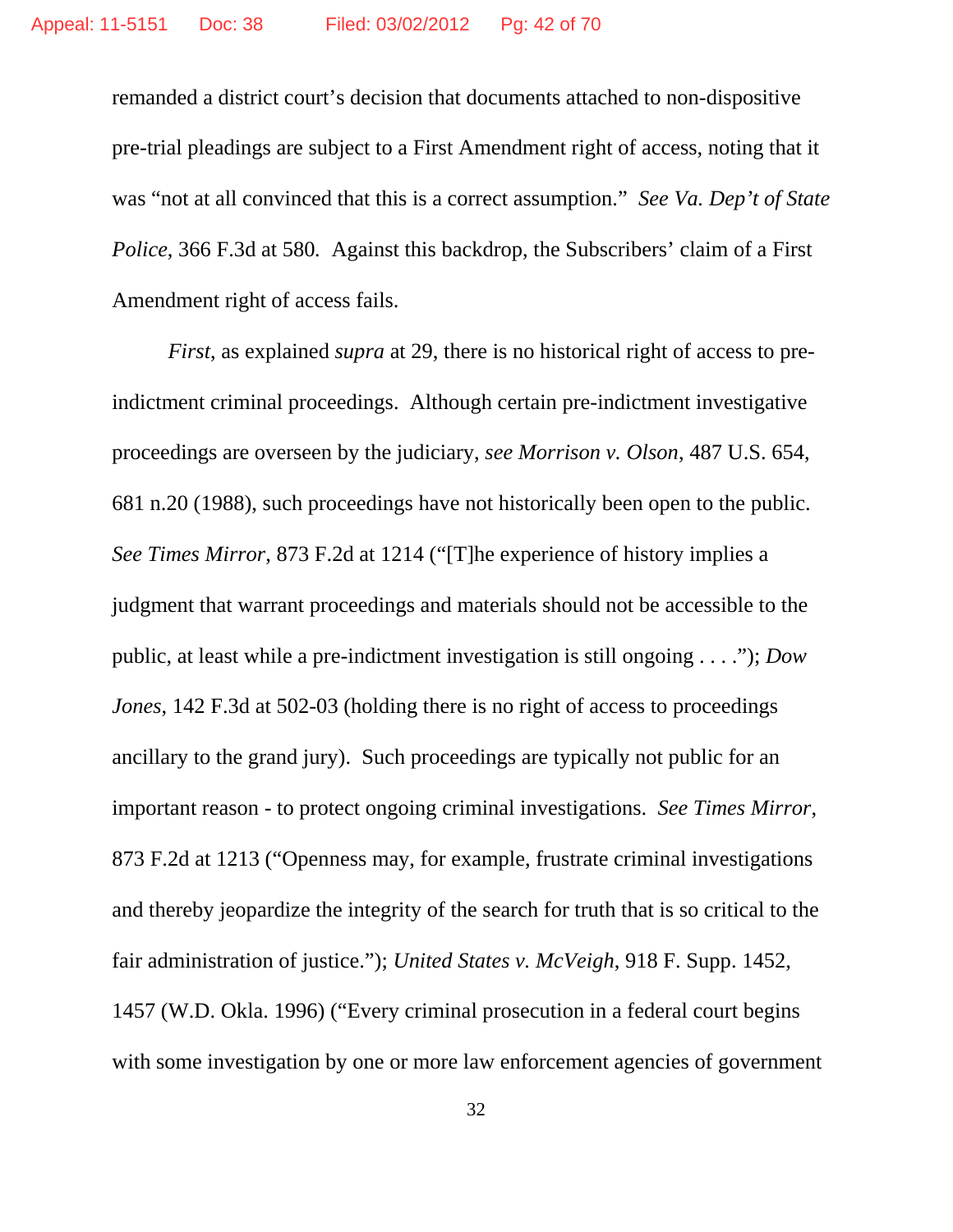remanded a district court's decision that documents attached to non-dispositive pre-trial pleadings are subject to a First Amendment right of access, noting that it was "not at all convinced that this is a correct assumption." *See Va. Dep't of State Police*, 366 F.3d at 580. Against this backdrop, the Subscribers' claim of a First Amendment right of access fails.

*First*, as explained *supra* at 29, there is no historical right of access to pre-indictment criminal proceedings. Although certain pre-indictment investigative proceedings are overseen by the judiciary, *see Morrison v. Olson*, 487 U.S. 654, 681 n.20 (1988), such proceedings have not historically been open to the public. *See Times Mirror*, 873 F.2d at 1214 ("[T]he experience of history implies a judgment that warrant proceedings and materials should not be accessible to the public, at least while a pre-indictment investigation is still ongoing . . . ."); *Dow Jones*, 142 F.3d at 502-03 (holding there is no right of access to proceedings ancillary to the grand jury). Such proceedings are typically not public for an important reason - to protect ongoing criminal investigations. *See Times Mirror*, 873 F.2d at 1213 ("Openness may, for example, frustrate criminal investigations and thereby jeopardize the integrity of the search for truth that is so critical to the fair administration of justice."); *United States v. McVeigh*, 918 F. Supp. 1452, 1457 (W.D. Okla. 1996) ("Every criminal prosecution in a federal court begins with some investigation by one or more law enforcement agencies of government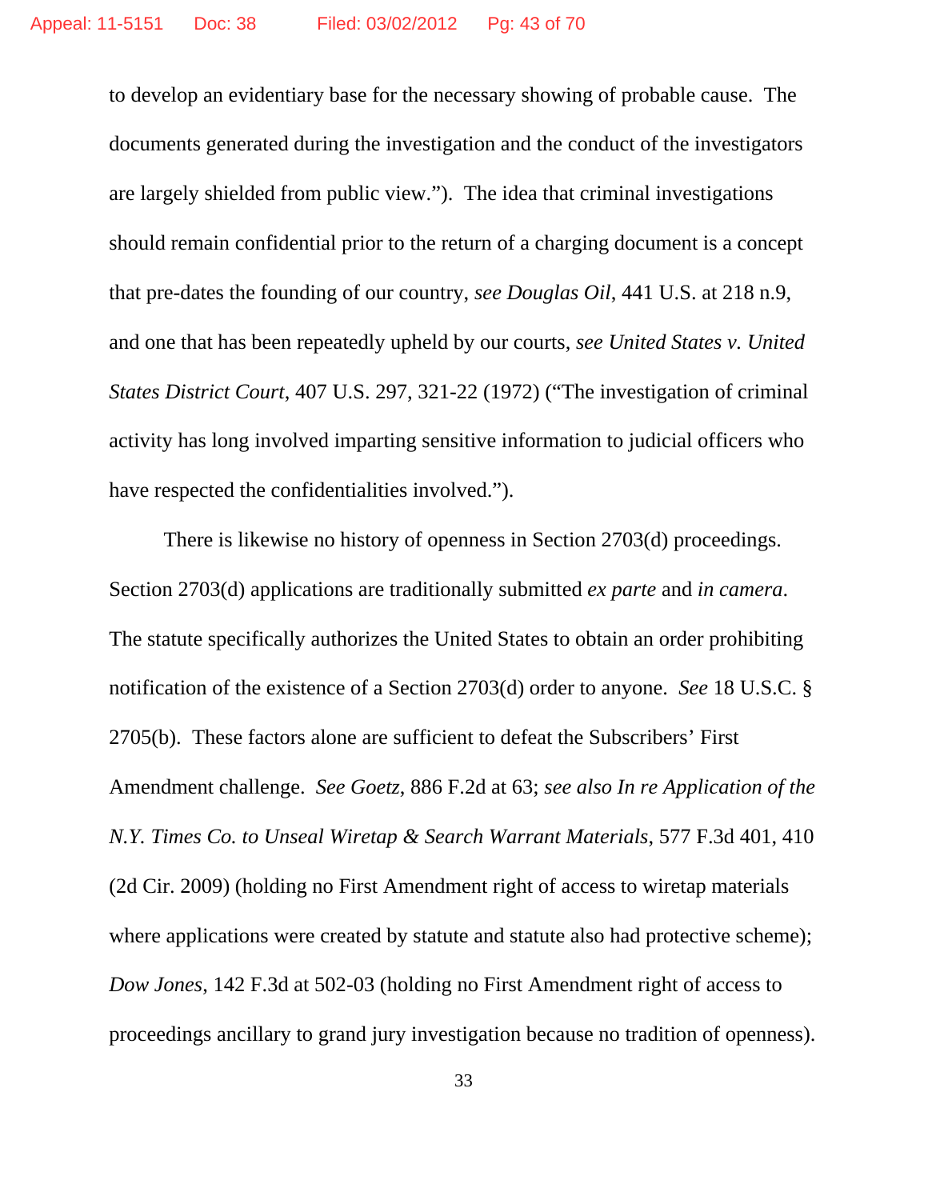to develop an evidentiary base for the necessary showing of probable cause. The documents generated during the investigation and the conduct of the investigators are largely shielded from public view."). The idea that criminal investigations should remain confidential prior to the return of a charging document is a concept that pre-dates the founding of our country, *see Douglas Oil*, 441 U.S. at 218 n.9, and one that has been repeatedly upheld by our courts, *see United States v. United States District Court*, 407 U.S. 297, 321-22 (1972) ("The investigation of criminal activity has long involved imparting sensitive information to judicial officers who have respected the confidentialities involved.").

There is likewise no history of openness in Section 2703(d) proceedings. Section 2703(d) applications are traditionally submitted *ex parte* and *in camera*. The statute specifically authorizes the United States to obtain an order prohibiting notification of the existence of a Section 2703(d) order to anyone. *See* 18 U.S.C. § 2705(b). These factors alone are sufficient to defeat the Subscribers' First Amendment challenge. *See Goetz*, 886 F.2d at 63; *see also In re Application of the N.Y. Times Co. to Unseal Wiretap & Search Warrant Materials*, 577 F.3d 401, 410 (2d Cir. 2009) (holding no First Amendment right of access to wiretap materials where applications were created by statute and statute also had protective scheme); *Dow Jones*, 142 F.3d at 502-03 (holding no First Amendment right of access to proceedings ancillary to grand jury investigation because no tradition of openness).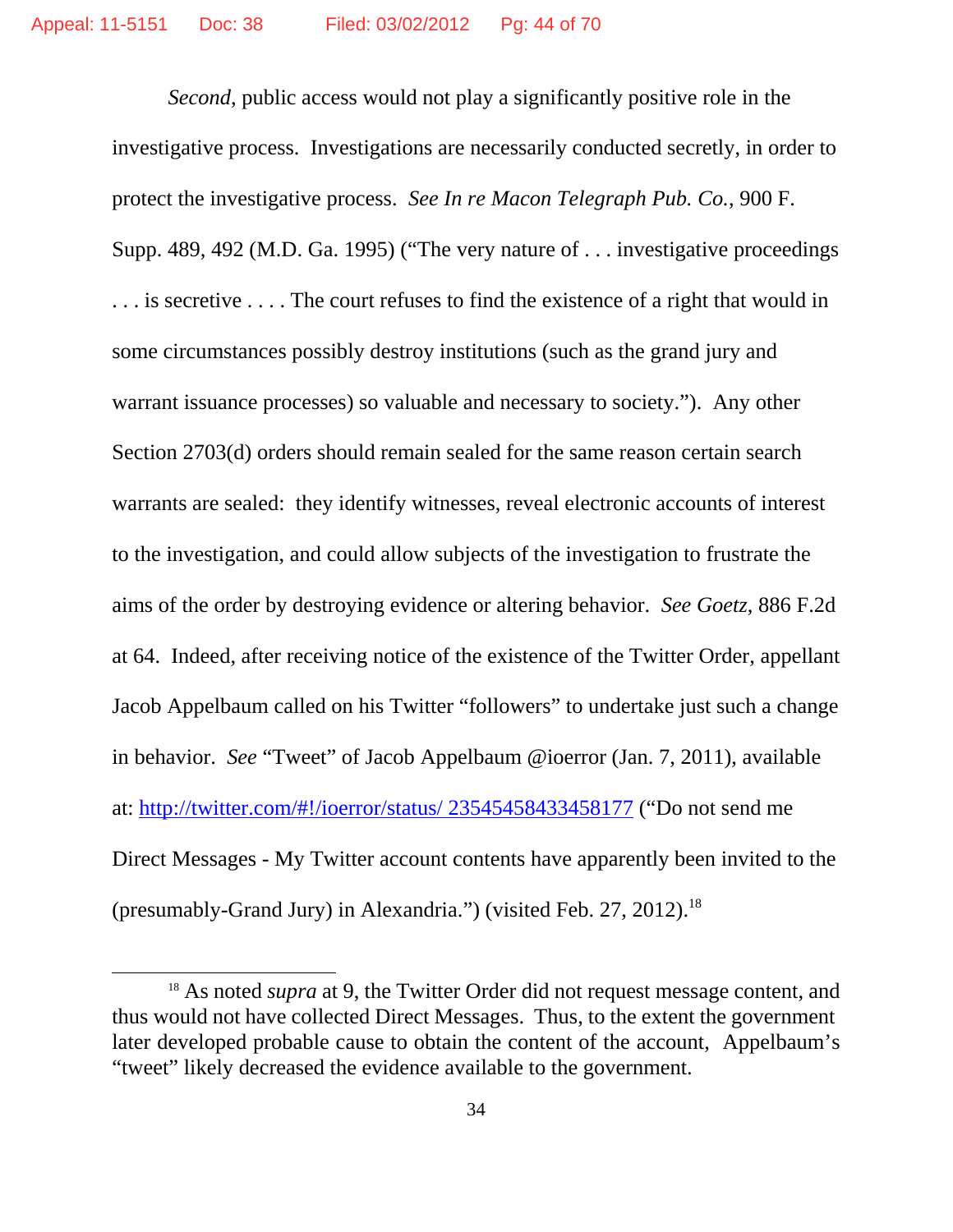*Second*, public access would not play a significantly positive role in the investigative process. Investigations are necessarily conducted secretly, in order to protect the investigative process. *See In re Macon Telegraph Pub. Co.*, 900 F. Supp. 489, 492 (M.D. Ga. 1995) ("The very nature of . . . investigative proceedings . . . is secretive . . . . The court refuses to find the existence of a right that would in some circumstances possibly destroy institutions (such as the grand jury and warrant issuance processes) so valuable and necessary to society."). Any other Section 2703(d) orders should remain sealed for the same reason certain search warrants are sealed: they identify witnesses, reveal electronic accounts of interest to the investigation, and could allow subjects of the investigation to frustrate the aims of the order by destroying evidence or altering behavior. *See Goetz*, 886 F.2d at 64. Indeed, after receiving notice of the existence of the Twitter Order, appellant Jacob Appelbaum called on his Twitter "followers" to undertake just such a change in behavior. *See* "Tweet" of Jacob Appelbaum @ioerror (Jan. 7, 2011), available at: http://twitter.com/#!/ioerror/status/ 23545458433458177 ("Do not send me Direct Messages - My Twitter account contents have apparently been invited to the (presumably-Grand Jury) in Alexandria.") (visited Feb. 27, 2012).[18]

---

[18] As noted *supra* at 9, the Twitter Order did not request message content, and thus would not have collected Direct Messages. Thus, to the extent the government later developed probable cause to obtain the content of the account, Appelbaum's "tweet" likely decreased the evidence available to the government.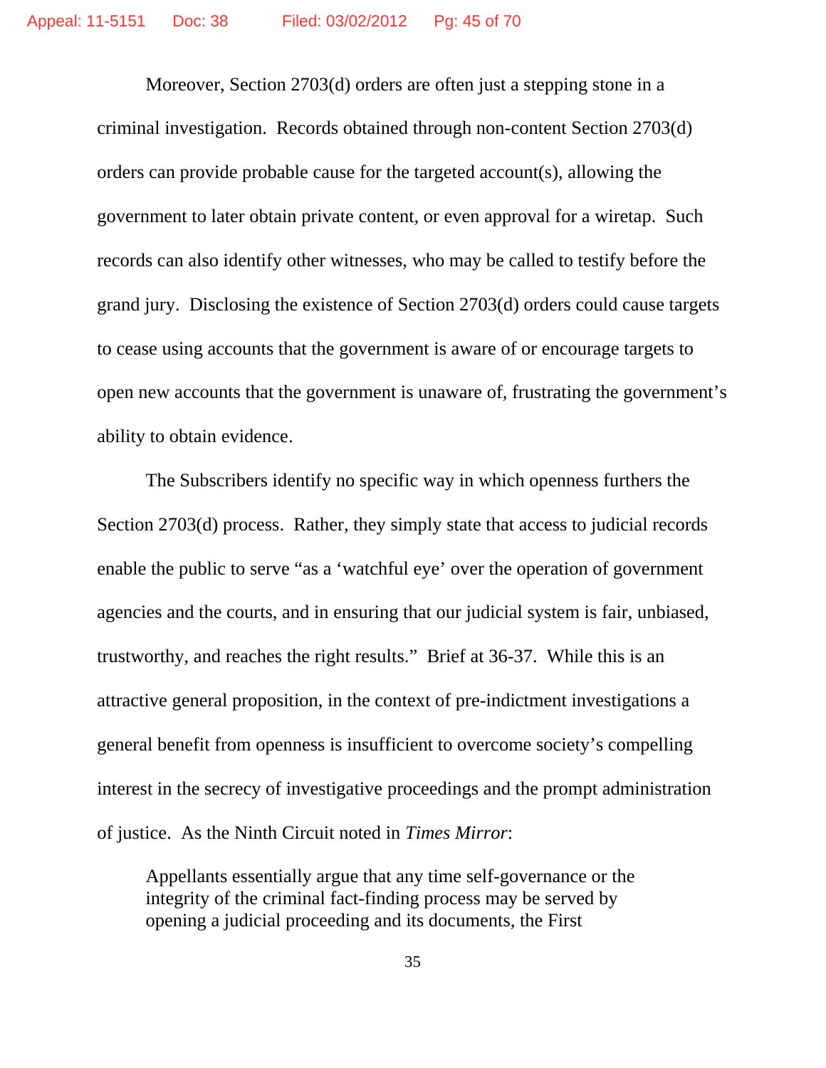Moreover, Section 2703(d) orders are often just a stepping stone in a criminal investigation. Records obtained through non-content Section 2703(d) orders can provide probable cause for the targeted account(s), allowing the government to later obtain private content, or even approval for a wiretap. Such records can also identify other witnesses, who may be called to testify before the grand jury. Disclosing the existence of Section 2703(d) orders could cause targets to cease using accounts that the government is aware of or encourage targets to open new accounts that the government is unaware of, frustrating the government's ability to obtain evidence.

The Subscribers identify no specific way in which openness furthers the Section 2703(d) process. Rather, they simply state that access to judicial records enable the public to serve "as a 'watchful eye' over the operation of government agencies and the courts, and in ensuring that our judicial system is fair, unbiased, trustworthy, and reaches the right results." Brief at 36-37. While this is an attractive general proposition, in the context of pre-indictment investigations a general benefit from openness is insufficient to overcome society's compelling interest in the secrecy of investigative proceedings and the prompt administration of justice. As the Ninth Circuit noted in *Times Mirror*:

> Appellants essentially argue that any time self-governance or the integrity of the criminal fact-finding process may be served by opening a judicial proceeding and its documents, the First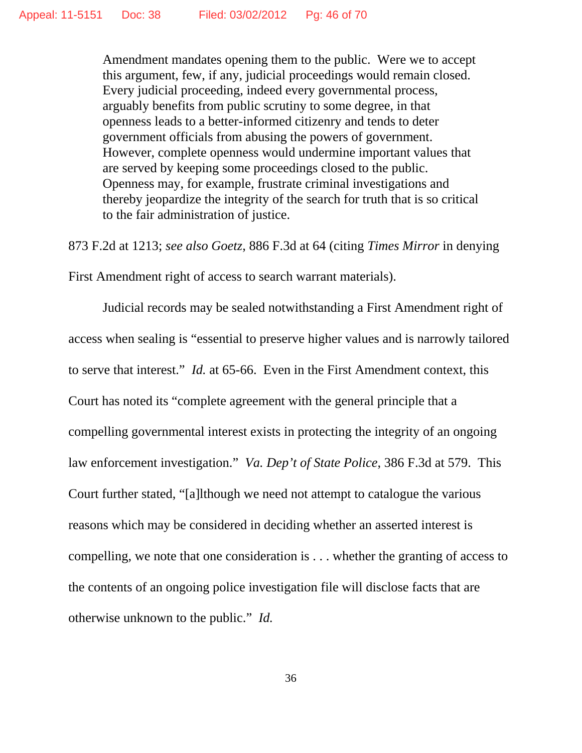> Amendment mandates opening them to the public. Were we to accept this argument, few, if any, judicial proceedings would remain closed. Every judicial proceeding, indeed every governmental process, arguably benefits from public scrutiny to some degree, in that openness leads to a better-informed citizenry and tends to deter government officials from abusing the powers of government. However, complete openness would undermine important values that are served by keeping some proceedings closed to the public. Openness may, for example, frustrate criminal investigations and thereby jeopardize the integrity of the search for truth that is so critical to the fair administration of justice.

873 F.2d at 1213; *see also Goetz*, 886 F.3d at 64 (citing *Times Mirror* in denying First Amendment right of access to search warrant materials).

Judicial records may be sealed notwithstanding a First Amendment right of access when sealing is "essential to preserve higher values and is narrowly tailored to serve that interest." *Id.* at 65-66. Even in the First Amendment context, this Court has noted its "complete agreement with the general principle that a compelling governmental interest exists in protecting the integrity of an ongoing law enforcement investigation." *Va. Dep't of State Police*, 386 F.3d at 579. This Court further stated, "[a]lthough we need not attempt to catalogue the various reasons which may be considered in deciding whether an asserted interest is compelling, we note that one consideration is . . . whether the granting of access to the contents of an ongoing police investigation file will disclose facts that are otherwise unknown to the public." *Id.*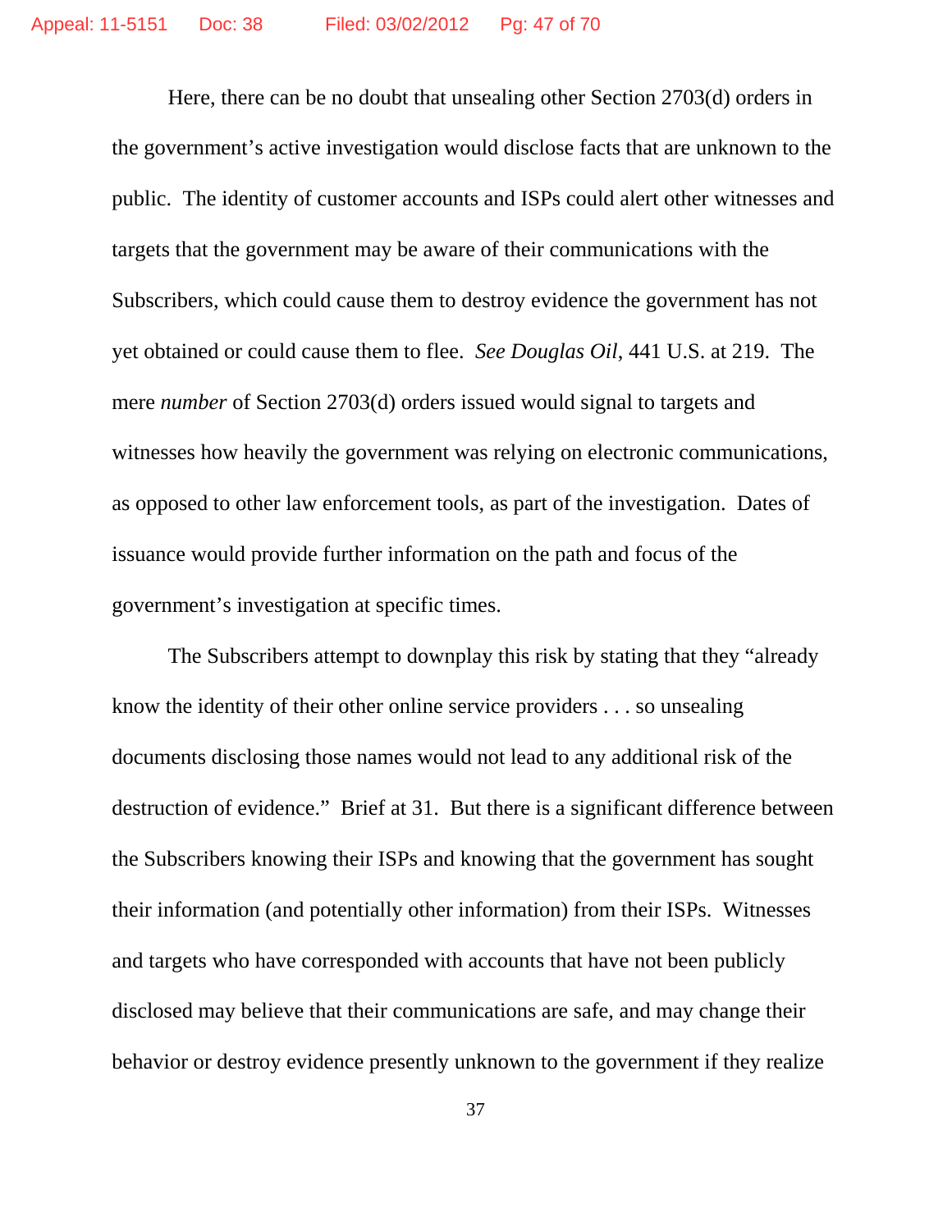Here, there can be no doubt that unsealing other Section 2703(d) orders in the government's active investigation would disclose facts that are unknown to the public. The identity of customer accounts and ISPs could alert other witnesses and targets that the government may be aware of their communications with the Subscribers, which could cause them to destroy evidence the government has not yet obtained or could cause them to flee. *See Douglas Oil*, 441 U.S. at 219. The mere *number* of Section 2703(d) orders issued would signal to targets and witnesses how heavily the government was relying on electronic communications, as opposed to other law enforcement tools, as part of the investigation. Dates of issuance would provide further information on the path and focus of the government's investigation at specific times.

The Subscribers attempt to downplay this risk by stating that they "already know the identity of their other online service providers . . . so unsealing documents disclosing those names would not lead to any additional risk of the destruction of evidence." Brief at 31. But there is a significant difference between the Subscribers knowing their ISPs and knowing that the government has sought their information (and potentially other information) from their ISPs. Witnesses and targets who have corresponded with accounts that have not been publicly disclosed may believe that their communications are safe, and may change their behavior or destroy evidence presently unknown to the government if they realize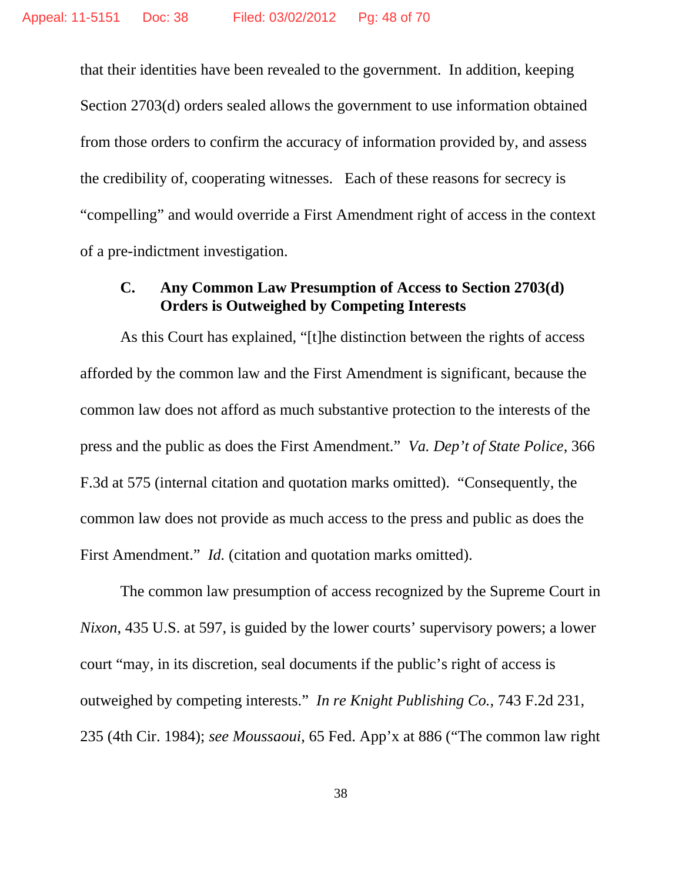that their identities have been revealed to the government. In addition, keeping Section 2703(d) orders sealed allows the government to use information obtained from those orders to confirm the accuracy of information provided by, and assess the credibility of, cooperating witnesses. Each of these reasons for secrecy is "compelling" and would override a First Amendment right of access in the context of a pre-indictment investigation.

### C. Any Common Law Presumption of Access to Section 2703(d) Orders is Outweighed by Competing Interests

As this Court has explained, "[t]he distinction between the rights of access afforded by the common law and the First Amendment is significant, because the common law does not afford as much substantive protection to the interests of the press and the public as does the First Amendment." *Va. Dep't of State Police*, 366 F.3d at 575 (internal citation and quotation marks omitted). "Consequently, the common law does not provide as much access to the press and public as does the First Amendment." *Id.* (citation and quotation marks omitted).

The common law presumption of access recognized by the Supreme Court in *Nixon*, 435 U.S. at 597, is guided by the lower courts' supervisory powers; a lower court "may, in its discretion, seal documents if the public's right of access is outweighed by competing interests." *In re Knight Publishing Co.*, 743 F.2d 231, 235 (4th Cir. 1984); *see Moussaoui*, 65 Fed. App'x at 886 ("The common law right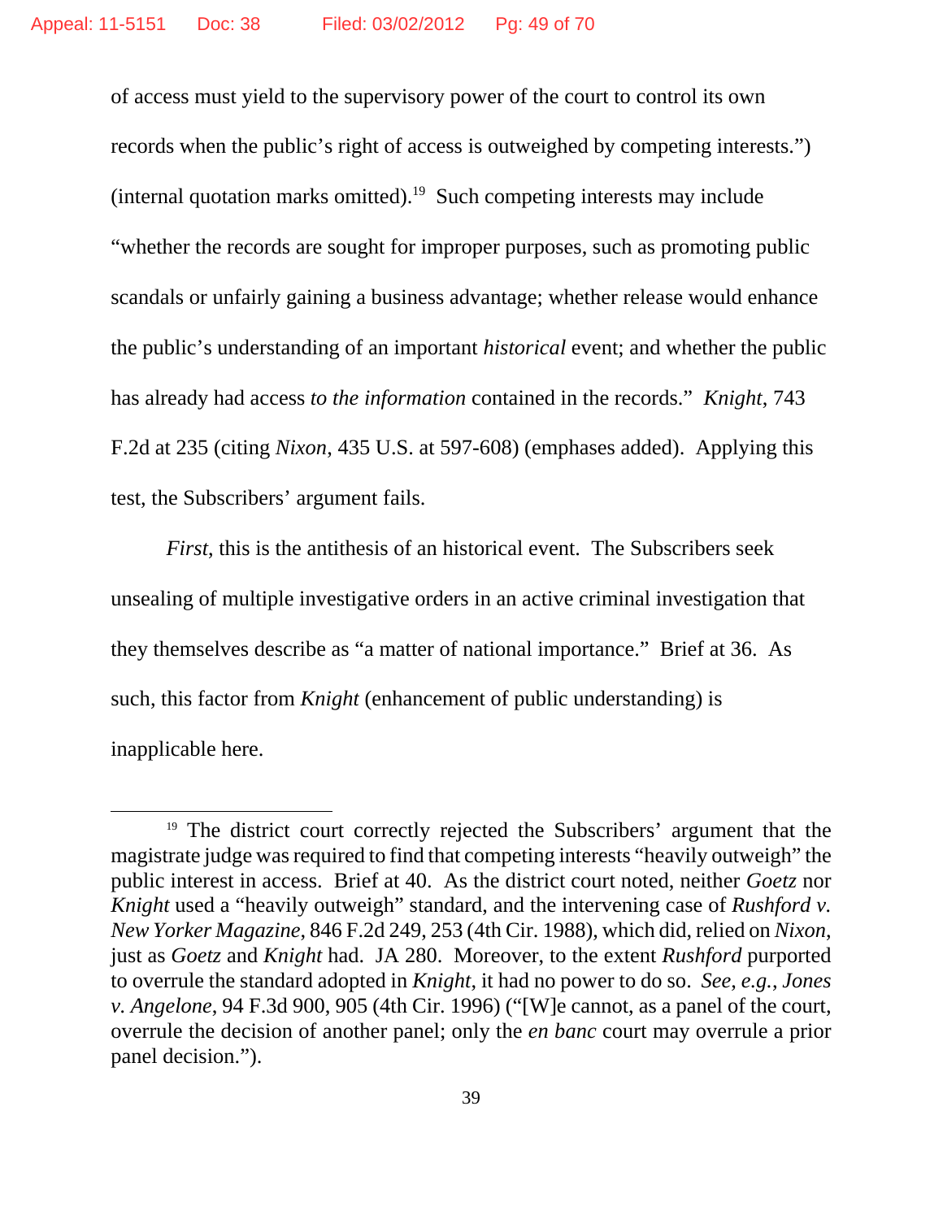of access must yield to the supervisory power of the court to control its own records when the public's right of access is outweighed by competing interests.") (internal quotation marks omitted).[19] Such competing interests may include "whether the records are sought for improper purposes, such as promoting public scandals or unfairly gaining a business advantage; whether release would enhance the public's understanding of an important *historical* event; and whether the public has already had access *to the information* contained in the records." *Knight*, 743 F.2d at 235 (citing *Nixon*, 435 U.S. at 597-608) (emphases added). Applying this test, the Subscribers' argument fails.

*First*, this is the antithesis of an historical event. The Subscribers seek unsealing of multiple investigative orders in an active criminal investigation that they themselves describe as "a matter of national importance." Brief at 36. As such, this factor from *Knight* (enhancement of public understanding) is inapplicable here.

---

[19] The district court correctly rejected the Subscribers' argument that the magistrate judge was required to find that competing interests "heavily outweigh" the public interest in access. Brief at 40. As the district court noted, neither *Goetz* nor *Knight* used a "heavily outweigh" standard, and the intervening case of *Rushford v. New Yorker Magazine*, 846 F.2d 249, 253 (4th Cir. 1988), which did, relied on *Nixon*, just as *Goetz* and *Knight* had. JA 280. Moreover, to the extent *Rushford* purported to overrule the standard adopted in *Knight*, it had no power to do so. *See, e.g.*, *Jones v. Angelone*, 94 F.3d 900, 905 (4th Cir. 1996) ("[W]e cannot, as a panel of the court, overrule the decision of another panel; only the *en banc* court may overrule a prior panel decision.").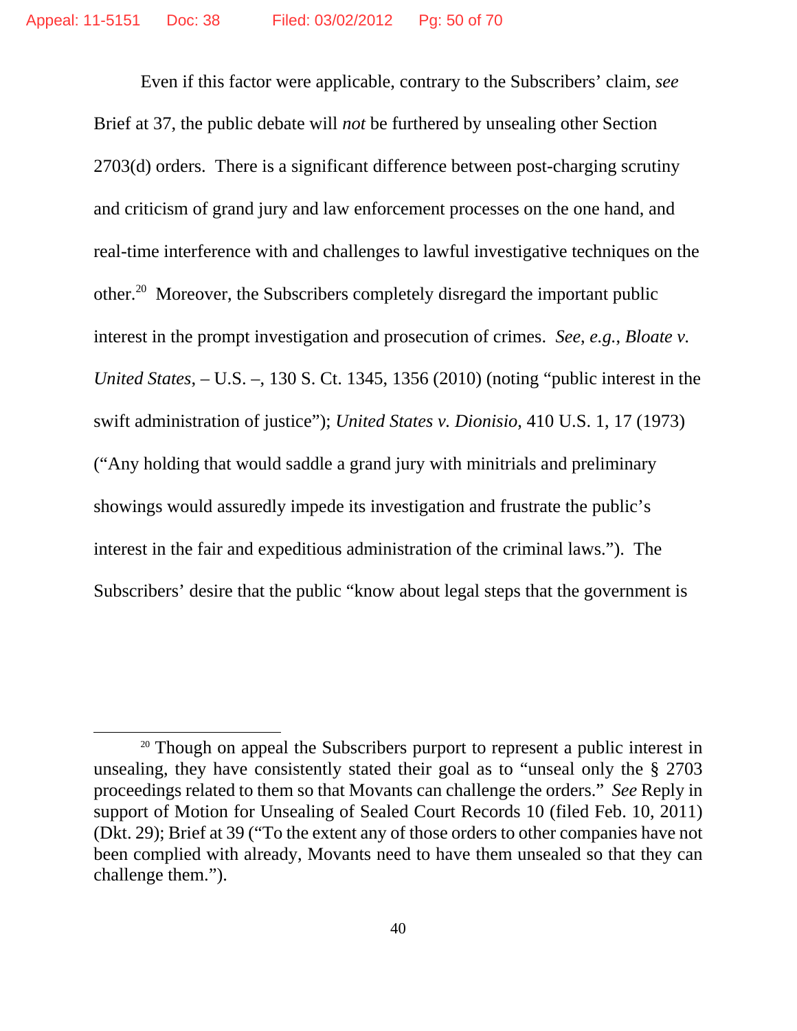Even if this factor were applicable, contrary to the Subscribers' claim, *see* Brief at 37, the public debate will *not* be furthered by unsealing other Section 2703(d) orders. There is a significant difference between post-charging scrutiny and criticism of grand jury and law enforcement processes on the one hand, and real-time interference with and challenges to lawful investigative techniques on the other.[20] Moreover, the Subscribers completely disregard the important public interest in the prompt investigation and prosecution of crimes. *See, e.g., Bloate v. United States*, – U.S. –, 130 S. Ct. 1345, 1356 (2010) (noting "public interest in the swift administration of justice"); *United States v. Dionisio*, 410 U.S. 1, 17 (1973) ("Any holding that would saddle a grand jury with minitrials and preliminary showings would assuredly impede its investigation and frustrate the public's interest in the fair and expeditious administration of the criminal laws."). The Subscribers' desire that the public "know about legal steps that the government is

---

[20] Though on appeal the Subscribers purport to represent a public interest in unsealing, they have consistently stated their goal as to "unseal only the § 2703 proceedings related to them so that Movants can challenge the orders." *See* Reply in support of Motion for Unsealing of Sealed Court Records 10 (filed Feb. 10, 2011) (Dkt. 29); Brief at 39 ("To the extent any of those orders to other companies have not been complied with already, Movants need to have them unsealed so that they can challenge them.").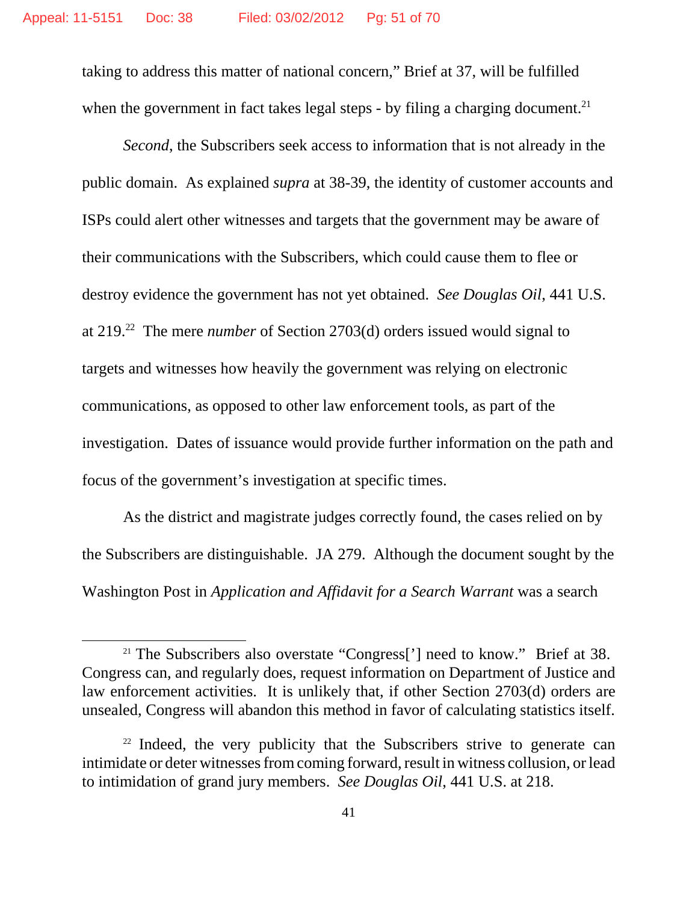taking to address this matter of national concern," Brief at 37, will be fulfilled when the government in fact takes legal steps - by filing a charging document.[21]

*Second*, the Subscribers seek access to information that is not already in the public domain. As explained *supra* at 38-39, the identity of customer accounts and ISPs could alert other witnesses and targets that the government may be aware of their communications with the Subscribers, which could cause them to flee or destroy evidence the government has not yet obtained. *See Douglas Oil*, 441 U.S. at 219.[22] The mere *number* of Section 2703(d) orders issued would signal to targets and witnesses how heavily the government was relying on electronic communications, as opposed to other law enforcement tools, as part of the investigation. Dates of issuance would provide further information on the path and focus of the government's investigation at specific times.

As the district and magistrate judges correctly found, the cases relied on by the Subscribers are distinguishable. JA 279. Although the document sought by the Washington Post in *Application and Affidavit for a Search Warrant* was a search

---

[21] The Subscribers also overstate "Congress['] need to know." Brief at 38. Congress can, and regularly does, request information on Department of Justice and law enforcement activities. It is unlikely that, if other Section 2703(d) orders are unsealed, Congress will abandon this method in favor of calculating statistics itself.

[22] Indeed, the very publicity that the Subscribers strive to generate can intimidate or deter witnesses from coming forward, result in witness collusion, or lead to intimidation of grand jury members. *See Douglas Oil*, 441 U.S. at 218.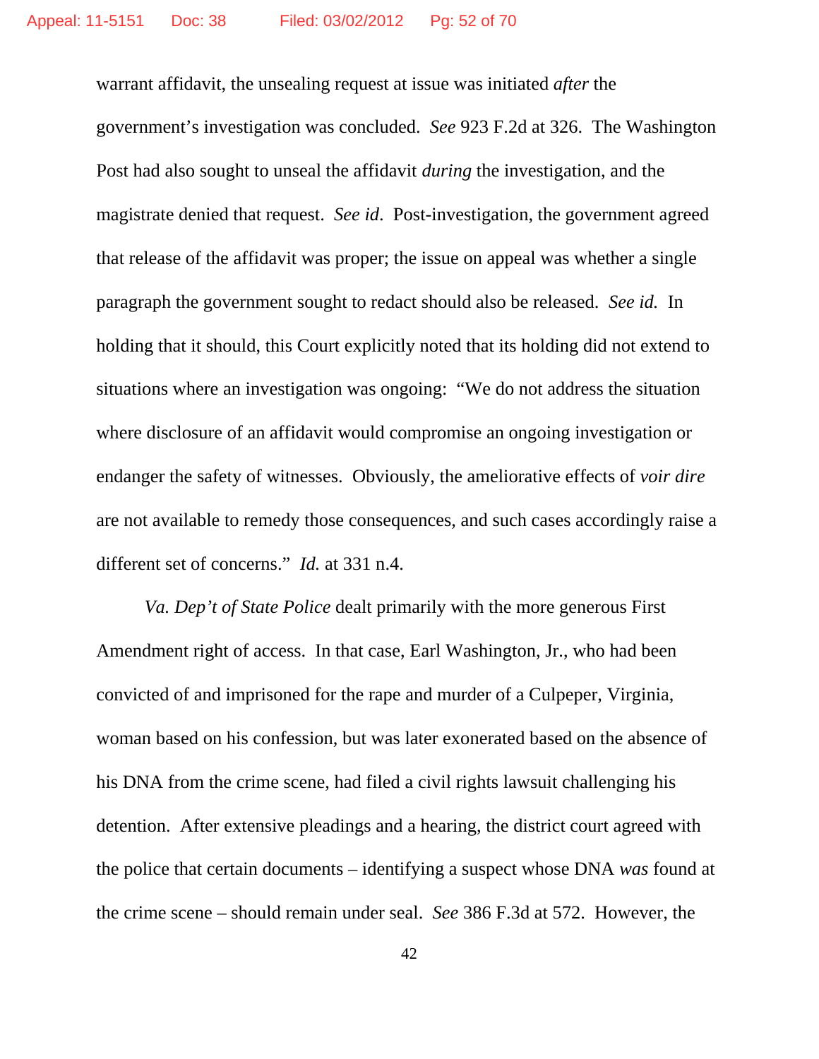warrant affidavit, the unsealing request at issue was initiated *after* the government's investigation was concluded. *See* 923 F.2d at 326. The Washington Post had also sought to unseal the affidavit *during* the investigation, and the magistrate denied that request. *See id*. Post-investigation, the government agreed that release of the affidavit was proper; the issue on appeal was whether a single paragraph the government sought to redact should also be released. *See id.* In holding that it should, this Court explicitly noted that its holding did not extend to situations where an investigation was ongoing: "We do not address the situation where disclosure of an affidavit would compromise an ongoing investigation or endanger the safety of witnesses. Obviously, the ameliorative effects of *voir dire* are not available to remedy those consequences, and such cases accordingly raise a different set of concerns." *Id.* at 331 n.4.

*Va. Dep't of State Police* dealt primarily with the more generous First Amendment right of access. In that case, Earl Washington, Jr., who had been convicted of and imprisoned for the rape and murder of a Culpeper, Virginia, woman based on his confession, but was later exonerated based on the absence of his DNA from the crime scene, had filed a civil rights lawsuit challenging his detention. After extensive pleadings and a hearing, the district court agreed with the police that certain documents – identifying a suspect whose DNA *was* found at the crime scene – should remain under seal. *See* 386 F.3d at 572. However, the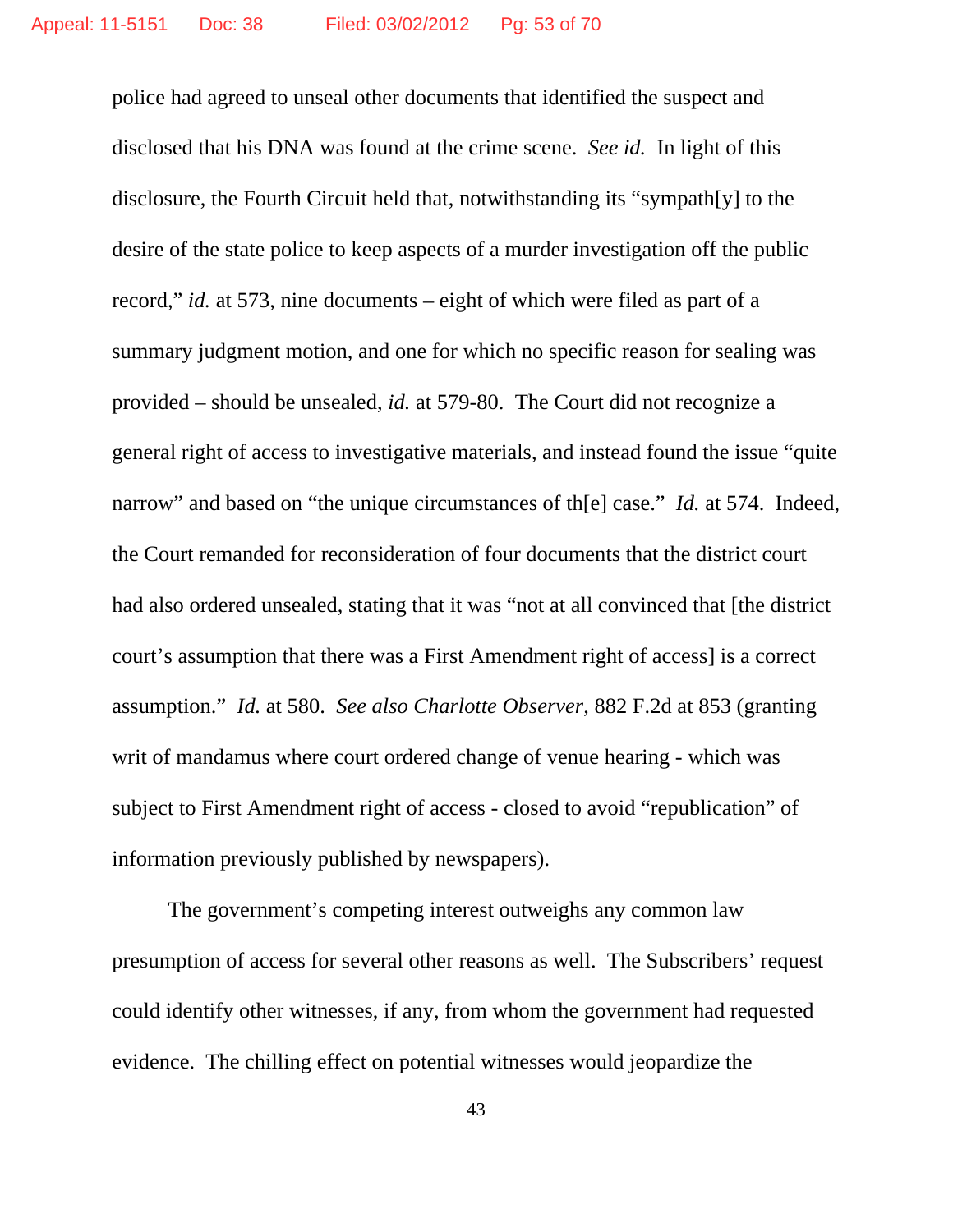police had agreed to unseal other documents that identified the suspect and disclosed that his DNA was found at the crime scene. *See id.* In light of this disclosure, the Fourth Circuit held that, notwithstanding its "sympath[y] to the desire of the state police to keep aspects of a murder investigation off the public record," *id.* at 573, nine documents – eight of which were filed as part of a summary judgment motion, and one for which no specific reason for sealing was provided – should be unsealed, *id.* at 579-80. The Court did not recognize a general right of access to investigative materials, and instead found the issue "quite narrow" and based on "the unique circumstances of th[e] case." *Id.* at 574. Indeed, the Court remanded for reconsideration of four documents that the district court had also ordered unsealed, stating that it was "not at all convinced that [the district court's assumption that there was a First Amendment right of access] is a correct assumption." *Id.* at 580. *See also Charlotte Observer*, 882 F.2d at 853 (granting writ of mandamus where court ordered change of venue hearing - which was subject to First Amendment right of access - closed to avoid "republication" of information previously published by newspapers).

The government's competing interest outweighs any common law presumption of access for several other reasons as well. The Subscribers' request could identify other witnesses, if any, from whom the government had requested evidence. The chilling effect on potential witnesses would jeopardize the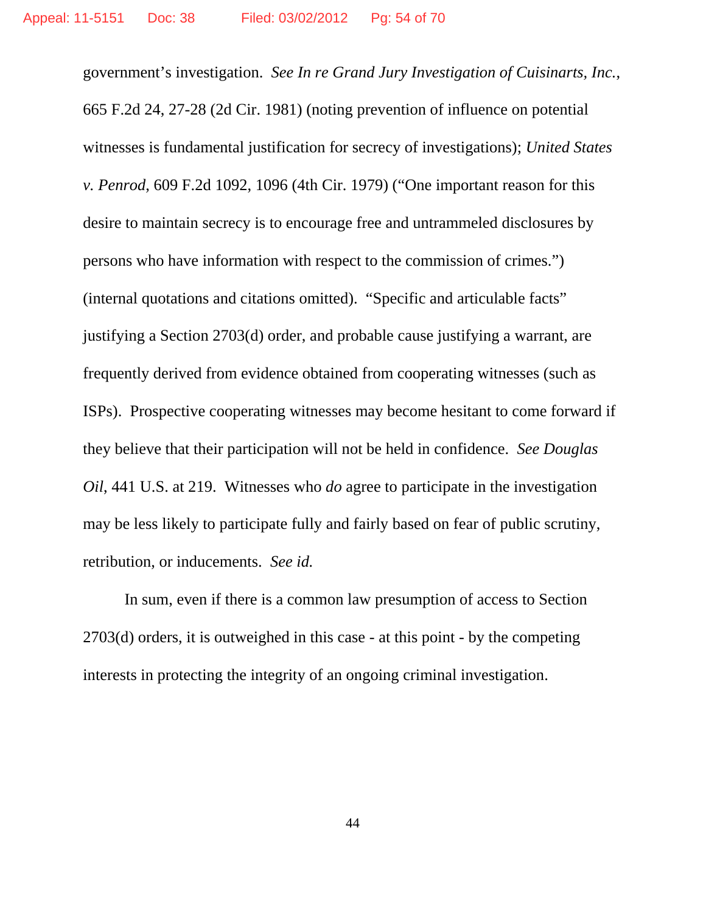government's investigation. *See In re Grand Jury Investigation of Cuisinarts, Inc.*, 665 F.2d 24, 27-28 (2d Cir. 1981) (noting prevention of influence on potential witnesses is fundamental justification for secrecy of investigations); *United States v. Penrod*, 609 F.2d 1092, 1096 (4th Cir. 1979) ("One important reason for this desire to maintain secrecy is to encourage free and untrammeled disclosures by persons who have information with respect to the commission of crimes.") (internal quotations and citations omitted). "Specific and articulable facts" justifying a Section 2703(d) order, and probable cause justifying a warrant, are frequently derived from evidence obtained from cooperating witnesses (such as ISPs). Prospective cooperating witnesses may become hesitant to come forward if they believe that their participation will not be held in confidence. *See Douglas Oil*, 441 U.S. at 219. Witnesses who *do* agree to participate in the investigation may be less likely to participate fully and fairly based on fear of public scrutiny, retribution, or inducements. *See id.*

In sum, even if there is a common law presumption of access to Section 2703(d) orders, it is outweighed in this case - at this point - by the competing interests in protecting the integrity of an ongoing criminal investigation.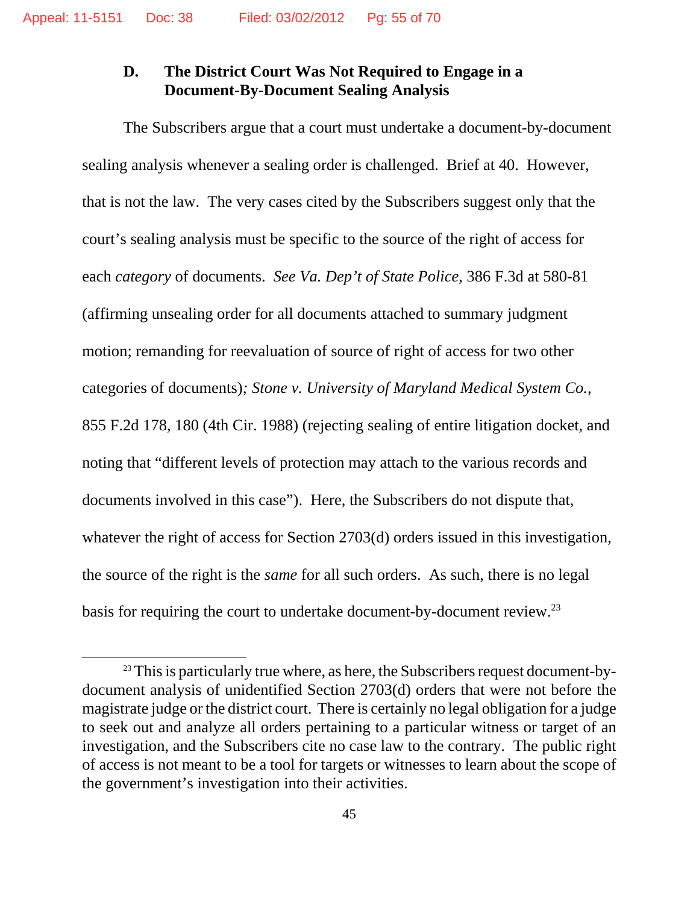### D. The District Court Was Not Required to Engage in a Document-By-Document Sealing Analysis

The Subscribers argue that a court must undertake a document-by-document sealing analysis whenever a sealing order is challenged. Brief at 40. However, that is not the law. The very cases cited by the Subscribers suggest only that the court's sealing analysis must be specific to the source of the right of access for each *category* of documents. *See Va. Dep't of State Police*, 386 F.3d at 580-81 (affirming unsealing order for all documents attached to summary judgment motion; remanding for reevaluation of source of right of access for two other categories of documents)*; Stone v. University of Maryland Medical System Co.*, 855 F.2d 178, 180 (4th Cir. 1988) (rejecting sealing of entire litigation docket, and noting that "different levels of protection may attach to the various records and documents involved in this case"). Here, the Subscribers do not dispute that, whatever the right of access for Section 2703(d) orders issued in this investigation, the source of the right is the *same* for all such orders. As such, there is no legal basis for requiring the court to undertake document-by-document review.[23]

---

[23] This is particularly true where, as here, the Subscribers request document-by-document analysis of unidentified Section 2703(d) orders that were not before the magistrate judge or the district court. There is certainly no legal obligation for a judge to seek out and analyze all orders pertaining to a particular witness or target of an investigation, and the Subscribers cite no case law to the contrary. The public right of access is not meant to be a tool for targets or witnesses to learn about the scope of the government's investigation into their activities.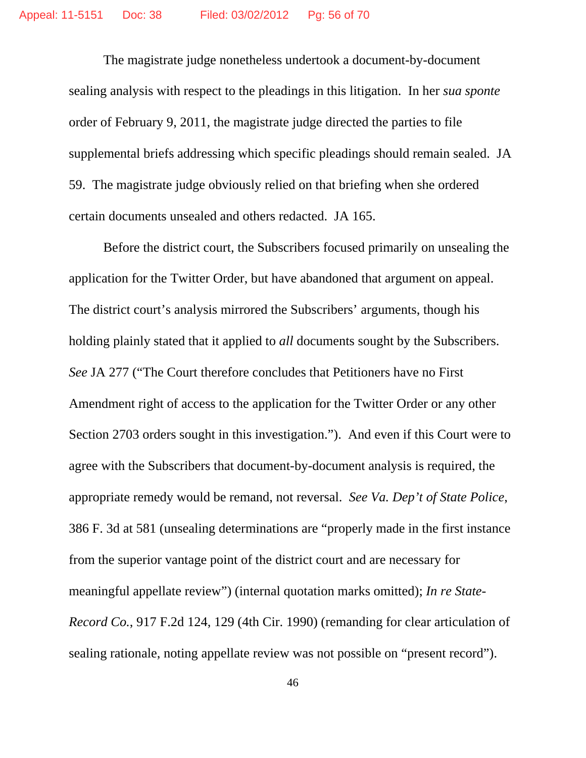The magistrate judge nonetheless undertook a document-by-document sealing analysis with respect to the pleadings in this litigation. In her *sua sponte* order of February 9, 2011, the magistrate judge directed the parties to file supplemental briefs addressing which specific pleadings should remain sealed. JA 59. The magistrate judge obviously relied on that briefing when she ordered certain documents unsealed and others redacted. JA 165.

Before the district court, the Subscribers focused primarily on unsealing the application for the Twitter Order, but have abandoned that argument on appeal. The district court's analysis mirrored the Subscribers' arguments, though his holding plainly stated that it applied to *all* documents sought by the Subscribers. *See* JA 277 ("The Court therefore concludes that Petitioners have no First Amendment right of access to the application for the Twitter Order or any other Section 2703 orders sought in this investigation."). And even if this Court were to agree with the Subscribers that document-by-document analysis is required, the appropriate remedy would be remand, not reversal. *See Va. Dep't of State Police*, 386 F. 3d at 581 (unsealing determinations are "properly made in the first instance from the superior vantage point of the district court and are necessary for meaningful appellate review") (internal quotation marks omitted); *In re State-Record Co.*, 917 F.2d 124, 129 (4th Cir. 1990) (remanding for clear articulation of sealing rationale, noting appellate review was not possible on "present record").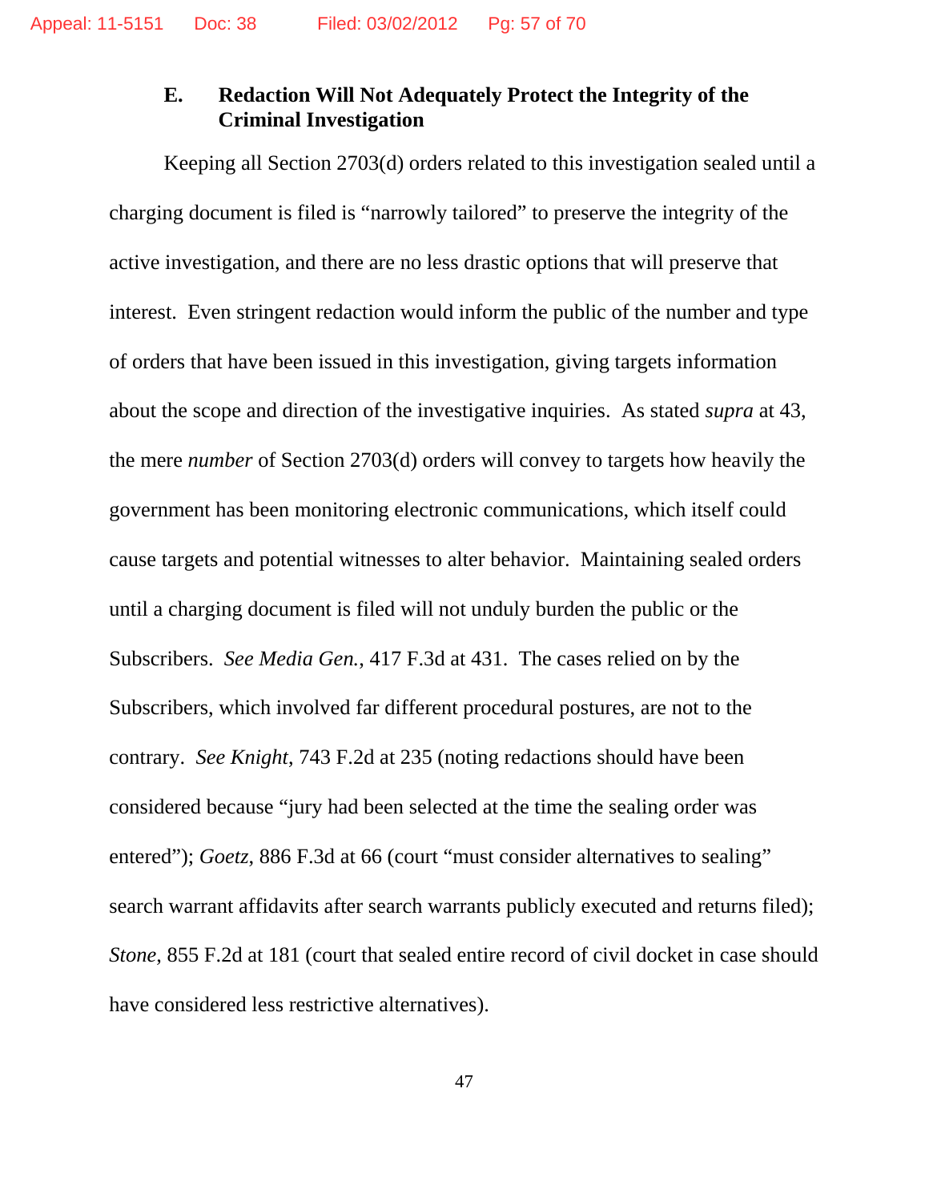### E. Redaction Will Not Adequately Protect the Integrity of the Criminal Investigation

Keeping all Section 2703(d) orders related to this investigation sealed until a charging document is filed is "narrowly tailored" to preserve the integrity of the active investigation, and there are no less drastic options that will preserve that interest. Even stringent redaction would inform the public of the number and type of orders that have been issued in this investigation, giving targets information about the scope and direction of the investigative inquiries. As stated *supra* at 43, the mere *number* of Section 2703(d) orders will convey to targets how heavily the government has been monitoring electronic communications, which itself could cause targets and potential witnesses to alter behavior. Maintaining sealed orders until a charging document is filed will not unduly burden the public or the Subscribers. *See Media Gen.*, 417 F.3d at 431. The cases relied on by the Subscribers, which involved far different procedural postures, are not to the contrary. *See Knight*, 743 F.2d at 235 (noting redactions should have been considered because "jury had been selected at the time the sealing order was entered"); *Goetz*, 886 F.3d at 66 (court "must consider alternatives to sealing" search warrant affidavits after search warrants publicly executed and returns filed); *Stone*, 855 F.2d at 181 (court that sealed entire record of civil docket in case should have considered less restrictive alternatives).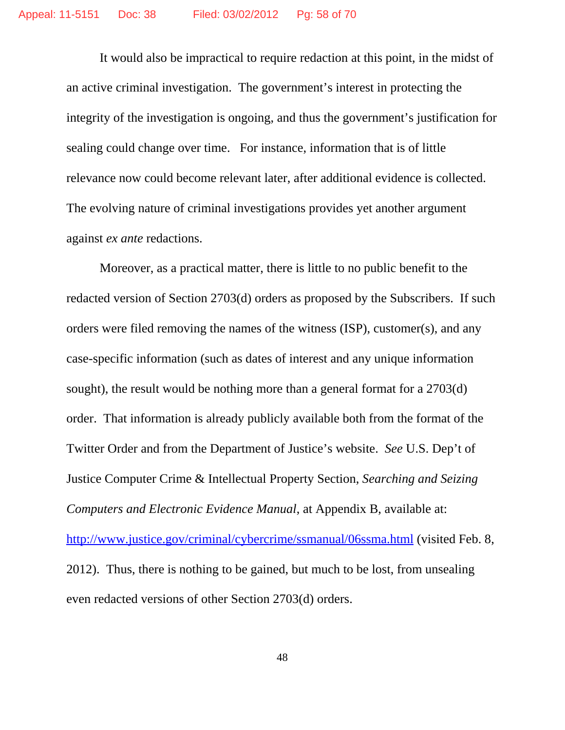It would also be impractical to require redaction at this point, in the midst of an active criminal investigation. The government's interest in protecting the integrity of the investigation is ongoing, and thus the government's justification for sealing could change over time. For instance, information that is of little relevance now could become relevant later, after additional evidence is collected. The evolving nature of criminal investigations provides yet another argument against *ex ante* redactions.

Moreover, as a practical matter, there is little to no public benefit to the redacted version of Section 2703(d) orders as proposed by the Subscribers. If such orders were filed removing the names of the witness (ISP), customer(s), and any case-specific information (such as dates of interest and any unique information sought), the result would be nothing more than a general format for a 2703(d) order. That information is already publicly available both from the format of the Twitter Order and from the Department of Justice's website. *See* U.S. Dep't of Justice Computer Crime & Intellectual Property Section, *Searching and Seizing Computers and Electronic Evidence Manual*, at Appendix B, available at: http://www.justice.gov/criminal/cybercrime/ssmanual/06ssma.html (visited Feb. 8, 2012). Thus, there is nothing to be gained, but much to be lost, from unsealing even redacted versions of other Section 2703(d) orders.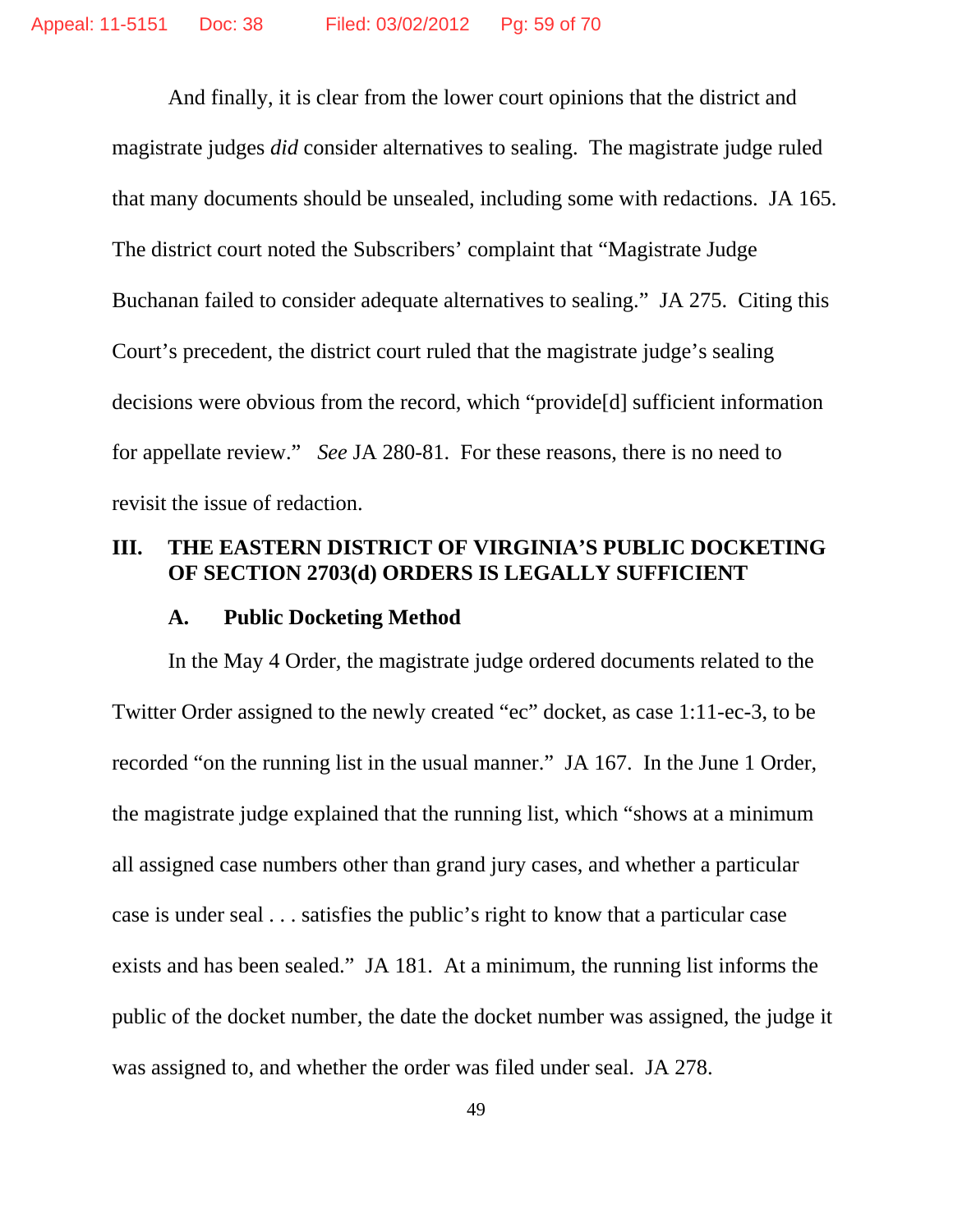And finally, it is clear from the lower court opinions that the district and magistrate judges *did* consider alternatives to sealing. The magistrate judge ruled that many documents should be unsealed, including some with redactions. JA 165. The district court noted the Subscribers' complaint that "Magistrate Judge Buchanan failed to consider adequate alternatives to sealing." JA 275. Citing this Court's precedent, the district court ruled that the magistrate judge's sealing decisions were obvious from the record, which "provide[d] sufficient information for appellate review." *See* JA 280-81. For these reasons, there is no need to revisit the issue of redaction.

## III. THE EASTERN DISTRICT OF VIRGINIA'S PUBLIC DOCKETING OF SECTION 2703(d) ORDERS IS LEGALLY SUFFICIENT

### A. Public Docketing Method

In the May 4 Order, the magistrate judge ordered documents related to the Twitter Order assigned to the newly created "ec" docket, as case 1:11-ec-3, to be recorded "on the running list in the usual manner." JA 167. In the June 1 Order, the magistrate judge explained that the running list, which "shows at a minimum all assigned case numbers other than grand jury cases, and whether a particular case is under seal . . . satisfies the public's right to know that a particular case exists and has been sealed." JA 181. At a minimum, the running list informs the public of the docket number, the date the docket number was assigned, the judge it was assigned to, and whether the order was filed under seal. JA 278.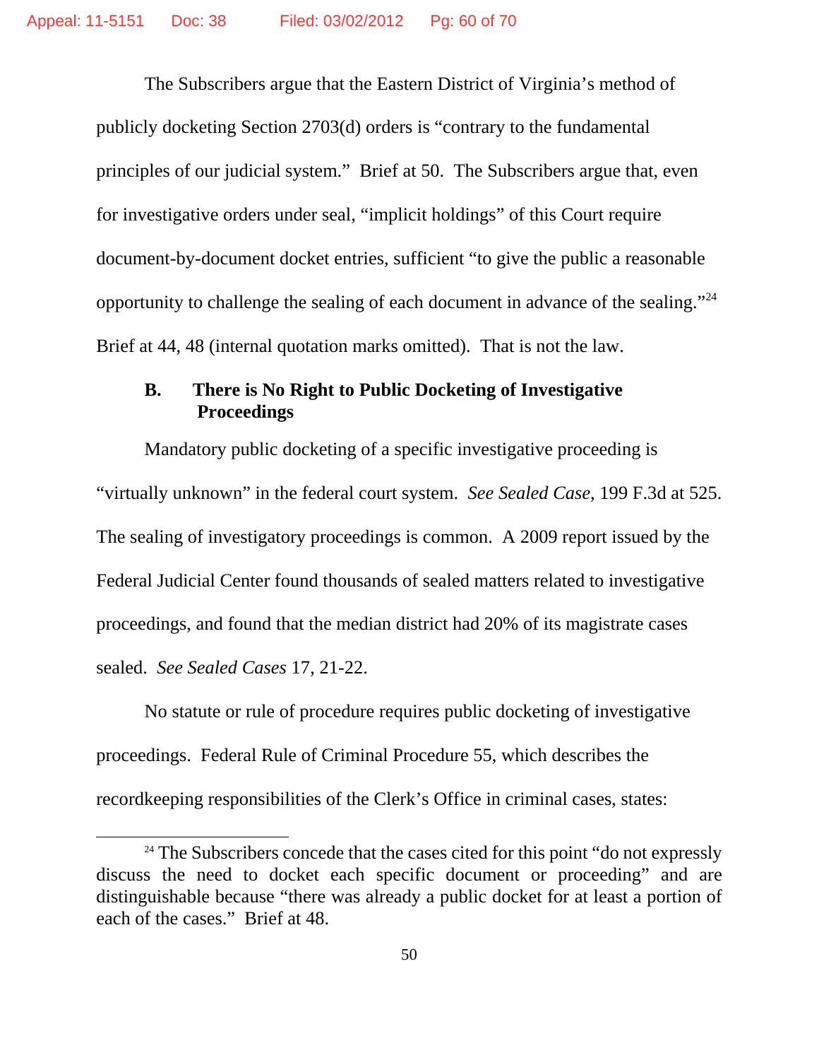The Subscribers argue that the Eastern District of Virginia's method of publicly docketing Section 2703(d) orders is "contrary to the fundamental principles of our judicial system." Brief at 50. The Subscribers argue that, even for investigative orders under seal, "implicit holdings" of this Court require document-by-document docket entries, sufficient "to give the public a reasonable opportunity to challenge the sealing of each document in advance of the sealing."[24] Brief at 44, 48 (internal quotation marks omitted). That is not the law.

### B. There is No Right to Public Docketing of Investigative Proceedings

Mandatory public docketing of a specific investigative proceeding is "virtually unknown" in the federal court system. *See Sealed Case*, 199 F.3d at 525. The sealing of investigatory proceedings is common. A 2009 report issued by the Federal Judicial Center found thousands of sealed matters related to investigative proceedings, and found that the median district had 20% of its magistrate cases sealed. *See Sealed Cases* 17, 21-22.

No statute or rule of procedure requires public docketing of investigative proceedings. Federal Rule of Criminal Procedure 55, which describes the recordkeeping responsibilities of the Clerk's Office in criminal cases, states:

---

[24] The Subscribers concede that the cases cited for this point "do not expressly discuss the need to docket each specific document or proceeding" and are distinguishable because "there was already a public docket for at least a portion of each of the cases." Brief at 48.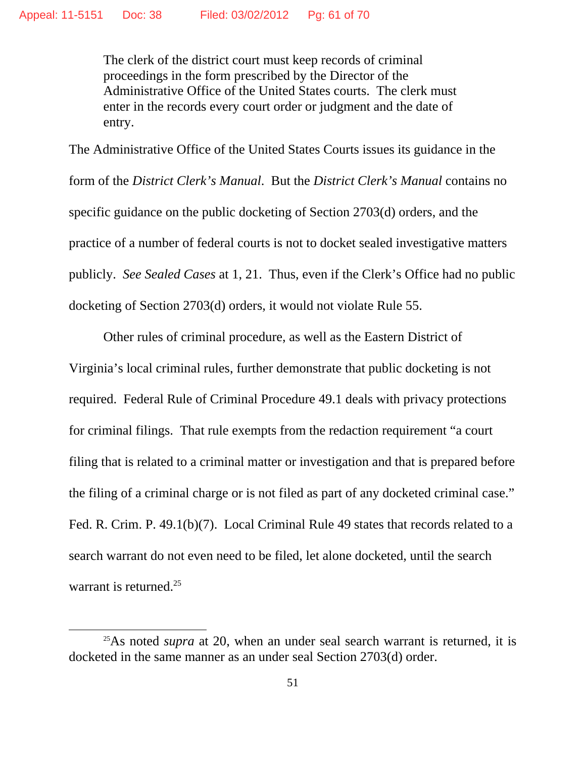> The clerk of the district court must keep records of criminal proceedings in the form prescribed by the Director of the Administrative Office of the United States courts. The clerk must enter in the records every court order or judgment and the date of entry.

The Administrative Office of the United States Courts issues its guidance in the form of the *District Clerk's Manual*. But the *District Clerk's Manual* contains no specific guidance on the public docketing of Section 2703(d) orders, and the practice of a number of federal courts is not to docket sealed investigative matters publicly. *See Sealed Cases* at 1, 21. Thus, even if the Clerk's Office had no public docketing of Section 2703(d) orders, it would not violate Rule 55.

Other rules of criminal procedure, as well as the Eastern District of Virginia's local criminal rules, further demonstrate that public docketing is not required. Federal Rule of Criminal Procedure 49.1 deals with privacy protections for criminal filings. That rule exempts from the redaction requirement "a court filing that is related to a criminal matter or investigation and that is prepared before the filing of a criminal charge or is not filed as part of any docketed criminal case." Fed. R. Crim. P. 49.1(b)(7). Local Criminal Rule 49 states that records related to a search warrant do not even need to be filed, let alone docketed, until the search warrant is returned.[25]

---

[25] As noted *supra* at 20, when an under seal search warrant is returned, it is docketed in the same manner as an under seal Section 2703(d) order.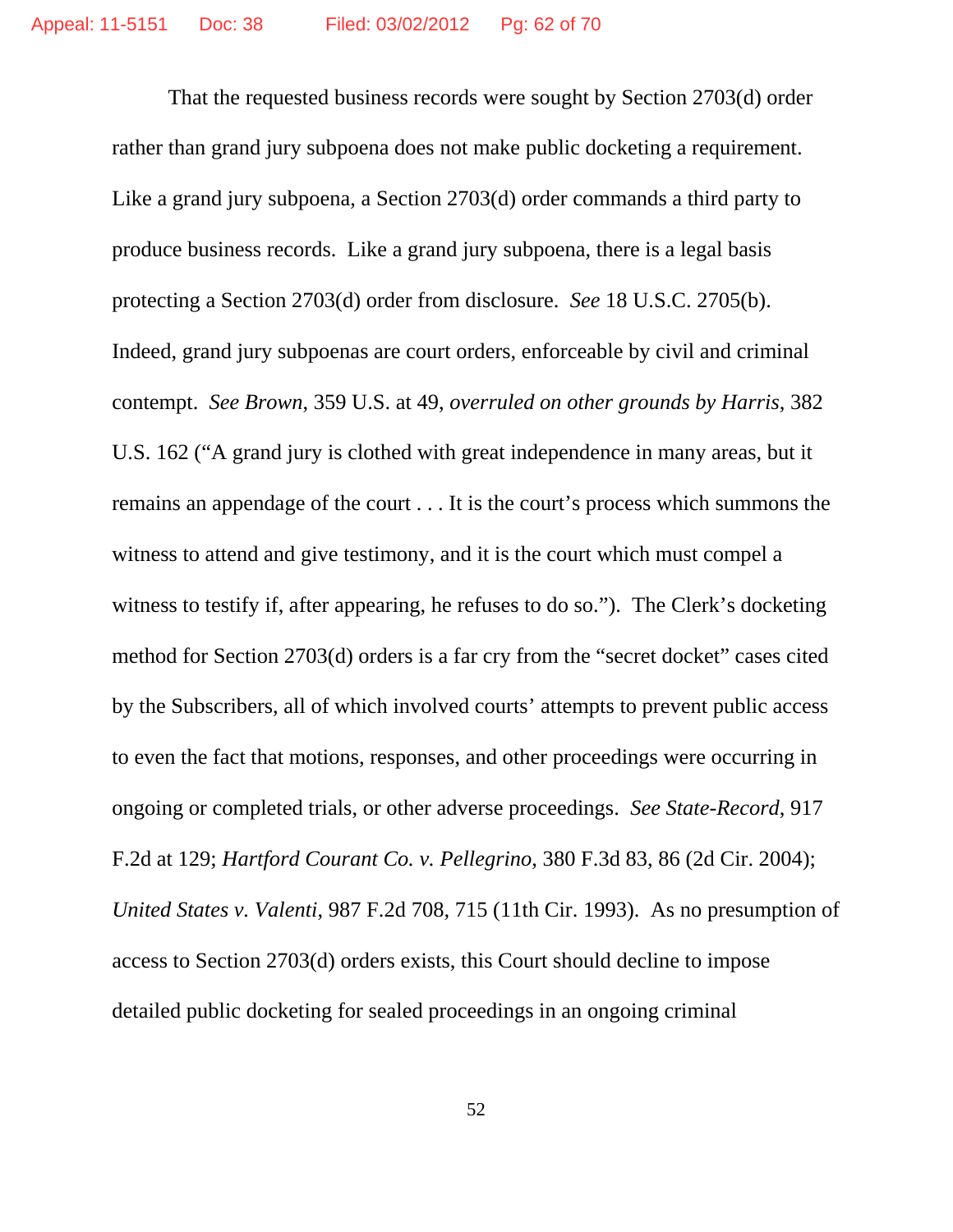That the requested business records were sought by Section 2703(d) order rather than grand jury subpoena does not make public docketing a requirement. Like a grand jury subpoena, a Section 2703(d) order commands a third party to produce business records. Like a grand jury subpoena, there is a legal basis protecting a Section 2703(d) order from disclosure. *See* 18 U.S.C. 2705(b). Indeed, grand jury subpoenas are court orders, enforceable by civil and criminal contempt. *See Brown*, 359 U.S. at 49, *overruled on other grounds by Harris*, 382 U.S. 162 ("A grand jury is clothed with great independence in many areas, but it remains an appendage of the court . . . It is the court's process which summons the witness to attend and give testimony, and it is the court which must compel a witness to testify if, after appearing, he refuses to do so."). The Clerk's docketing method for Section 2703(d) orders is a far cry from the "secret docket" cases cited by the Subscribers, all of which involved courts' attempts to prevent public access to even the fact that motions, responses, and other proceedings were occurring in ongoing or completed trials, or other adverse proceedings. *See State-Record*, 917 F.2d at 129; *Hartford Courant Co. v. Pellegrino*, 380 F.3d 83, 86 (2d Cir. 2004); *United States v. Valenti*, 987 F.2d 708, 715 (11th Cir. 1993). As no presumption of access to Section 2703(d) orders exists, this Court should decline to impose detailed public docketing for sealed proceedings in an ongoing criminal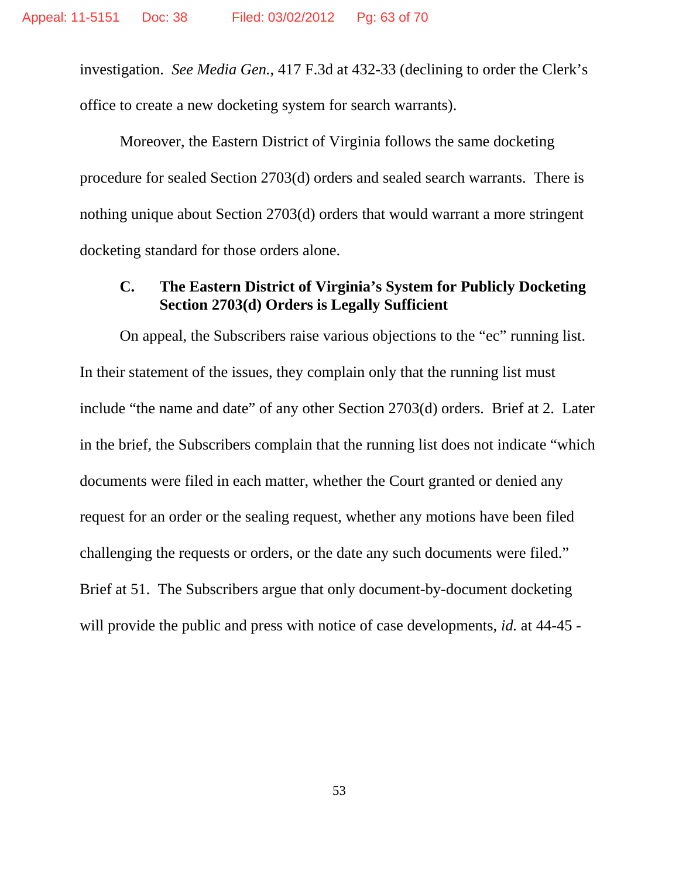investigation. *See Media Gen.*, 417 F.3d at 432-33 (declining to order the Clerk's office to create a new docketing system for search warrants).

Moreover, the Eastern District of Virginia follows the same docketing procedure for sealed Section 2703(d) orders and sealed search warrants. There is nothing unique about Section 2703(d) orders that would warrant a more stringent docketing standard for those orders alone.

### C. The Eastern District of Virginia's System for Publicly Docketing Section 2703(d) Orders is Legally Sufficient

On appeal, the Subscribers raise various objections to the "ec" running list. In their statement of the issues, they complain only that the running list must include "the name and date" of any other Section 2703(d) orders. Brief at 2. Later in the brief, the Subscribers complain that the running list does not indicate "which documents were filed in each matter, whether the Court granted or denied any request for an order or the sealing request, whether any motions have been filed challenging the requests or orders, or the date any such documents were filed." Brief at 51. The Subscribers argue that only document-by-document docketing will provide the public and press with notice of case developments, *id.* at 44-45 -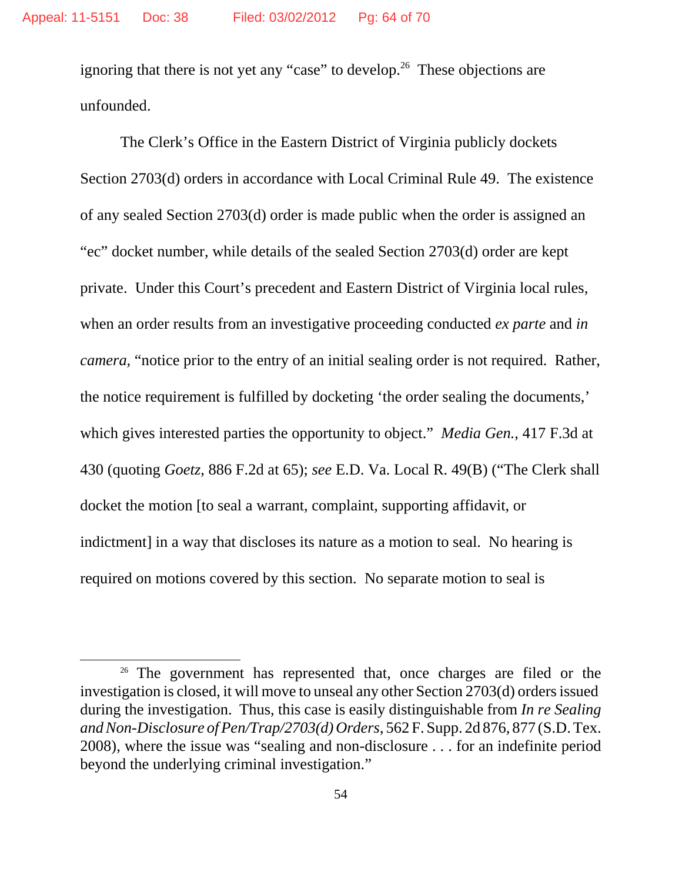ignoring that there is not yet any "case" to develop.[26] These objections are unfounded.

The Clerk's Office in the Eastern District of Virginia publicly dockets Section 2703(d) orders in accordance with Local Criminal Rule 49. The existence of any sealed Section 2703(d) order is made public when the order is assigned an "ec" docket number, while details of the sealed Section 2703(d) order are kept private. Under this Court's precedent and Eastern District of Virginia local rules, when an order results from an investigative proceeding conducted *ex parte* and *in camera*, "notice prior to the entry of an initial sealing order is not required. Rather, the notice requirement is fulfilled by docketing 'the order sealing the documents,' which gives interested parties the opportunity to object." *Media Gen.*, 417 F.3d at 430 (quoting *Goetz*, 886 F.2d at 65); *see* E.D. Va. Local R. 49(B) ("The Clerk shall docket the motion [to seal a warrant, complaint, supporting affidavit, or indictment] in a way that discloses its nature as a motion to seal. No hearing is required on motions covered by this section. No separate motion to seal is

---

[26] The government has represented that, once charges are filed or the investigation is closed, it will move to unseal any other Section 2703(d) orders issued during the investigation. Thus, this case is easily distinguishable from *In re Sealing and Non-Disclosure of Pen/Trap/2703(d) Orders*, 562 F. Supp. 2d 876, 877 (S.D. Tex. 2008), where the issue was "sealing and non-disclosure . . . for an indefinite period beyond the underlying criminal investigation."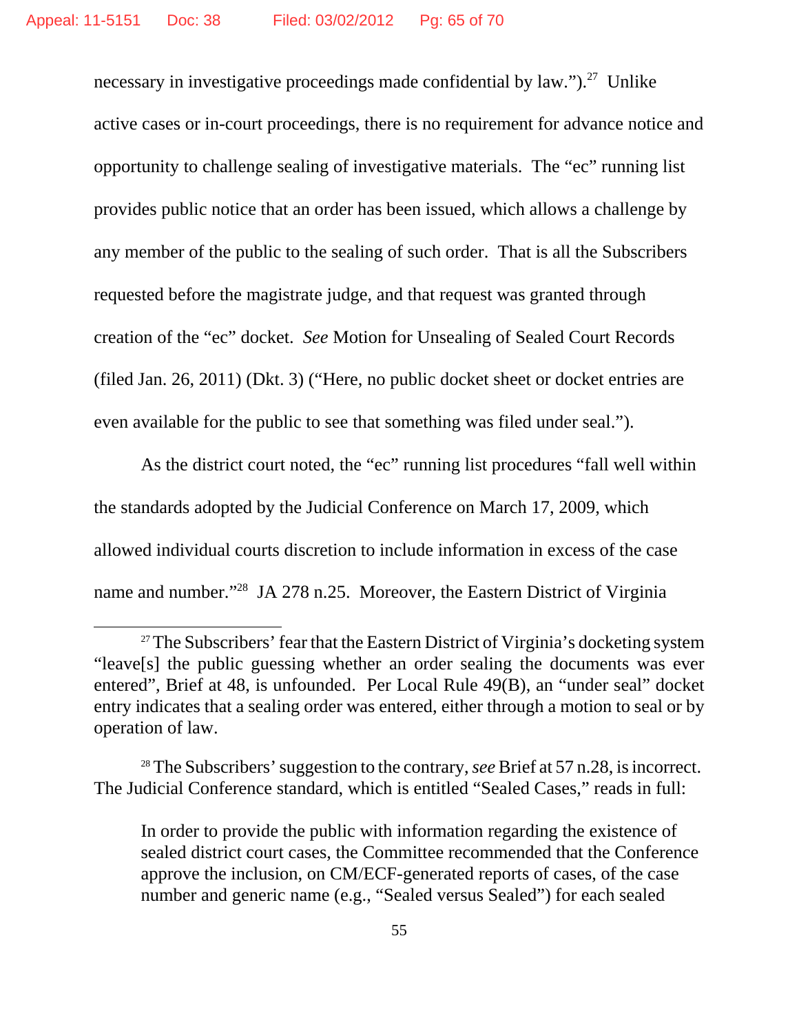necessary in investigative proceedings made confidential by law.").[27] Unlike active cases or in-court proceedings, there is no requirement for advance notice and opportunity to challenge sealing of investigative materials. The "ec" running list provides public notice that an order has been issued, which allows a challenge by any member of the public to the sealing of such order. That is all the Subscribers requested before the magistrate judge, and that request was granted through creation of the "ec" docket. *See* Motion for Unsealing of Sealed Court Records (filed Jan. 26, 2011) (Dkt. 3) ("Here, no public docket sheet or docket entries are even available for the public to see that something was filed under seal.").

As the district court noted, the "ec" running list procedures "fall well within the standards adopted by the Judicial Conference on March 17, 2009, which allowed individual courts discretion to include information in excess of the case name and number."[28] JA 278 n.25. Moreover, the Eastern District of Virginia

---

[27] The Subscribers' fear that the Eastern District of Virginia's docketing system "leave[s] the public guessing whether an order sealing the documents was ever entered", Brief at 48, is unfounded. Per Local Rule 49(B), an "under seal" docket entry indicates that a sealing order was entered, either through a motion to seal or by operation of law.

[28] The Subscribers' suggestion to the contrary, *see* Brief at 57 n.28, is incorrect. The Judicial Conference standard, which is entitled "Sealed Cases," reads in full:

> In order to provide the public with information regarding the existence of sealed district court cases, the Committee recommended that the Conference approve the inclusion, on CM/ECF-generated reports of cases, of the case number and generic name (e.g., "Sealed versus Sealed") for each sealed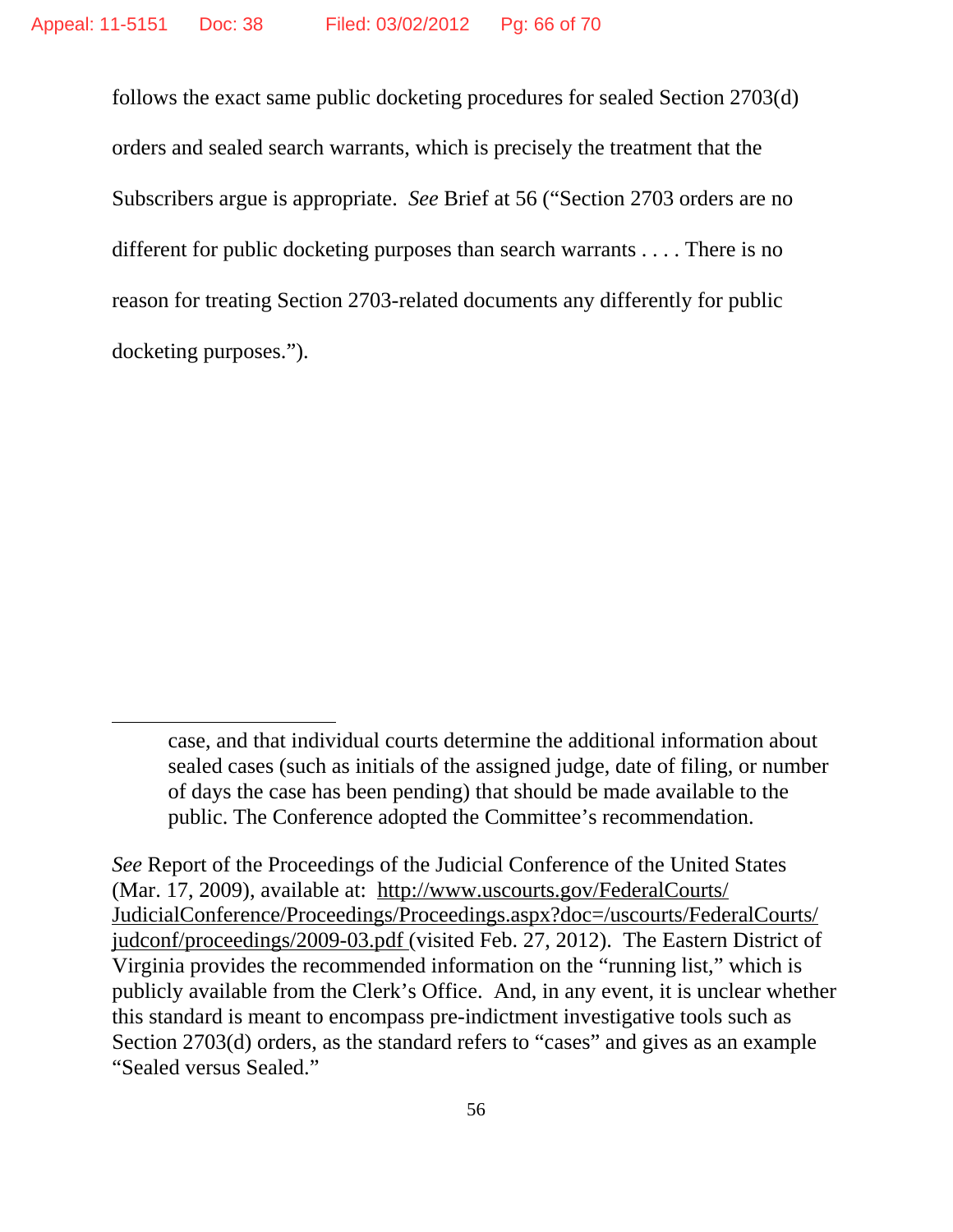follows the exact same public docketing procedures for sealed Section 2703(d) orders and sealed search warrants, which is precisely the treatment that the Subscribers argue is appropriate. *See* Brief at 56 ("Section 2703 orders are no different for public docketing purposes than search warrants . . . . There is no reason for treating Section 2703-related documents any differently for public docketing purposes.").

---

> case, and that individual courts determine the additional information about sealed cases (such as initials of the assigned judge, date of filing, or number of days the case has been pending) that should be made available to the public. The Conference adopted the Committee's recommendation.

*See* Report of the Proceedings of the Judicial Conference of the United States (Mar. 17, 2009), available at: http://www.uscourts.gov/FederalCourts/JudicialConference/Proceedings/Proceedings.aspx?doc=/uscourts/FederalCourts/judconf/proceedings/2009-03.pdf (visited Feb. 27, 2012). The Eastern District of Virginia provides the recommended information on the "running list," which is publicly available from the Clerk's Office. And, in any event, it is unclear whether this standard is meant to encompass pre-indictment investigative tools such as Section 2703(d) orders, as the standard refers to "cases" and gives as an example "Sealed versus Sealed."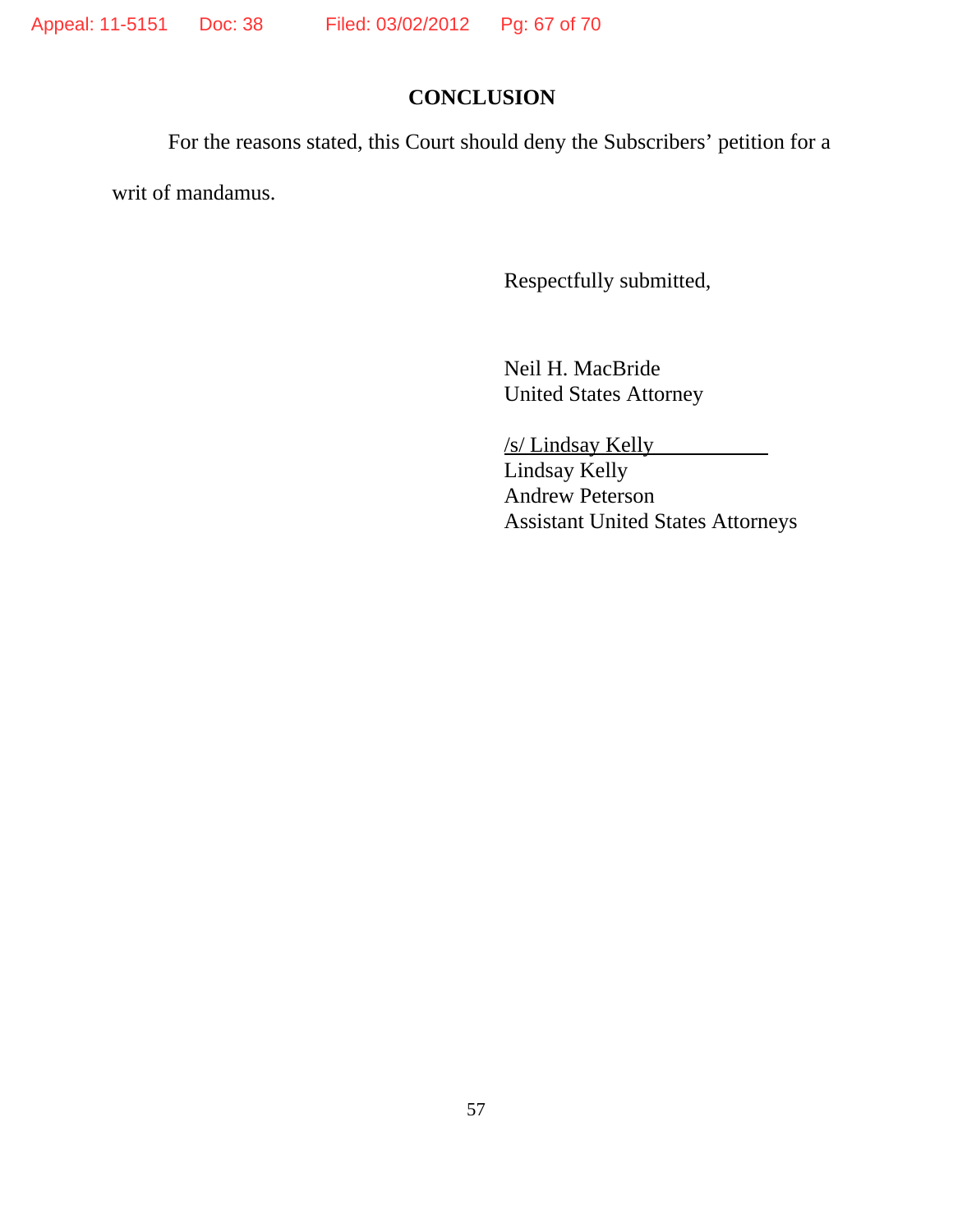## CONCLUSION

For the reasons stated, this Court should deny the Subscribers' petition for a writ of mandamus.

Respectfully submitted,

Neil H. MacBride
United States Attorney

/s/ Lindsay Kelly
Lindsay Kelly
Andrew Peterson
Assistant United States Attorneys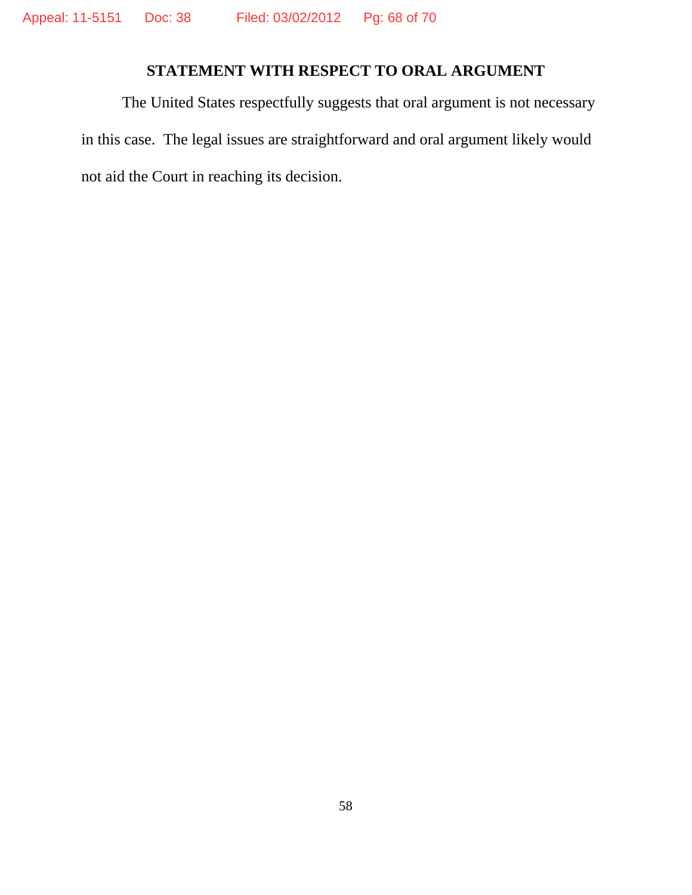## STATEMENT WITH RESPECT TO ORAL ARGUMENT

The United States respectfully suggests that oral argument is not necessary in this case. The legal issues are straightforward and oral argument likely would not aid the Court in reaching its decision.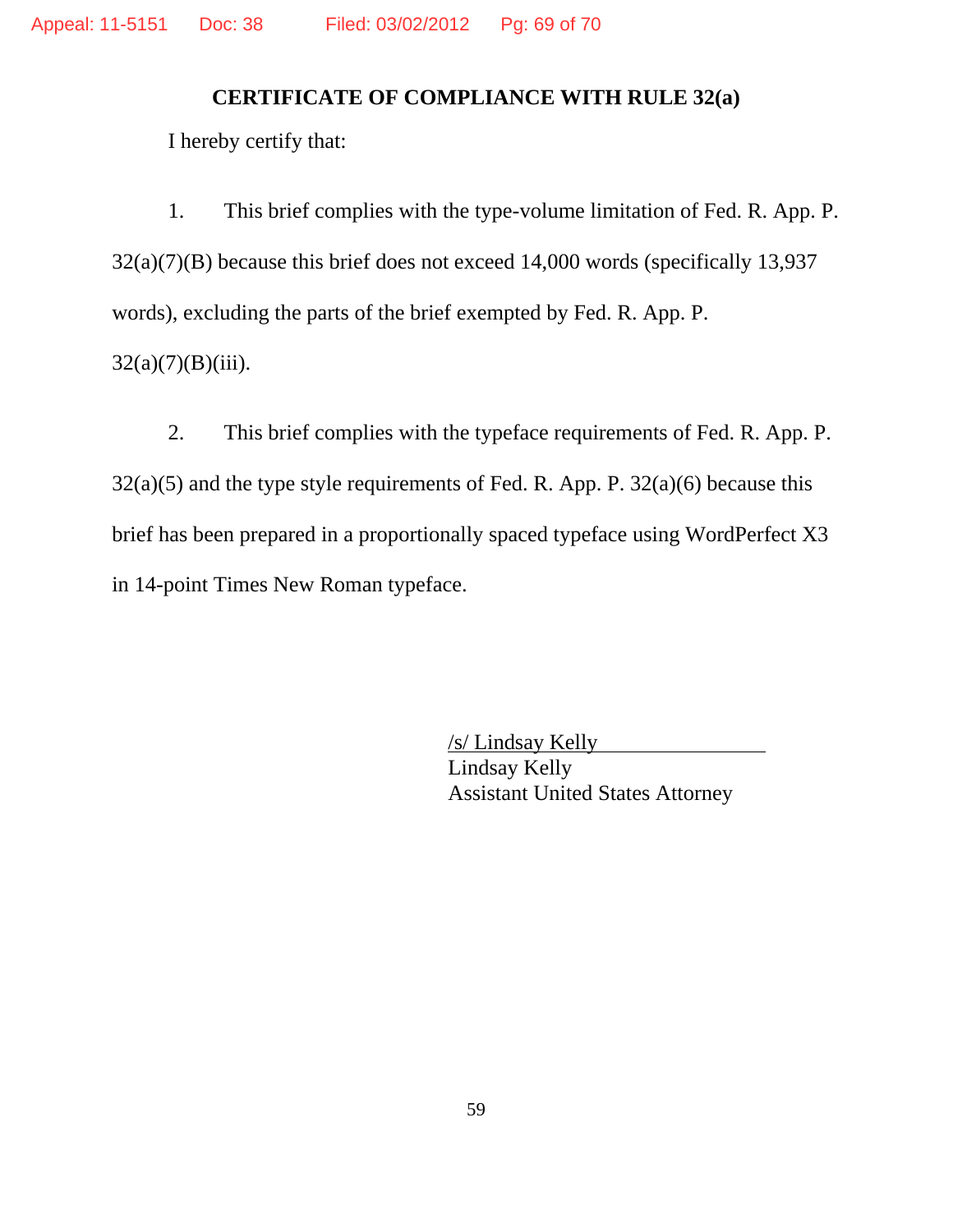## CERTIFICATE OF COMPLIANCE WITH RULE 32(a)

I hereby certify that:

1. This brief complies with the type-volume limitation of Fed. R. App. P. 32(a)(7)(B) because this brief does not exceed 14,000 words (specifically 13,937 words), excluding the parts of the brief exempted by Fed. R. App. P. 32(a)(7)(B)(iii).

2. This brief complies with the typeface requirements of Fed. R. App. P. 32(a)(5) and the type style requirements of Fed. R. App. P. 32(a)(6) because this brief has been prepared in a proportionally spaced typeface using WordPerfect X3 in 14-point Times New Roman typeface.

/s/ Lindsay Kelly
Lindsay Kelly
Assistant United States Attorney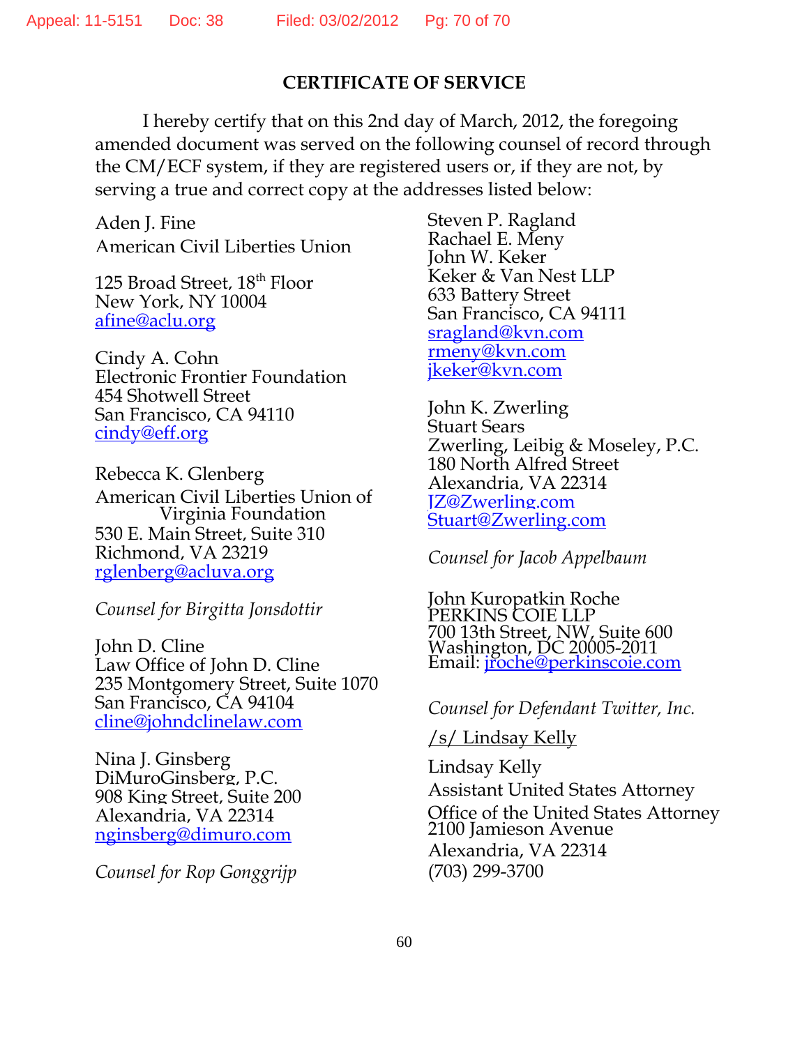**CERTIFICATE OF SERVICE**

I hereby certify that on this 2nd day of March, 2012, the foregoing amended document was served on the following counsel of record through the CM/ECF system, if they are registered users or, if they are not, by serving a true and correct copy at the addresses listed below:

Aden J. Fine
American Civil Liberties Union

125 Broad Street, 18th Floor
New York, NY 10004
afine@aclu.org

Cindy A. Cohn
Electronic Frontier Foundation
454 Shotwell Street
San Francisco, CA 94110
cindy@eff.org

Rebecca K. Glenberg
American Civil Liberties Union of Virginia Foundation
530 E. Main Street, Suite 310
Richmond, VA 23219
rglenberg@acluva.org

*Counsel for Birgitta Jonsdottir*

John D. Cline
Law Office of John D. Cline
235 Montgomery Street, Suite 1070
San Francisco, CA 94104
cline@johndclinelaw.com

Nina J. Ginsberg
DiMuroGinsberg, P.C.
908 King Street, Suite 200
Alexandria, VA 22314
nginsberg@dimuro.com

*Counsel for Rop Gonggrijp*

Steven P. Ragland
Rachael E. Meny
John W. Keker
Keker & Van Nest LLP
633 Battery Street
San Francisco, CA 94111
sragland@kvn.com
rmeny@kvn.com
jkeker@kvn.com

John K. Zwerling
Stuart Sears
Zwerling, Leibig & Moseley, P.C.
180 North Alfred Street
Alexandria, VA 22314
JZ@Zwerling.com
Stuart@Zwerling.com

*Counsel for Jacob Appelbaum*

John Kuropatkin Roche
PERKINS COIE LLP
700 13th Street, NW, Suite 600
Washington, DC 20005-2011
Email: jroche@perkinscoie.com

*Counsel for Defendant Twitter, Inc.*

/s/ Lindsay Kelly

Lindsay Kelly
Assistant United States Attorney
Office of the United States Attorney
2100 Jamieson Avenue
Alexandria, VA 22314
(703) 299-3700